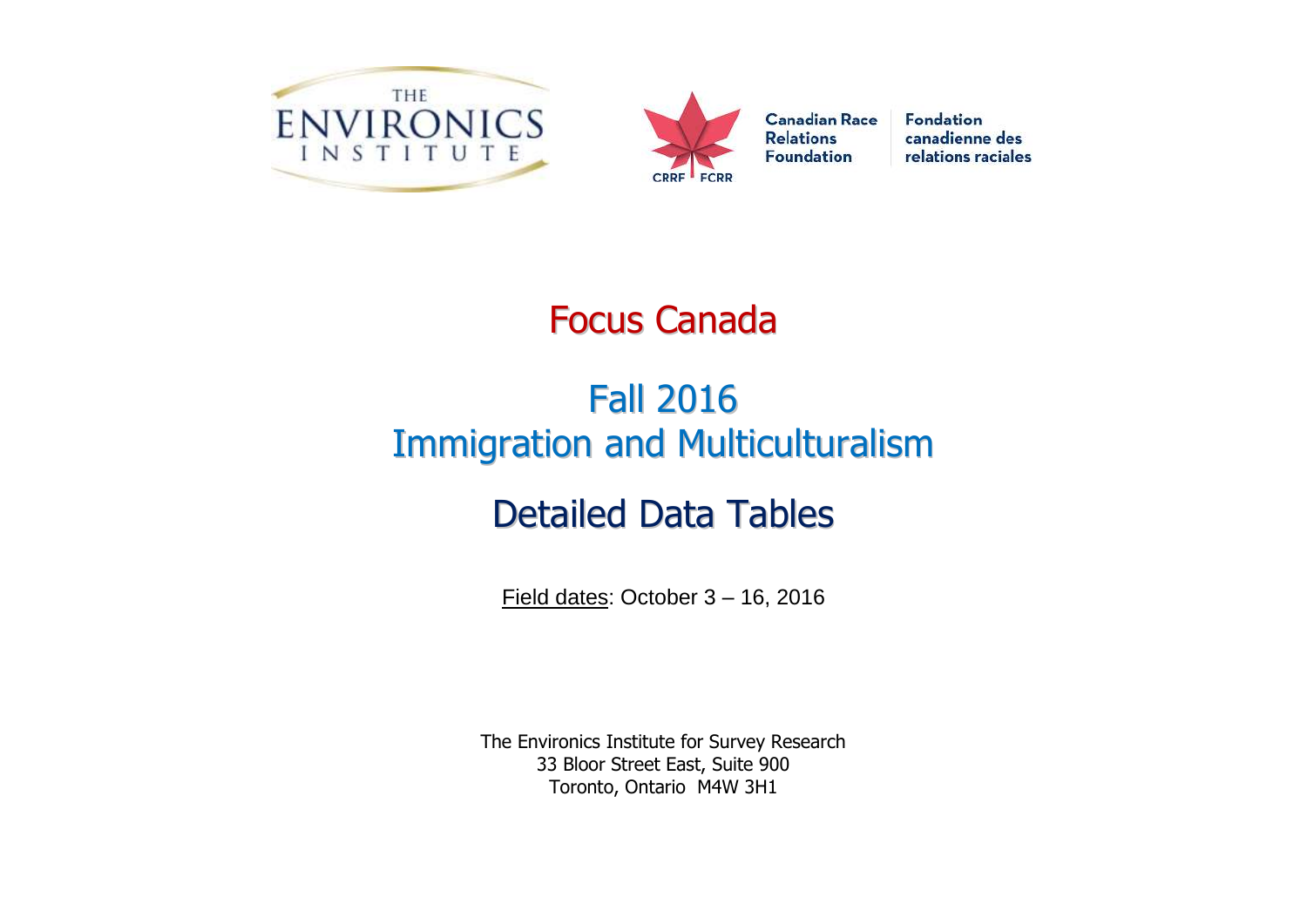THE ENVIRONICS INSTITUTE

Canadian Race Relations Foundation | Fondation canadienne des relations raciales

CRRF FCRR

# Focus Canada

## Fall 2016
## Immigration and Multiculturalism

## Detailed Data Tables

Field dates: October 3 – 16, 2016

The Environics Institute for Survey Research
33 Bloor Street East, Suite 900
Toronto, Ontario M4W 3H1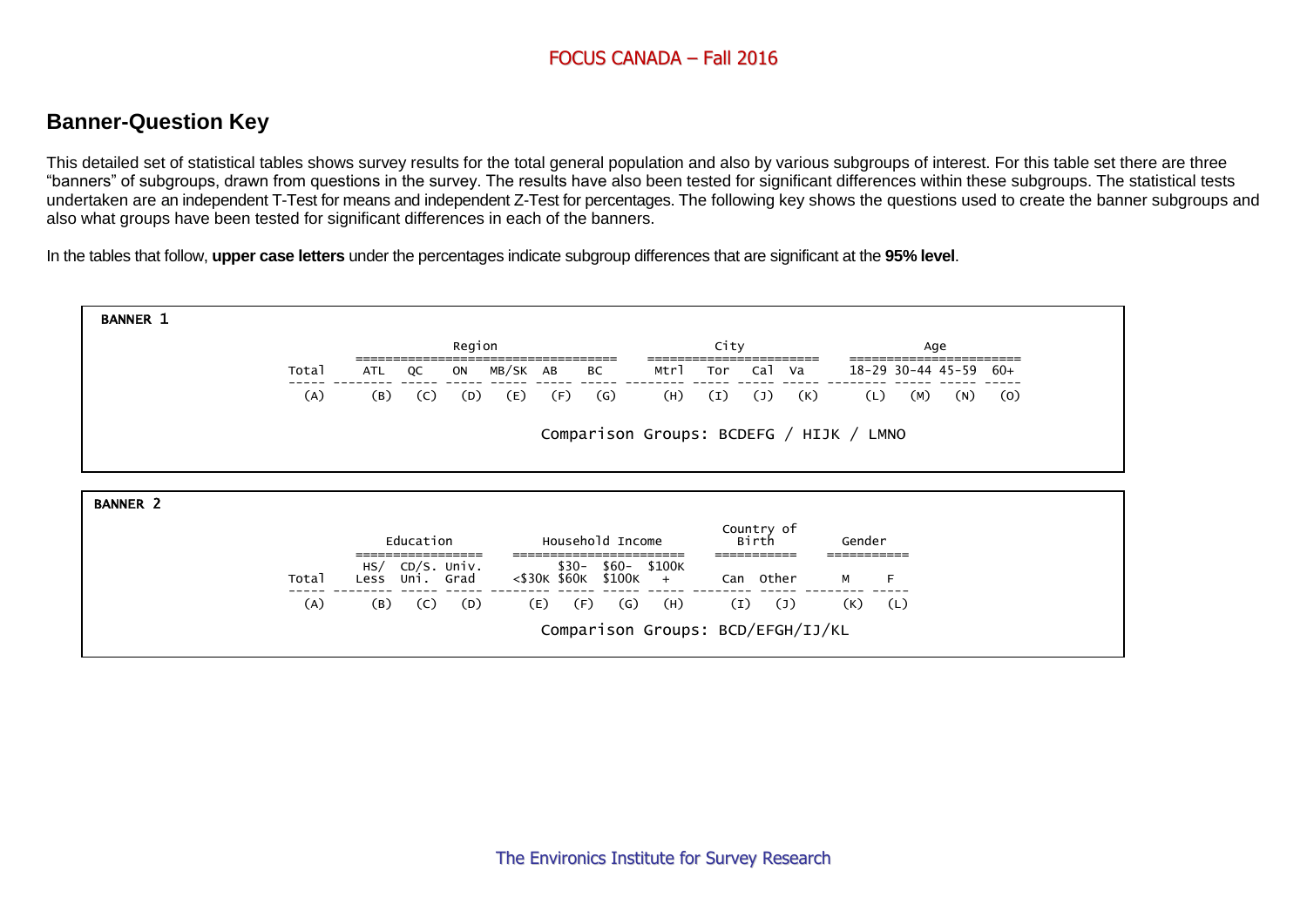FOCUS CANADA – Fall 2016

## Banner-Question Key

This detailed set of statistical tables shows survey results for the total general population and also by various subgroups of interest. For this table set there are three "banners" of subgroups, drawn from questions in the survey. The results have also been tested for significant differences within these subgroups. The statistical tests undertaken are an independent T-Test for means and independent Z-Test for percentages. The following key shows the questions used to create the banner subgroups and also what groups have been tested for significant differences in each of the banners.

In the tables that follow, **upper case letters** under the percentages indicate subgroup differences that are significant at the **95% level**.

**BANNER 1**

| | Region | | | | | | City | | | | Age | | | |
|---|---|---|---|---|---|---|---|---|---|---|---|---|---|---|
| Total | ATL | QC | ON | MB/SK | AB | BC | Mtrl | Tor | Cal | Va | 18-29 | 30-44 | 45-59 | 60+ |
| (A) | (B) | (C) | (D) | (E) | (F) | (G) | (H) | (I) | (J) | (K) | (L) | (M) | (N) | (O) |

Comparison Groups: BCDEFG / HIJK / LMNO

**BANNER 2**

| | Education | | | Household Income | | | | Country of Birth | | Gender | |
|---|---|---|---|---|---|---|---|---|---|---|---|
| Total | HS/ Less | CD/S. Uni. | Univ. Grad | <$30K | $30- $60K | $60- $100K | $100K + | Can | Other | M | F |
| (A) | (B) | (C) | (D) | (E) | (F) | (G) | (H) | (I) | (J) | (K) | (L) |

Comparison Groups: BCD/EFGH/IJ/KL

The Environics Institute for Survey Research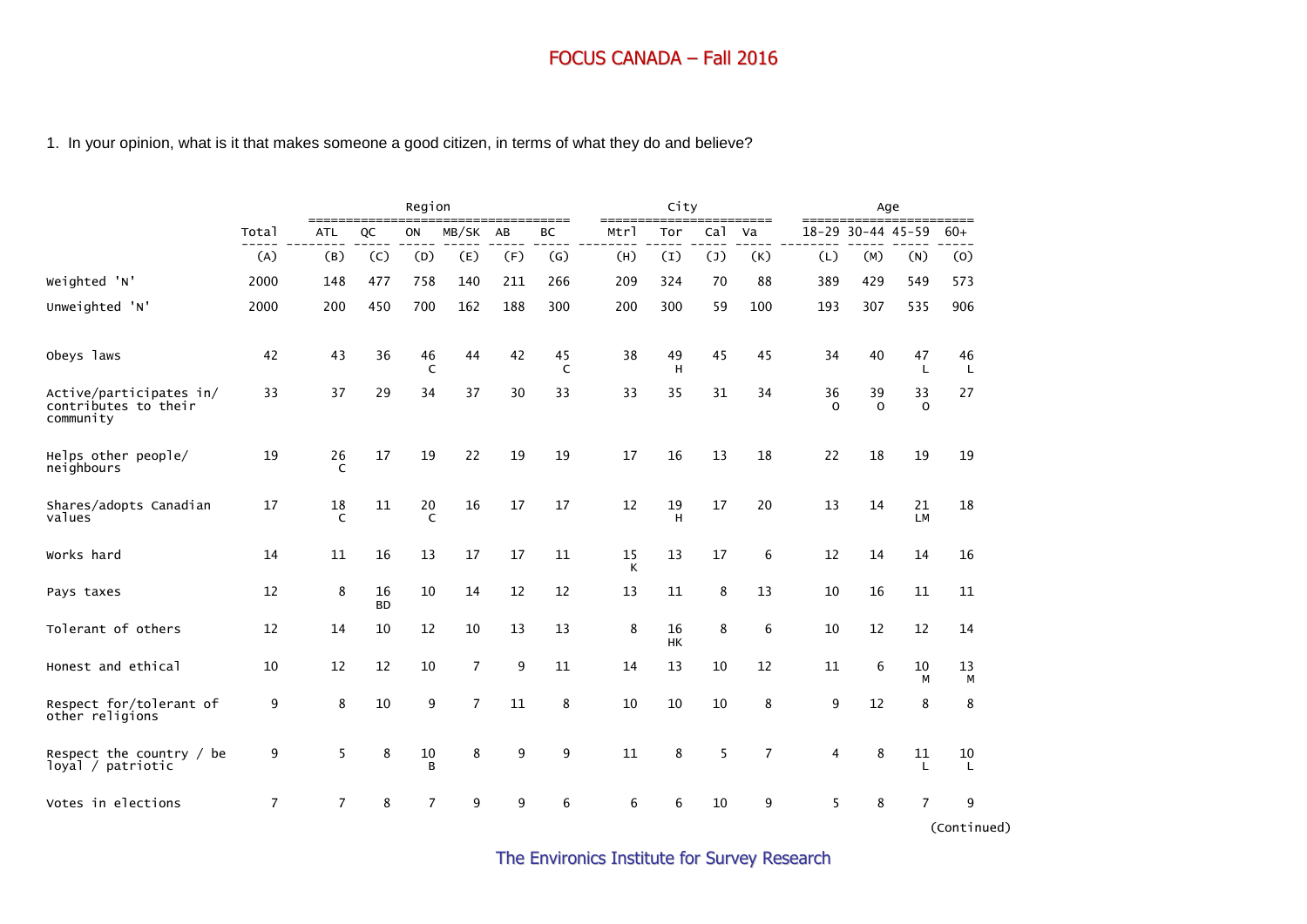1. In your opinion, what is it that makes someone a good citizen, in terms of what they do and believe?

| | Total | Region | | | | | | City | | | | Age | | | |
|---|---|---|---|---|---|---|---|---|---|---|---|---|---|---|---|
| | Total | ATL | QC | ON | MB/SK | AB | BC | Mtrl | Tor | Cal | Va | 18-29 | 30-44 | 45-59 | 60+ |
| | (A) | (B) | (C) | (D) | (E) | (F) | (G) | (H) | (I) | (J) | (K) | (L) | (M) | (N) | (O) |
| Weighted 'N' | 2000 | 148 | 477 | 758 | 140 | 211 | 266 | 209 | 324 | 70 | 88 | 389 | 429 | 549 | 573 |
| Unweighted 'N' | 2000 | 200 | 450 | 700 | 162 | 188 | 300 | 200 | 300 | 59 | 100 | 193 | 307 | 535 | 906 |
| Obeys laws | 42 | 43 | 36 | 46 C | 44 | 42 | 45 C | 38 | 49 H | 45 | 45 | 34 | 40 | 47 L | 46 L |
| Active/participates in/ contributes to their community | 33 | 37 | 29 | 34 | 37 | 30 | 33 | 33 | 35 | 31 | 34 | 36 O | 39 O | 33 O | 27 |
| Helps other people/ neighbours | 19 | 26 C | 17 | 19 | 22 | 19 | 19 | 17 | 16 | 13 | 18 | 22 | 18 | 19 | 19 |
| Shares/adopts Canadian values | 17 | 18 C | 11 | 20 C | 16 | 17 | 17 | 12 | 19 H | 17 | 20 | 13 | 14 | 21 LM | 18 |
| Works hard | 14 | 11 | 16 | 13 | 17 | 17 | 11 | 15 K | 13 | 17 | 6 | 12 | 14 | 14 | 16 |
| Pays taxes | 12 | 8 | 16 BD | 10 | 14 | 12 | 12 | 13 | 11 | 8 | 13 | 10 | 16 | 11 | 11 |
| Tolerant of others | 12 | 14 | 10 | 12 | 10 | 13 | 13 | 8 | 16 HK | 8 | 6 | 10 | 12 | 12 | 14 |
| Honest and ethical | 10 | 12 | 12 | 10 | 7 | 9 | 11 | 14 | 13 | 10 | 12 | 11 | 6 | 10 M | 13 M |
| Respect for/tolerant of other religions | 9 | 8 | 10 | 9 | 7 | 11 | 8 | 10 | 10 | 10 | 8 | 9 | 12 | 8 | 8 |
| Respect the country / be loyal / patriotic | 9 | 5 | 8 | 10 B | 8 | 9 | 9 | 11 | 8 | 5 | 7 | 4 | 8 | 11 L | 10 L |
| Votes in elections | 7 | 7 | 8 | 7 | 9 | 9 | 6 | 6 | 6 | 10 | 9 | 5 | 8 | 7 | 9 |

(Continued)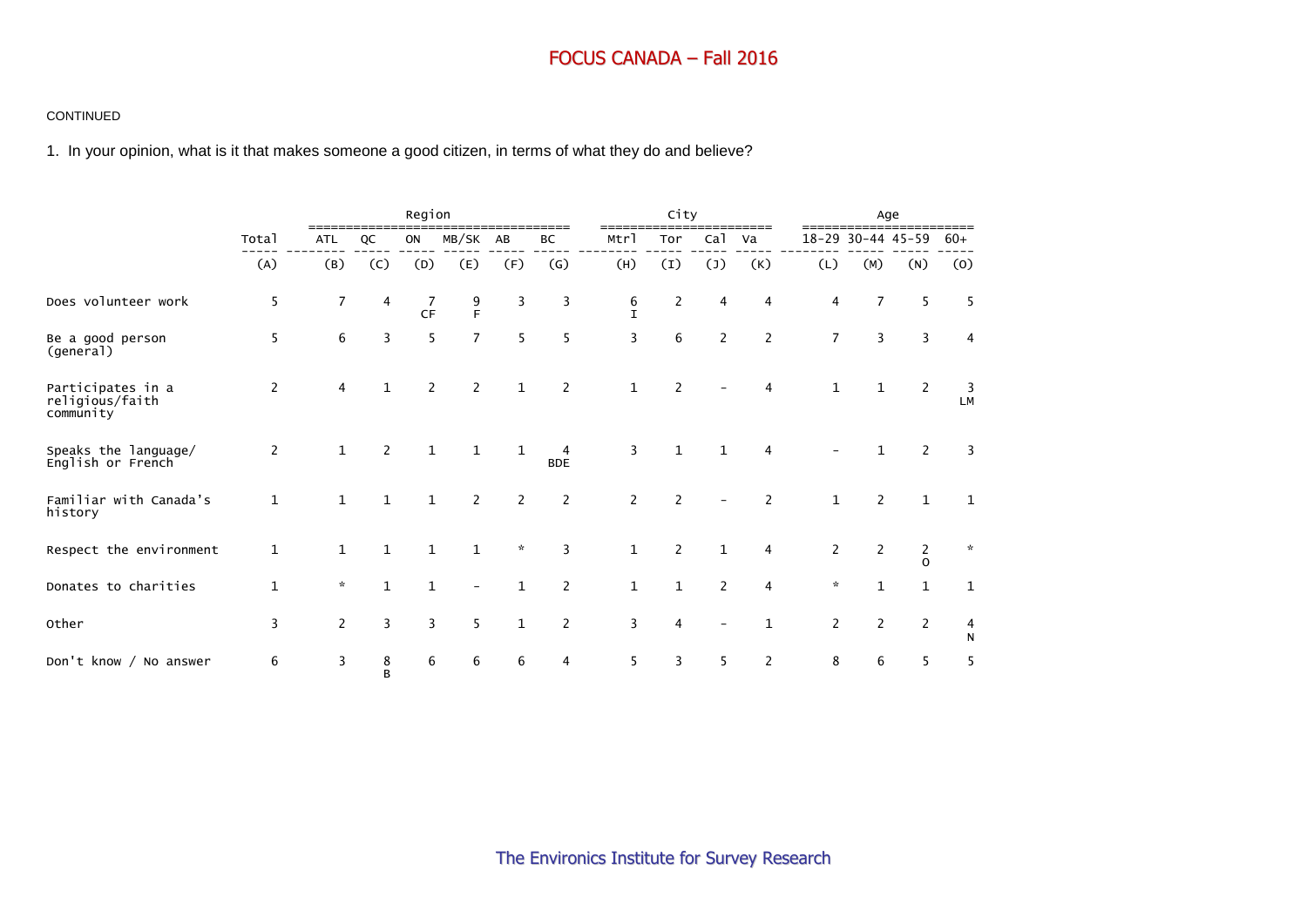# FOCUS CANADA – Fall 2016

CONTINUED

1. In your opinion, what is it that makes someone a good citizen, in terms of what they do and believe?

| | Total | Region | | | | | | City | | | | Age | | | |
|---|---|---|---|---|---|---|---|---|---|---|---|---|---|---|---|
| | Total | ATL | QC | ON | MB/SK | AB | BC | Mtrl | Tor | Cal | Va | 18-29 | 30-44 | 45-59 | 60+ |
| | (A) | (B) | (C) | (D) | (E) | (F) | (G) | (H) | (I) | (J) | (K) | (L) | (M) | (N) | (O) |
| Does volunteer work | 5 | 7 | 4 | 7 CF | 9 F | 3 | 3 | 6 I | 2 | 4 | 4 | 4 | 7 | 5 | 5 |
| Be a good person (general) | 5 | 6 | 3 | 5 | 7 | 5 | 5 | 3 | 6 | 2 | 2 | 7 | 3 | 3 | 4 |
| Participates in a religious/faith community | 2 | 4 | 1 | 2 | 2 | 1 | 2 | 1 | 2 | - | 4 | 1 | 1 | 2 | 3 LM |
| Speaks the language/ English or French | 2 | 1 | 2 | 1 | 1 | 1 | 4 BDE | 3 | 1 | 1 | 4 | - | 1 | 2 | 3 |
| Familiar with Canada's history | 1 | 1 | 1 | 1 | 2 | 2 | 2 | 2 | 2 | - | 2 | 1 | 2 | 1 | 1 |
| Respect the environment | 1 | 1 | 1 | 1 | 1 | * | 3 | 1 | 2 | 1 | 4 | 2 | 2 | 2 O | * |
| Donates to charities | 1 | * | 1 | 1 | - | 1 | 2 | 1 | 1 | 2 | 4 | * | 1 | 1 | 1 |
| Other | 3 | 2 | 3 | 3 | 5 | 1 | 2 | 3 | 4 | - | 1 | 2 | 2 | 2 | 4 N |
| Don't know / No answer | 6 | 3 | 8 B | 6 | 6 | 6 | 4 | 5 | 3 | 5 | 2 | 8 | 6 | 5 | 5 |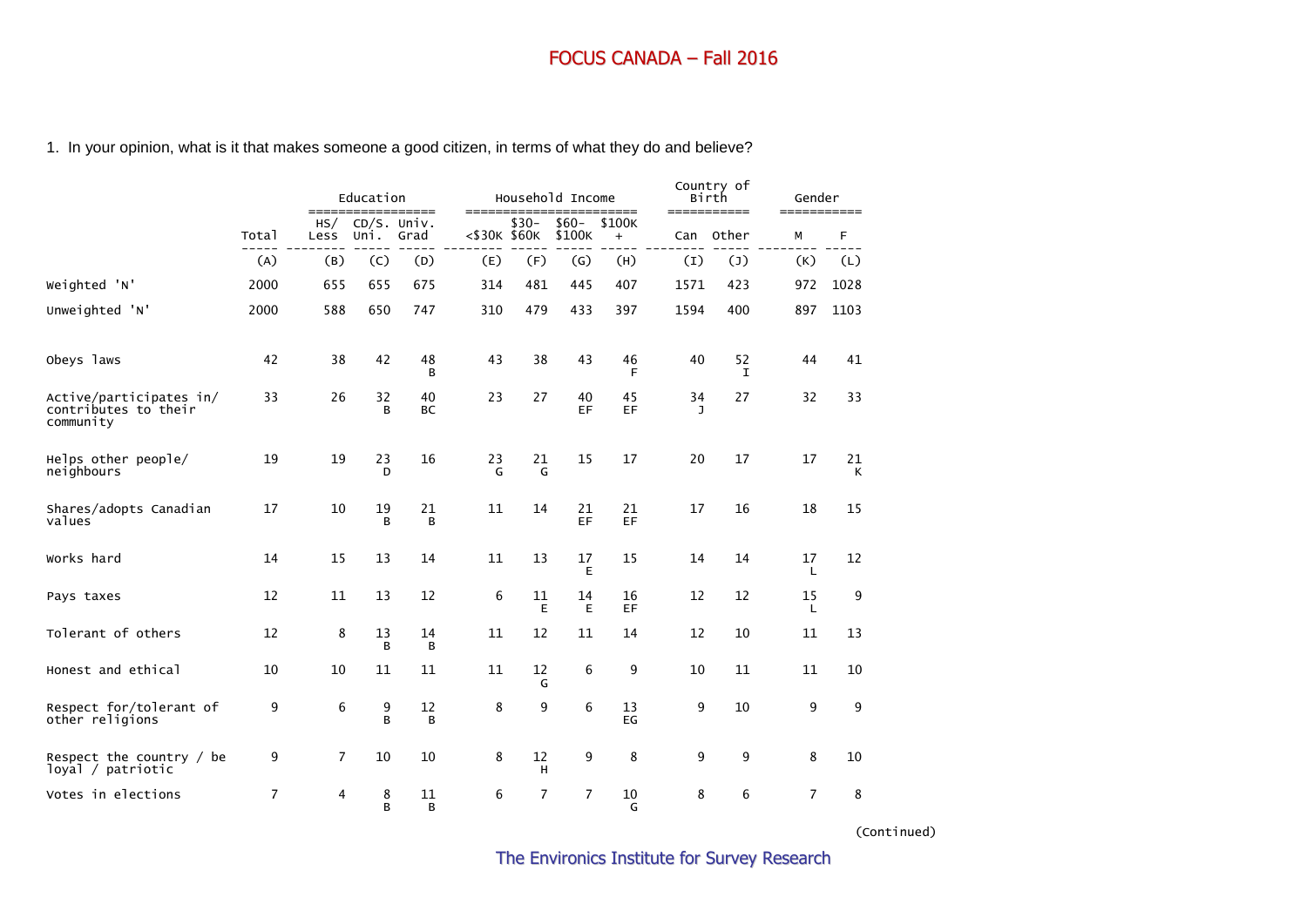# FOCUS CANADA – Fall 2016

1. In your opinion, what is it that makes someone a good citizen, in terms of what they do and believe?

| | | Education | | | Household Income | | | | Country of Birth | | Gender | |
|---|---|---|---|---|---|---|---|---|---|---|---|---|
| | Total | HS/ Less | CD/S. Uni. | Univ. Grad | <$30K | $30- $60K | $60- $100K | $100K + | Can | Other | M | F |
| | (A) | (B) | (C) | (D) | (E) | (F) | (G) | (H) | (I) | (J) | (K) | (L) |
| Weighted 'N' | 2000 | 655 | 655 | 675 | 314 | 481 | 445 | 407 | 1571 | 423 | 972 | 1028 |
| Unweighted 'N' | 2000 | 588 | 650 | 747 | 310 | 479 | 433 | 397 | 1594 | 400 | 897 | 1103 |
| Obeys laws | 42 | 38 | 42 | 48 B | 43 | 38 | 43 | 46 F | 40 | 52 I | 44 | 41 |
| Active/participates in/ contributes to their community | 33 | 26 | 32 B | 40 BC | 23 | 27 | 40 EF | 45 EF | 34 J | 27 | 32 | 33 |
| Helps other people/ neighbours | 19 | 19 | 23 D | 16 | 23 G | 21 G | 15 | 17 | 20 | 17 | 17 | 21 K |
| Shares/adopts Canadian values | 17 | 10 | 19 B | 21 B | 11 | 14 | 21 EF | 21 EF | 17 | 16 | 18 | 15 |
| Works hard | 14 | 15 | 13 | 14 | 11 | 13 | 17 E | 15 | 14 | 14 | 17 L | 12 |
| Pays taxes | 12 | 11 | 13 | 12 | 6 | 11 E | 14 E | 16 EF | 12 | 12 | 15 L | 9 |
| Tolerant of others | 12 | 8 | 13 B | 14 B | 11 | 12 | 11 | 14 | 12 | 10 | 11 | 13 |
| Honest and ethical | 10 | 10 | 11 | 11 | 11 | 12 G | 6 | 9 | 10 | 11 | 11 | 10 |
| Respect for/tolerant of other religions | 9 | 6 | 9 B | 12 B | 8 | 9 | 6 | 13 EG | 9 | 10 | 9 | 9 |
| Respect the country / be loyal / patriotic | 9 | 7 | 10 | 10 | 8 | 12 H | 9 | 8 | 9 | 9 | 8 | 10 |
| Votes in elections | 7 | 4 | 8 B | 11 B | 6 | 7 | 7 | 10 G | 8 | 6 | 7 | 8 |

(Continued)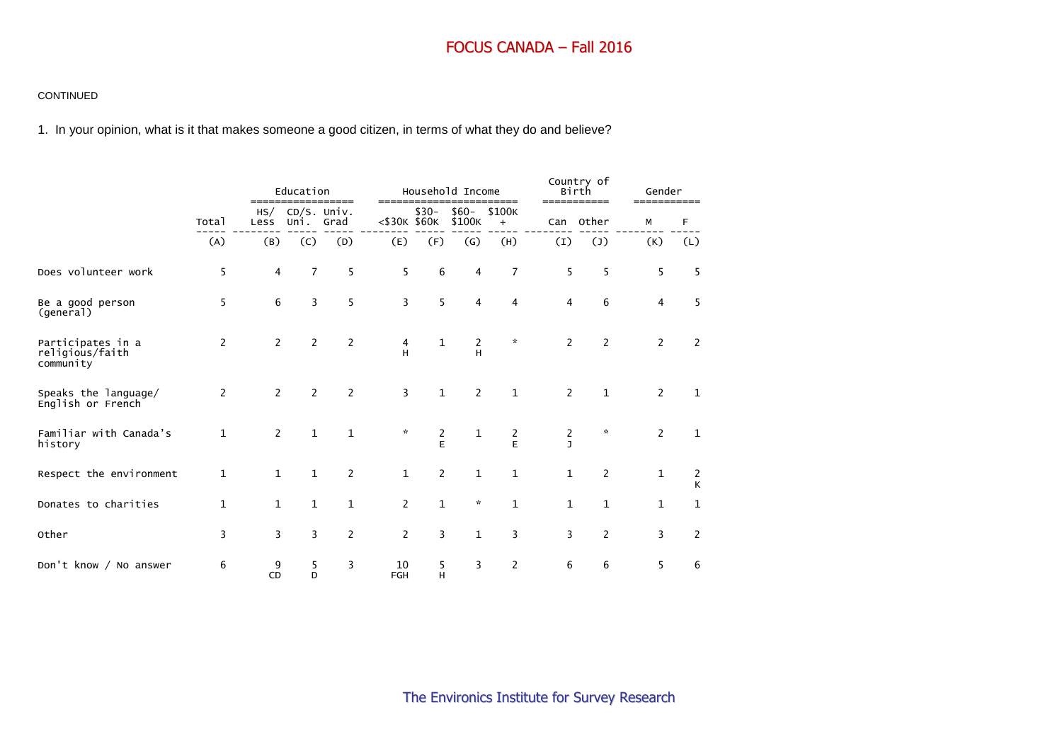CONTINUED

1. In your opinion, what is it that makes someone a good citizen, in terms of what they do and believe?

| | Total | Education | | | Household Income | | | | Country of Birth | | Gender | |
|---|---|---|---|---|---|---|---|---|---|---|---|---|
| | Total | HS/ Less | CD/S. Uni. | Univ. Grad | <$30K | $30- $60K | $60- $100K | $100K + | Can | Other | M | F |
| | (A) | (B) | (C) | (D) | (E) | (F) | (G) | (H) | (I) | (J) | (K) | (L) |
| Does volunteer work | 5 | 4 | 7 | 5 | 5 | 6 | 4 | 7 | 5 | 5 | 5 | 5 |
| Be a good person (general) | 5 | 6 | 3 | 5 | 3 | 5 | 4 | 4 | 4 | 6 | 4 | 5 |
| Participates in a religious/faith community | 2 | 2 | 2 | 2 | 4 H | 1 | 2 H | * | 2 | 2 | 2 | 2 |
| Speaks the language/ English or French | 2 | 2 | 2 | 2 | 3 | 1 | 2 | 1 | 2 | 1 | 2 | 1 |
| Familiar with Canada's history | 1 | 2 | 1 | 1 | * | 2 E | 1 | 2 E | 2 J | * | 2 | 1 |
| Respect the environment | 1 | 1 | 1 | 2 | 1 | 2 | 1 | 1 | 1 | 2 | 1 | 2 K |
| Donates to charities | 1 | 1 | 1 | 1 | 2 | 1 | * | 1 | 1 | 1 | 1 | 1 |
| Other | 3 | 3 | 3 | 2 | 2 | 3 | 1 | 3 | 3 | 2 | 3 | 2 |
| Don't know / No answer | 6 | 9 CD | 5 D | 3 | 10 FGH | 5 H | 3 | 2 | 6 | 6 | 5 | 6 |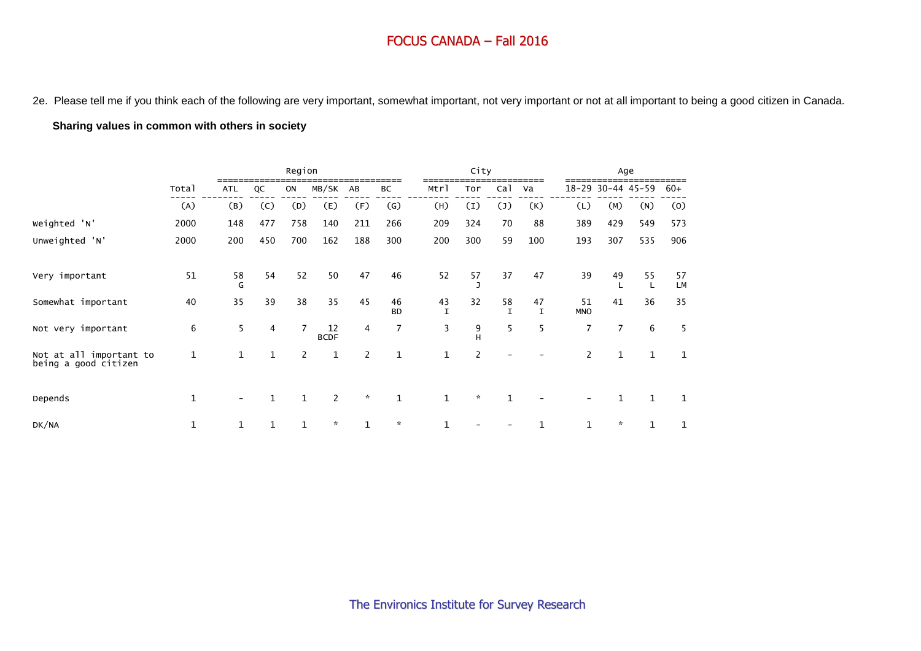2e. Please tell me if you think each of the following are very important, somewhat important, not very important or not at all important to being a good citizen in Canada.

**Sharing values in common with others in society**

| | | Region | | | | | | City | | | | Age | | | |
|---|---|---|---|---|---|---|---|---|---|---|---|---|---|---|---|
| | Total | ATL | QC | ON | MB/SK | AB | BC | Mtrl | Tor | Cal | Va | 18-29 | 30-44 | 45-59 | 60+ |
| | (A) | (B) | (C) | (D) | (E) | (F) | (G) | (H) | (I) | (J) | (K) | (L) | (M) | (N) | (O) |
| Weighted 'N' | 2000 | 148 | 477 | 758 | 140 | 211 | 266 | 209 | 324 | 70 | 88 | 389 | 429 | 549 | 573 |
| Unweighted 'N' | 2000 | 200 | 450 | 700 | 162 | 188 | 300 | 200 | 300 | 59 | 100 | 193 | 307 | 535 | 906 |
| Very important | 51 | 58 G | 54 | 52 | 50 | 47 | 46 | 52 | 57 J | 37 | 47 | 39 | 49 L | 55 L | 57 LM |
| Somewhat important | 40 | 35 | 39 | 38 | 35 | 45 | 46 BD | 43 I | 32 | 58 I | 47 I | 51 MNO | 41 | 36 | 35 |
| Not very important | 6 | 5 | 4 | 7 | 12 BCDF | 4 | 7 | 3 | 9 H | 5 | 5 | 7 | 7 | 6 | 5 |
| Not at all important to being a good citizen | 1 | 1 | 1 | 2 | 1 | 2 | 1 | 1 | 2 | - | - | 2 | 1 | 1 | 1 |
| Depends | 1 | - | 1 | 1 | 2 | * | 1 | 1 | * | 1 | - | - | 1 | 1 | 1 |
| DK/NA | 1 | 1 | 1 | 1 | * | 1 | * | 1 | - | - | 1 | 1 | * | 1 | 1 |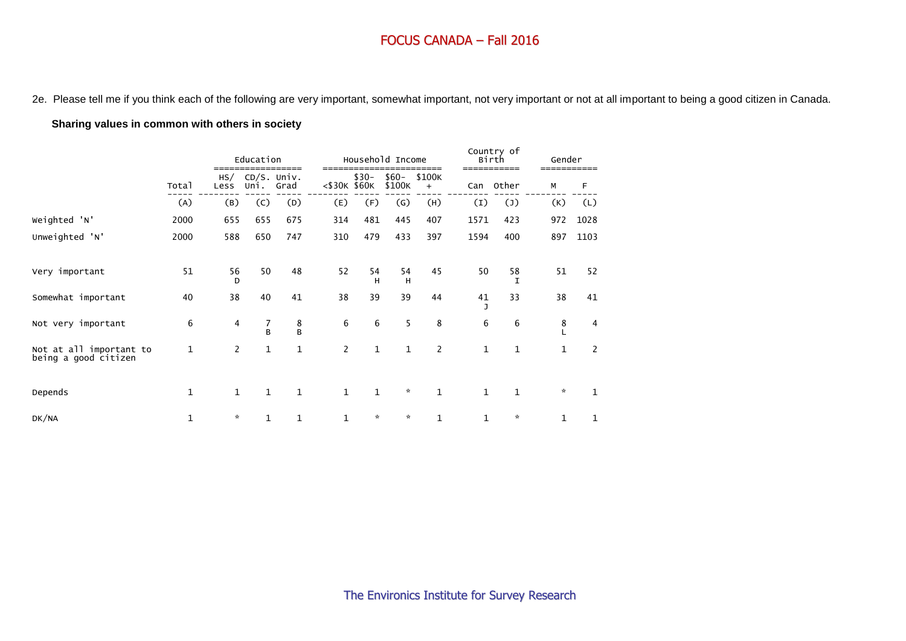2e. Please tell me if you think each of the following are very important, somewhat important, not very important or not at all important to being a good citizen in Canada.

**Sharing values in common with others in society**

| | Total | Education | | | Household Income | | | | Country of Birth | | Gender | |
|---|---|---|---|---|---|---|---|---|---|---|---|---|
| | | HS/ Less | CD/S. Uni. | Univ. Grad | <$30K | $30- $60K | $60- $100K | $100K + | Can | Other | M | F |
| | (A) | (B) | (C) | (D) | (E) | (F) | (G) | (H) | (I) | (J) | (K) | (L) |
| Weighted 'N' | 2000 | 655 | 655 | 675 | 314 | 481 | 445 | 407 | 1571 | 423 | 972 | 1028 |
| Unweighted 'N' | 2000 | 588 | 650 | 747 | 310 | 479 | 433 | 397 | 1594 | 400 | 897 | 1103 |
| Very important | 51 | 56 D | 50 | 48 | 52 | 54 H | 54 H | 45 | 50 | 58 I | 51 | 52 |
| Somewhat important | 40 | 38 | 40 | 41 | 38 | 39 | 39 | 44 | 41 J | 33 | 38 | 41 |
| Not very important | 6 | 4 | 7 B | 8 B | 6 | 6 | 5 | 8 | 6 | 6 | 8 L | 4 |
| Not at all important to being a good citizen | 1 | 2 | 1 | 1 | 2 | 1 | 1 | 2 | 1 | 1 | 1 | 2 |
| Depends | 1 | 1 | 1 | 1 | 1 | 1 | * | 1 | 1 | 1 | * | 1 |
| DK/NA | 1 | * | 1 | 1 | 1 | * | * | 1 | 1 | * | 1 | 1 |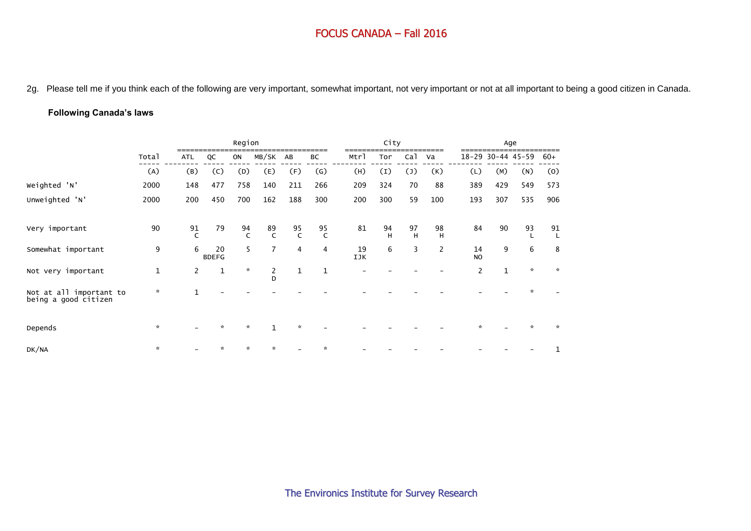# FOCUS CANADA – Fall 2016

2g. Please tell me if you think each of the following are very important, somewhat important, not very important or not at all important to being a good citizen in Canada.

**Following Canada's laws**

| | Total | Region | | | | | | City | | | | Age | | | |
|---|---|---|---|---|---|---|---|---|---|---|---|---|---|---|---|
| | Total | ATL | QC | ON | MB/SK | AB | BC | Mtrl | Tor | Cal | Va | 18-29 | 30-44 | 45-59 | 60+ |
| | (A) | (B) | (C) | (D) | (E) | (F) | (G) | (H) | (I) | (J) | (K) | (L) | (M) | (N) | (O) |
| Weighted 'N' | 2000 | 148 | 477 | 758 | 140 | 211 | 266 | 209 | 324 | 70 | 88 | 389 | 429 | 549 | 573 |
| Unweighted 'N' | 2000 | 200 | 450 | 700 | 162 | 188 | 300 | 200 | 300 | 59 | 100 | 193 | 307 | 535 | 906 |
| Very important | 90 | 91 C | 79 | 94 C | 89 C | 95 C | 95 C | 81 | 94 H | 97 H | 98 H | 84 | 90 | 93 L | 91 L |
| Somewhat important | 9 | 6 | 20 BDEFG | 5 | 7 | 4 | 4 | 19 IJK | 6 | 3 | 2 | 14 NO | 9 | 6 | 8 |
| Not very important | 1 | 2 | 1 | * | 2 D | 1 | 1 | - | - | - | - | 2 | 1 | * | * |
| Not at all important to being a good citizen | * | 1 | - | - | - | - | - | - | - | - | - | - | - | * | - |
| Depends | * | - | * | * | 1 | * | - | - | - | - | - | * | - | * | * |
| DK/NA | * | - | * | * | * | - | * | - | - | - | - | - | - | - | 1 |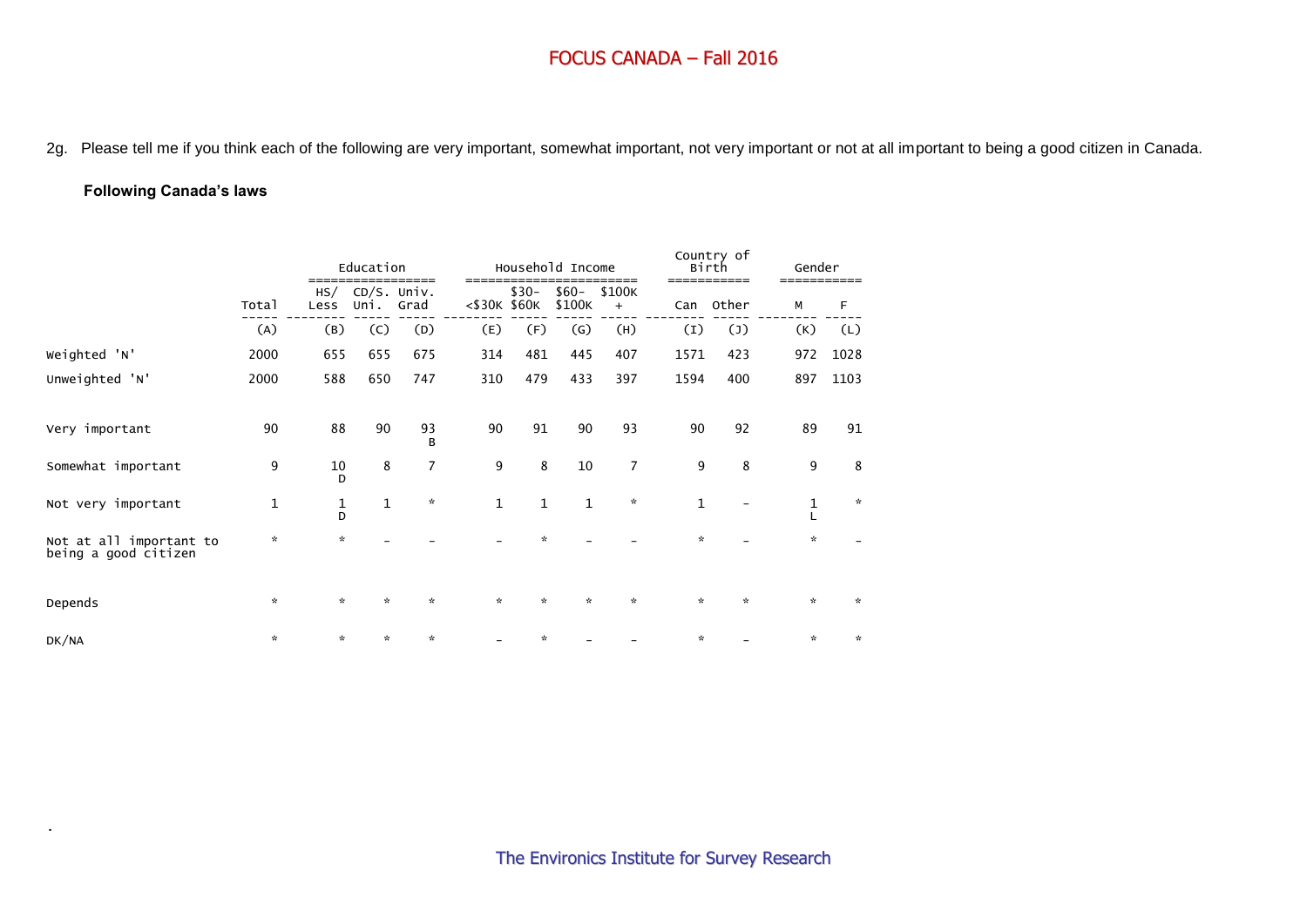2g. Please tell me if you think each of the following are very important, somewhat important, not very important or not at all important to being a good citizen in Canada.

**Following Canada's laws**

| | Total | Education | | | Household Income | | | | Country of Birth | | Gender | |
|---|---|---|---|---|---|---|---|---|---|---|---|---|
| | Total | HS/ Less | CD/S. Uni. | Univ. Grad | <$30K | $30- $60K | $60- $100K | $100K + | Can | Other | M | F |
| | (A) | (B) | (C) | (D) | (E) | (F) | (G) | (H) | (I) | (J) | (K) | (L) |
| Weighted 'N' | 2000 | 655 | 655 | 675 | 314 | 481 | 445 | 407 | 1571 | 423 | 972 | 1028 |
| Unweighted 'N' | 2000 | 588 | 650 | 747 | 310 | 479 | 433 | 397 | 1594 | 400 | 897 | 1103 |
| Very important | 90 | 88 | 90 | 93 B | 90 | 91 | 90 | 93 | 90 | 92 | 89 | 91 |
| Somewhat important | 9 | 10 D | 8 | 7 | 9 | 8 | 10 | 7 | 9 | 8 | 9 | 8 |
| Not very important | 1 | 1 D | 1 | * | 1 | 1 | 1 | * | 1 | - | 1 L | * |
| Not at all important to being a good citizen | * | * | - | - | - | * | - | - | * | - | * | - |
| Depends | * | * | * | * | * | * | * | * | * | * | * | * |
| DK/NA | * | * | * | * | - | * | - | - | * | - | * | * |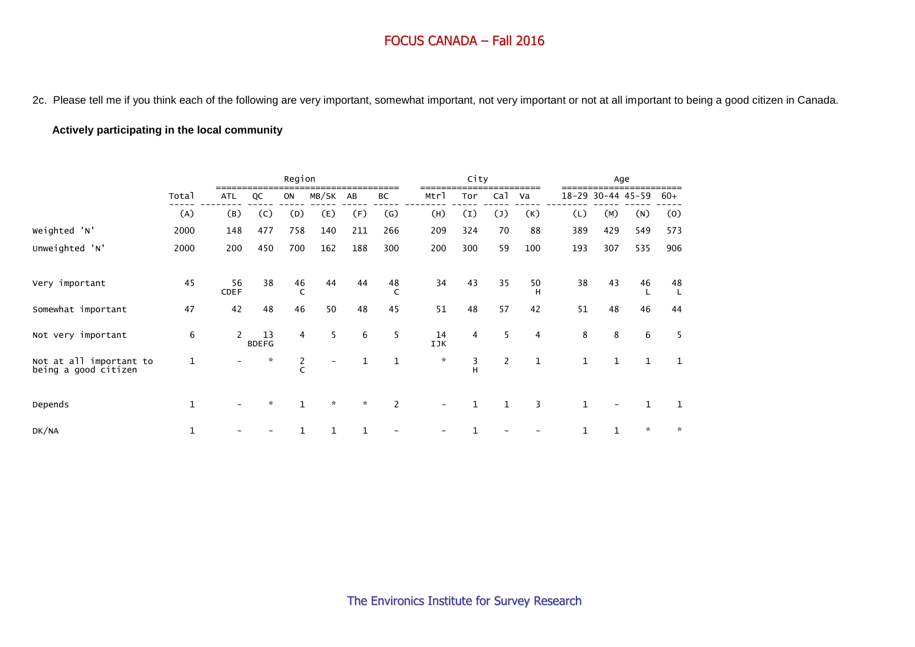2c. Please tell me if you think each of the following are very important, somewhat important, not very important or not at all important to being a good citizen in Canada.

**Actively participating in the local community**

| | Total | Region | | | | | | City | | | | Age | | | |
|---|---|---|---|---|---|---|---|---|---|---|---|---|---|---|---|
| | Total | ATL | QC | ON | MB/SK | AB | BC | Mtrl | Tor | Cal | Va | 18-29 | 30-44 | 45-59 | 60+ |
| | (A) | (B) | (C) | (D) | (E) | (F) | (G) | (H) | (I) | (J) | (K) | (L) | (M) | (N) | (O) |
| Weighted 'N' | 2000 | 148 | 477 | 758 | 140 | 211 | 266 | 209 | 324 | 70 | 88 | 389 | 429 | 549 | 573 |
| Unweighted 'N' | 2000 | 200 | 450 | 700 | 162 | 188 | 300 | 200 | 300 | 59 | 100 | 193 | 307 | 535 | 906 |
| Very important | 45 | 56 CDEF | 38 | 46 C | 44 | 44 | 48 C | 34 | 43 | 35 | 50 H | 38 | 43 | 46 L | 48 L |
| Somewhat important | 47 | 42 | 48 | 46 | 50 | 48 | 45 | 51 | 48 | 57 | 42 | 51 | 48 | 46 | 44 |
| Not very important | 6 | 2 | 13 BDEFG | 4 | 5 | 6 | 5 | 14 IJK | 4 | 5 | 4 | 8 | 8 | 6 | 5 |
| Not at all important to being a good citizen | 1 | - | * | 2 C | - | 1 | 1 | * | 3 H | 2 | 1 | 1 | 1 | 1 | 1 |
| Depends | 1 | - | * | 1 | * | * | 2 | - | 1 | 1 | 3 | 1 | - | 1 | 1 |
| DK/NA | 1 | - | - | 1 | 1 | 1 | - | - | 1 | - | - | 1 | 1 | * | * |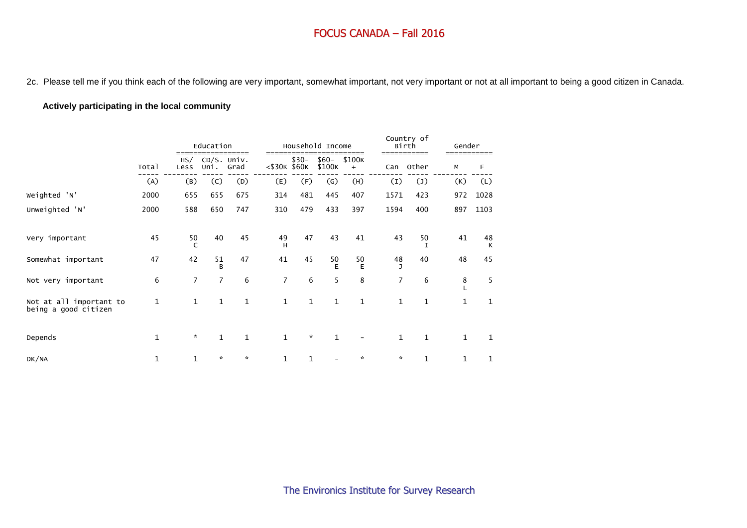2c. Please tell me if you think each of the following are very important, somewhat important, not very important or not at all important to being a good citizen in Canada.

**Actively participating in the local community**

| | Total | Education | | | Household Income | | | | Country of Birth | | Gender | |
|---|---|---|---|---|---|---|---|---|---|---|---|---|
| | | HS/ Less | CD/S. Uni. | Univ. Grad | <$30K | $30-$60K | $60-$100K | $100K + | Can | Other | M | F |
| | (A) | (B) | (C) | (D) | (E) | (F) | (G) | (H) | (I) | (J) | (K) | (L) |
| Weighted 'N' | 2000 | 655 | 655 | 675 | 314 | 481 | 445 | 407 | 1571 | 423 | 972 | 1028 |
| Unweighted 'N' | 2000 | 588 | 650 | 747 | 310 | 479 | 433 | 397 | 1594 | 400 | 897 | 1103 |
| Very important | 45 | 50 C | 40 | 45 | 49 H | 47 | 43 | 41 | 43 | 50 I | 41 | 48 K |
| Somewhat important | 47 | 42 | 51 B | 47 | 41 | 45 | 50 E | 50 E | 48 J | 40 | 48 | 45 |
| Not very important | 6 | 7 | 7 | 6 | 7 | 6 | 5 | 8 | 7 | 6 | 8 L | 5 |
| Not at all important to being a good citizen | 1 | 1 | 1 | 1 | 1 | 1 | 1 | 1 | 1 | 1 | 1 | 1 |
| Depends | 1 | * | 1 | 1 | 1 | * | 1 | - | 1 | 1 | 1 | 1 |
| DK/NA | 1 | 1 | * | * | 1 | 1 | - | * | * | 1 | 1 | 1 |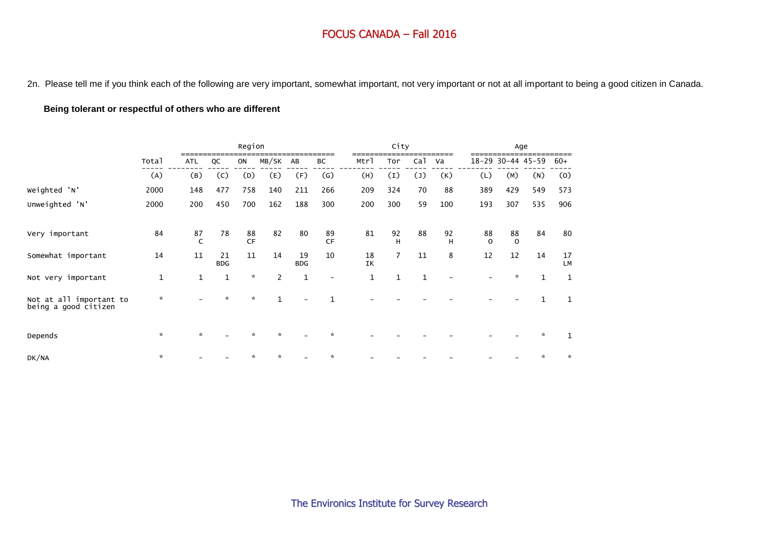2n. Please tell me if you think each of the following are very important, somewhat important, not very important or not at all important to being a good citizen in Canada.

**Being tolerant or respectful of others who are different**

| | Total | Region | | | | | | City | | | | Age | | | |
|---|---|---|---|---|---|---|---|---|---|---|---|---|---|---|---|
| | Total | ATL | QC | ON | MB/SK | AB | BC | Mtrl | Tor | Cal | Va | 18-29 | 30-44 | 45-59 | 60+ |
| | (A) | (B) | (C) | (D) | (E) | (F) | (G) | (H) | (I) | (J) | (K) | (L) | (M) | (N) | (O) |
| Weighted 'N' | 2000 | 148 | 477 | 758 | 140 | 211 | 266 | 209 | 324 | 70 | 88 | 389 | 429 | 549 | 573 |
| Unweighted 'N' | 2000 | 200 | 450 | 700 | 162 | 188 | 300 | 200 | 300 | 59 | 100 | 193 | 307 | 535 | 906 |
| Very important | 84 | 87 C | 78 | 88 CF | 82 | 80 | 89 CF | 81 | 92 H | 88 | 92 H | 88 O | 88 O | 84 | 80 |
| Somewhat important | 14 | 11 | 21 BDG | 11 | 14 | 19 BDG | 10 | 18 IK | 7 | 11 | 8 | 12 | 12 | 14 | 17 LM |
| Not very important | 1 | 1 | 1 | * | 2 | 1 | - | 1 | 1 | 1 | - | - | * | 1 | 1 |
| Not at all important to being a good citizen | * | - | * | * | 1 | - | 1 | - | - | - | - | - | - | 1 | 1 |
| Depends | * | * | - | * | * | - | * | - | - | - | - | - | - | * | 1 |
| DK/NA | * | - | - | * | * | - | * | - | - | - | - | - | - | * | * |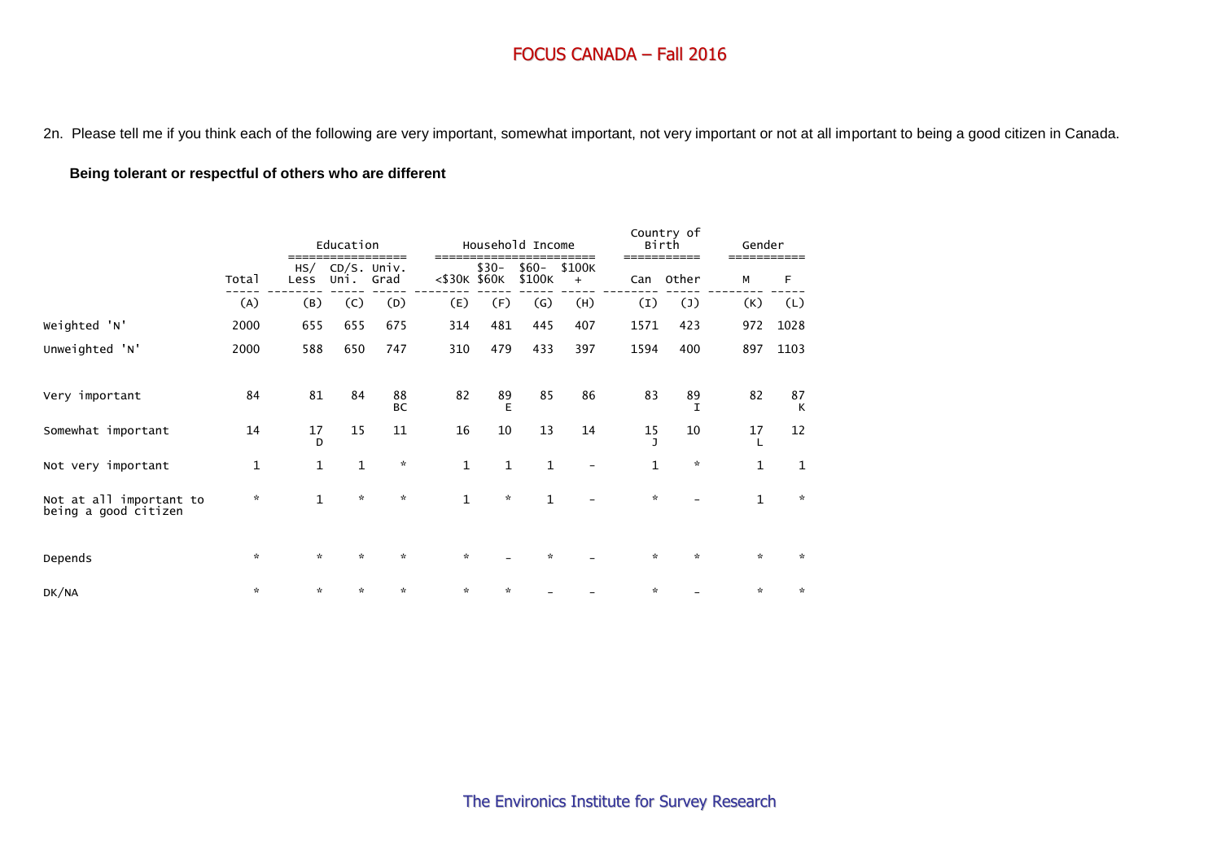# FOCUS CANADA – Fall 2016

2n. Please tell me if you think each of the following are very important, somewhat important, not very important or not at all important to being a good citizen in Canada.

**Being tolerant or respectful of others who are different**

| | Total | Education | | | Household Income | | | | Country of Birth | | Gender | |
|---|---|---|---|---|---|---|---|---|---|---|---|---|
| | Total | HS/ Less | CD/S. Uni. | Univ. Grad | <$30K | $30-$60K | $60-$100K | $100K + | Can | Other | M | F |
| | (A) | (B) | (C) | (D) | (E) | (F) | (G) | (H) | (I) | (J) | (K) | (L) |
| Weighted 'N' | 2000 | 655 | 655 | 675 | 314 | 481 | 445 | 407 | 1571 | 423 | 972 | 1028 |
| Unweighted 'N' | 2000 | 588 | 650 | 747 | 310 | 479 | 433 | 397 | 1594 | 400 | 897 | 1103 |
| Very important | 84 | 81 | 84 | 88 BC | 82 | 89 E | 85 | 86 | 83 | 89 I | 82 | 87 K |
| Somewhat important | 14 | 17 D | 15 | 11 | 16 | 10 | 13 | 14 | 15 J | 10 | 17 L | 12 |
| Not very important | 1 | 1 | 1 | * | 1 | 1 | 1 | - | 1 | * | 1 | 1 |
| Not at all important to being a good citizen | * | 1 | * | * | 1 | * | 1 | - | * | - | 1 | * |
| Depends | * | * | * | * | * | - | * | - | * | * | * | * |
| DK/NA | * | * | * | * | * | * | - | - | * | - | * | * |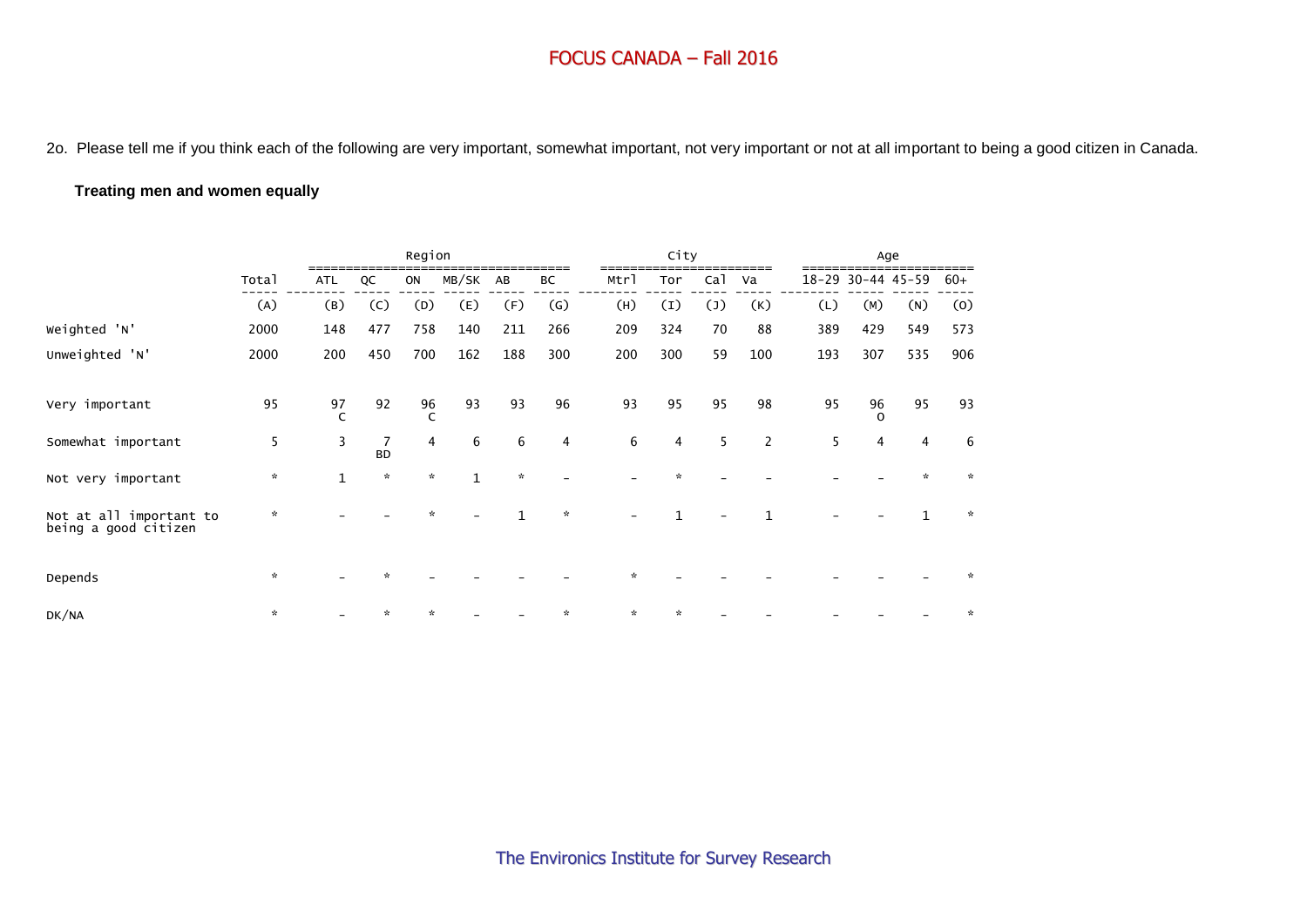2o. Please tell me if you think each of the following are very important, somewhat important, not very important or not at all important to being a good citizen in Canada.

**Treating men and women equally**

| | Total | Region | | | | | | City | | | | Age | | | |
|---|---|---|---|---|---|---|---|---|---|---|---|---|---|---|---|
| | Total | ATL | QC | ON | MB/SK | AB | BC | Mtrl | Tor | Cal | Va | 18-29 | 30-44 | 45-59 | 60+ |
| | (A) | (B) | (C) | (D) | (E) | (F) | (G) | (H) | (I) | (J) | (K) | (L) | (M) | (N) | (O) |
| Weighted 'N' | 2000 | 148 | 477 | 758 | 140 | 211 | 266 | 209 | 324 | 70 | 88 | 389 | 429 | 549 | 573 |
| Unweighted 'N' | 2000 | 200 | 450 | 700 | 162 | 188 | 300 | 200 | 300 | 59 | 100 | 193 | 307 | 535 | 906 |
| Very important | 95 | 97 C | 92 | 96 C | 93 | 93 | 96 | 93 | 95 | 95 | 98 | 95 | 96 O | 95 | 93 |
| Somewhat important | 5 | 3 | 7 BD | 4 | 6 | 6 | 4 | 6 | 4 | 5 | 2 | 5 | 4 | 4 | 6 |
| Not very important | * | 1 | * | * | 1 | * | - | - | * | - | - | - | - | * | * |
| Not at all important to being a good citizen | * | - | - | * | - | 1 | * | - | 1 | - | 1 | - | - | 1 | * |
| Depends | * | - | * | - | - | - | - | * | - | - | - | - | - | - | * |
| DK/NA | * | - | * | * | - | - | * | * | * | - | - | - | - | - | * |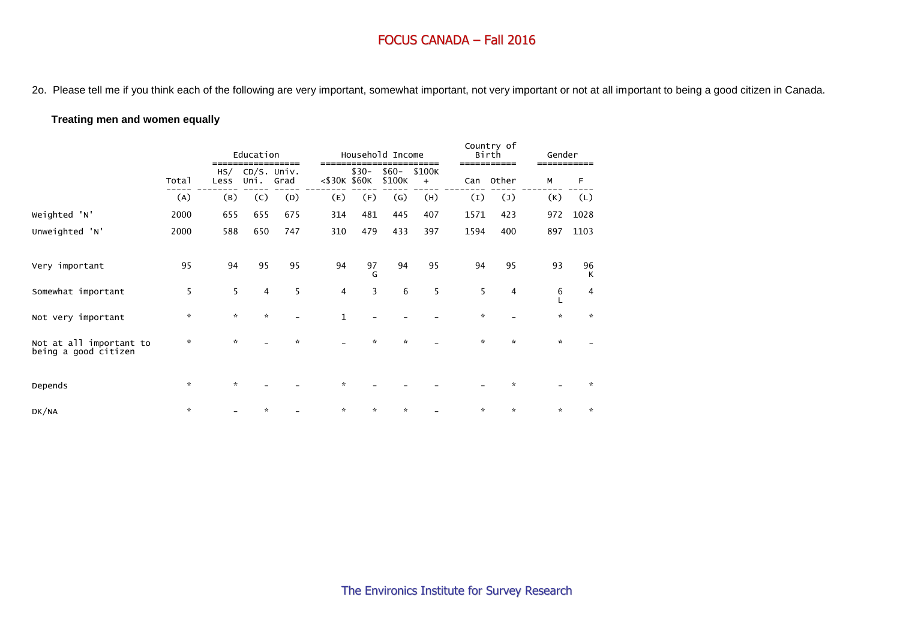2o. Please tell me if you think each of the following are very important, somewhat important, not very important or not at all important to being a good citizen in Canada.

**Treating men and women equally**

| | Total | Education | | | Household Income | | | | Country of Birth | | Gender | |
|---|---|---|---|---|---|---|---|---|---|---|---|---|
| | | HS/ Less | CD/S. Uni. | Univ. Grad | <$30K | $30- $60K | $60- $100K | $100K + | Can | Other | M | F |
| | (A) | (B) | (C) | (D) | (E) | (F) | (G) | (H) | (I) | (J) | (K) | (L) |
| Weighted 'N' | 2000 | 655 | 655 | 675 | 314 | 481 | 445 | 407 | 1571 | 423 | 972 | 1028 |
| Unweighted 'N' | 2000 | 588 | 650 | 747 | 310 | 479 | 433 | 397 | 1594 | 400 | 897 | 1103 |
| Very important | 95 | 94 | 95 | 95 | 94 | 97 G | 94 | 95 | 94 | 95 | 93 | 96 K |
| Somewhat important | 5 | 5 | 4 | 5 | 4 | 3 | 6 | 5 | 5 | 4 | 6 L | 4 |
| Not very important | * | * | * | - | 1 | - | - | - | * | - | * | * |
| Not at all important to being a good citizen | * | * | - | * | - | * | * | - | * | * | * | - |
| Depends | * | * | - | - | * | - | - | - | - | * | - | * |
| DK/NA | * | - | * | - | * | * | * | - | * | * | * | * |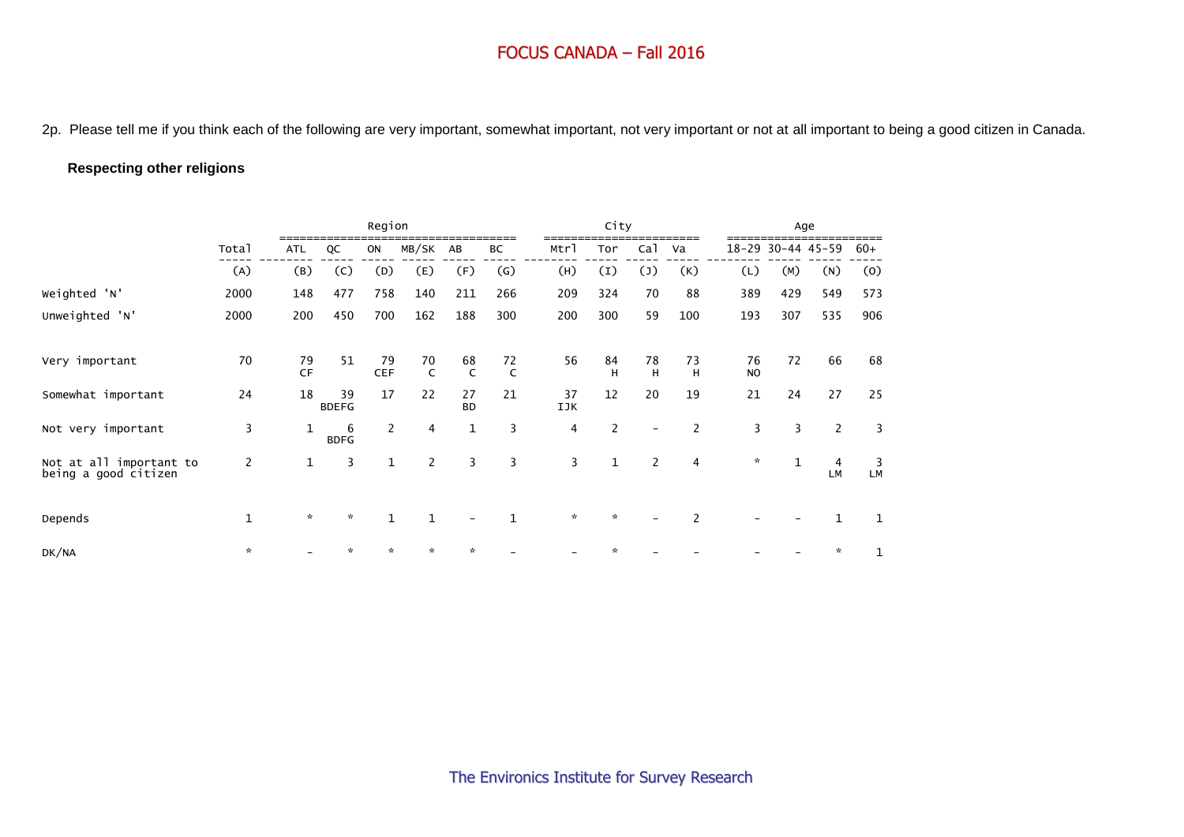2p. Please tell me if you think each of the following are very important, somewhat important, not very important or not at all important to being a good citizen in Canada.

**Respecting other religions**

| | Total | Region | | | | | | City | | | | Age | | | |
|---|---|---|---|---|---|---|---|---|---|---|---|---|---|---|---|
| | | ATL | QC | ON | MB/SK | AB | BC | Mtrl | Tor | Cal | Va | 18-29 | 30-44 | 45-59 | 60+ |
| | (A) | (B) | (C) | (D) | (E) | (F) | (G) | (H) | (I) | (J) | (K) | (L) | (M) | (N) | (O) |
| Weighted 'N' | 2000 | 148 | 477 | 758 | 140 | 211 | 266 | 209 | 324 | 70 | 88 | 389 | 429 | 549 | 573 |
| Unweighted 'N' | 2000 | 200 | 450 | 700 | 162 | 188 | 300 | 200 | 300 | 59 | 100 | 193 | 307 | 535 | 906 |
| Very important | 70 | 79 CF | 51 | 79 CEF | 70 C | 68 C | 72 C | 56 | 84 H | 78 H | 73 H | 76 NO | 72 | 66 | 68 |
| Somewhat important | 24 | 18 | 39 BDEFG | 17 | 22 | 27 BD | 21 | 37 IJK | 12 | 20 | 19 | 21 | 24 | 27 | 25 |
| Not very important | 3 | 1 | 6 BDFG | 2 | 4 | 1 | 3 | 4 | 2 | - | 2 | 3 | 3 | 2 | 3 |
| Not at all important to being a good citizen | 2 | 1 | 3 | 1 | 2 | 3 | 3 | 3 | 1 | 2 | 4 | * | 1 | 4 LM | 3 LM |
| Depends | 1 | * | * | 1 | 1 | - | 1 | * | * | - | 2 | - | - | 1 | 1 |
| DK/NA | * | - | * | * | * | * | - | - | * | - | - | - | - | * | 1 |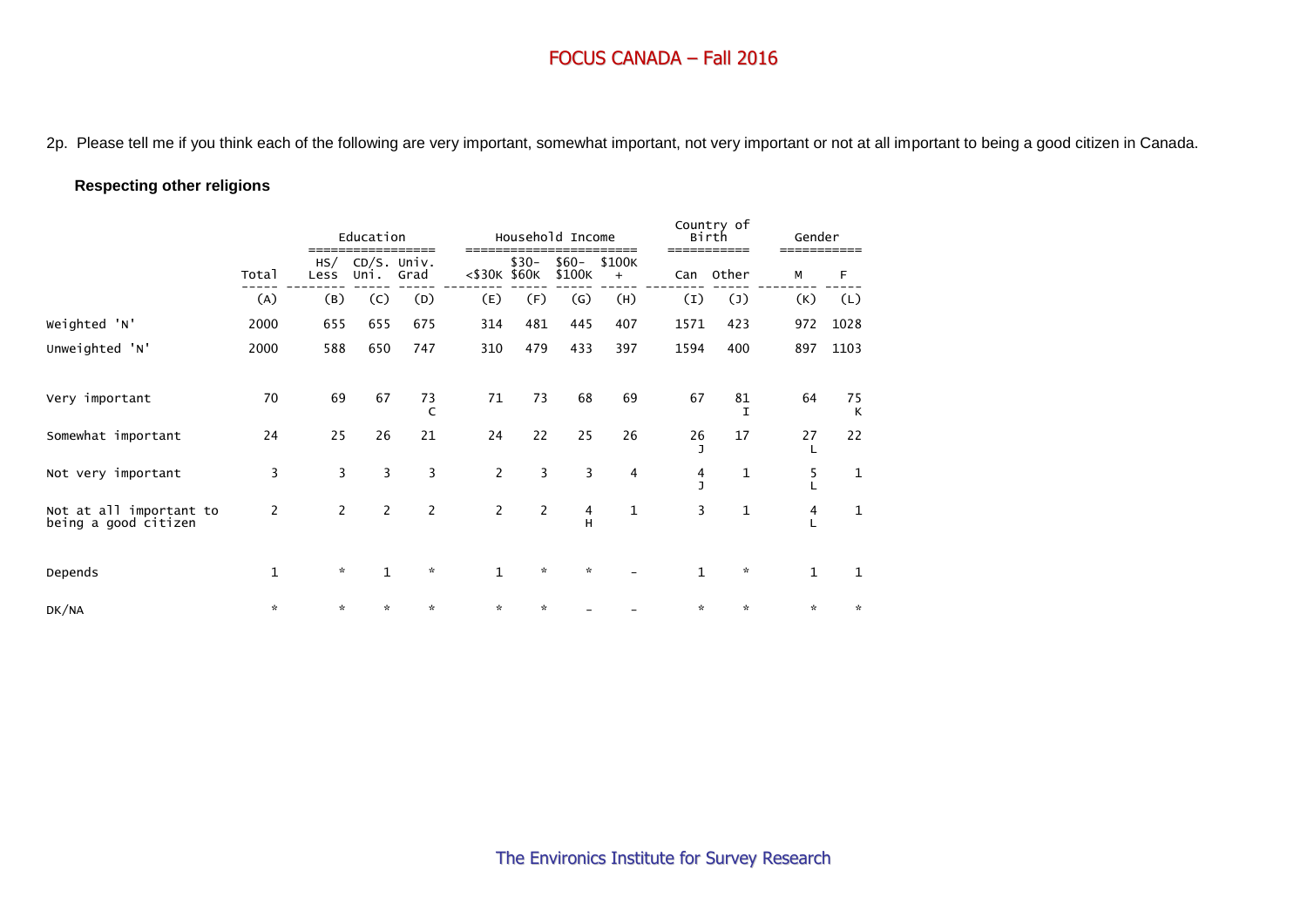2p. Please tell me if you think each of the following are very important, somewhat important, not very important or not at all important to being a good citizen in Canada.

**Respecting other religions**

| | | Education | | | Household Income | | | | Country of Birth | | Gender | |
|---|---|---|---|---|---|---|---|---|---|---|---|---|
| | Total | HS/ Less | CD/S. Uni. | Univ. Grad | <$30K | $30- $60K | $60- $100K | $100K + | Can | Other | M | F |
| | (A) | (B) | (C) | (D) | (E) | (F) | (G) | (H) | (I) | (J) | (K) | (L) |
| Weighted 'N' | 2000 | 655 | 655 | 675 | 314 | 481 | 445 | 407 | 1571 | 423 | 972 | 1028 |
| Unweighted 'N' | 2000 | 588 | 650 | 747 | 310 | 479 | 433 | 397 | 1594 | 400 | 897 | 1103 |
| Very important | 70 | 69 | 67 | 73 C | 71 | 73 | 68 | 69 | 67 | 81 I | 64 | 75 K |
| Somewhat important | 24 | 25 | 26 | 21 | 24 | 22 | 25 | 26 | 26 J | 17 | 27 L | 22 |
| Not very important | 3 | 3 | 3 | 3 | 2 | 3 | 3 | 4 | 4 J | 1 | 5 L | 1 |
| Not at all important to being a good citizen | 2 | 2 | 2 | 2 | 2 | 2 | 4 H | 1 | 3 | 1 | 4 L | 1 |
| Depends | 1 | * | 1 | * | 1 | * | * | - | 1 | * | 1 | 1 |
| DK/NA | * | * | * | * | * | * | - | - | * | * | * | * |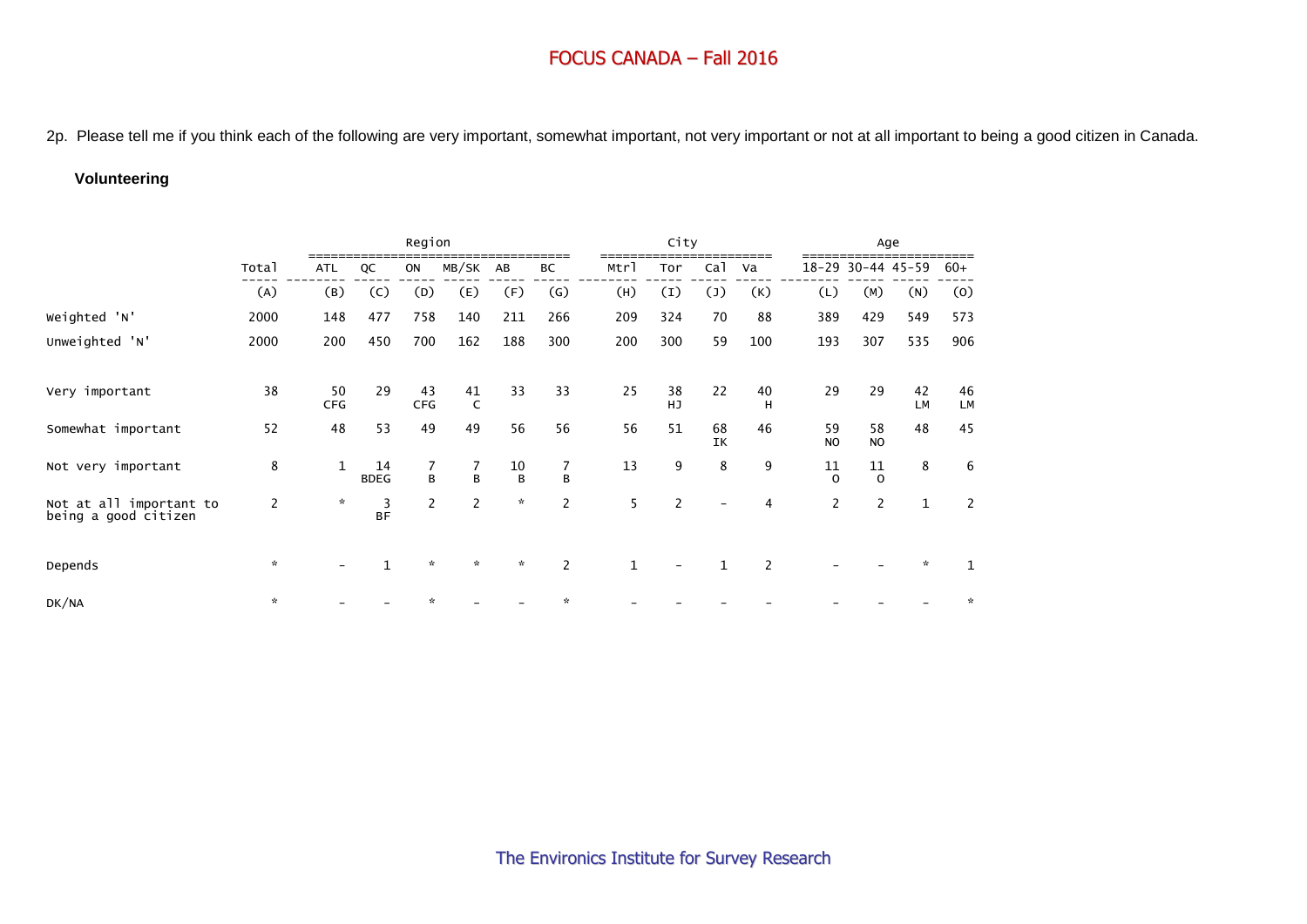2p. Please tell me if you think each of the following are very important, somewhat important, not very important or not at all important to being a good citizen in Canada.

**Volunteering**

| | Total | Region | | | | | | City | | | | Age | | | |
|---|---|---|---|---|---|---|---|---|---|---|---|---|---|---|---|
| | Total | ATL | QC | ON | MB/SK | AB | BC | Mtrl | Tor | Cal | Va | 18-29 | 30-44 | 45-59 | 60+ |
| | (A) | (B) | (C) | (D) | (E) | (F) | (G) | (H) | (I) | (J) | (K) | (L) | (M) | (N) | (O) |
| Weighted 'N' | 2000 | 148 | 477 | 758 | 140 | 211 | 266 | 209 | 324 | 70 | 88 | 389 | 429 | 549 | 573 |
| Unweighted 'N' | 2000 | 200 | 450 | 700 | 162 | 188 | 300 | 200 | 300 | 59 | 100 | 193 | 307 | 535 | 906 |
| Very important | 38 | 50 CFG | 29 | 43 CFG | 41 C | 33 | 33 | 25 | 38 HJ | 22 | 40 H | 29 | 29 | 42 LM | 46 LM |
| Somewhat important | 52 | 48 | 53 | 49 | 49 | 56 | 56 | 56 | 51 | 68 IK | 46 | 59 NO | 58 NO | 48 | 45 |
| Not very important | 8 | 1 | 14 BDEG | 7 B | 7 B | 10 B | 7 B | 13 | 9 | 8 | 9 | 11 O | 11 O | 8 | 6 |
| Not at all important to being a good citizen | 2 | * | 3 BF | 2 | 2 | * | 2 | 5 | 2 | - | 4 | 2 | 2 | 1 | 2 |
| Depends | * | - | 1 | * | * | * | 2 | 1 | - | 1 | 2 | - | - | * | 1 |
| DK/NA | * | - | - | * | - | - | * | - | - | - | - | - | - | - | * |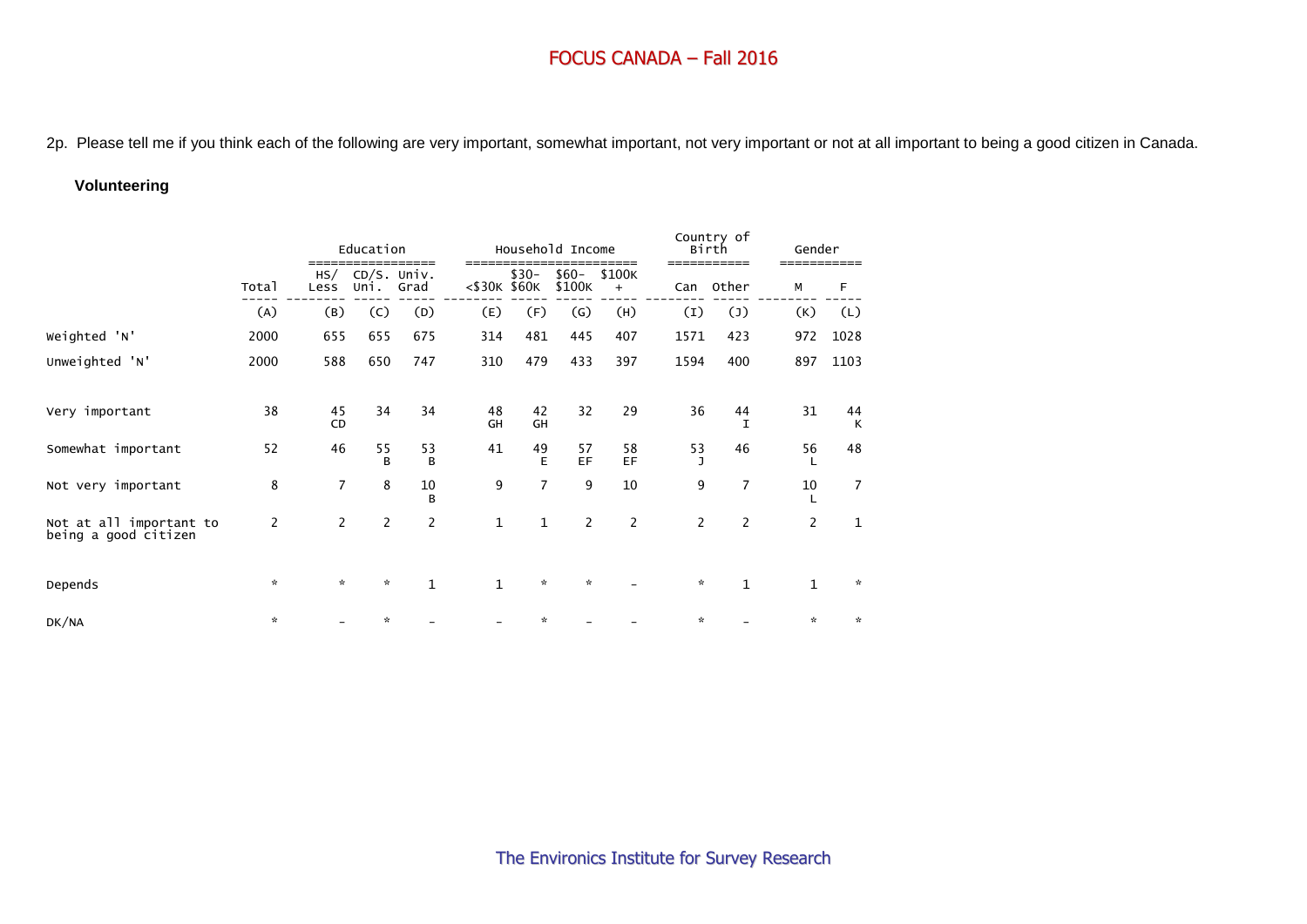2p. Please tell me if you think each of the following are very important, somewhat important, not very important or not at all important to being a good citizen in Canada.

**Volunteering**

| | Total | Education | | | Household Income | | | | Country of Birth | | Gender | |
|---|---|---|---|---|---|---|---|---|---|---|---|---|
| | Total | HS/ Less | CD/S. Uni. | Univ. Grad | <$30K | $30- $60K | $60- $100K | $100K + | Can | Other | M | F |
| | (A) | (B) | (C) | (D) | (E) | (F) | (G) | (H) | (I) | (J) | (K) | (L) |
| Weighted 'N' | 2000 | 655 | 655 | 675 | 314 | 481 | 445 | 407 | 1571 | 423 | 972 | 1028 |
| Unweighted 'N' | 2000 | 588 | 650 | 747 | 310 | 479 | 433 | 397 | 1594 | 400 | 897 | 1103 |
| Very important | 38 | 45 CD | 34 | 34 | 48 GH | 42 GH | 32 | 29 | 36 | 44 I | 31 | 44 K |
| Somewhat important | 52 | 46 | 55 B | 53 B | 41 | 49 E | 57 EF | 58 EF | 53 J | 46 | 56 L | 48 |
| Not very important | 8 | 7 | 8 | 10 B | 9 | 7 | 9 | 10 | 9 | 7 | 10 L | 7 |
| Not at all important to being a good citizen | 2 | 2 | 2 | 2 | 1 | 1 | 2 | 2 | 2 | 2 | 2 | 1 |
| Depends | * | * | * | 1 | 1 | * | * | - | * | 1 | 1 | * |
| DK/NA | * | - | * | - | - | * | - | - | * | - | * | * |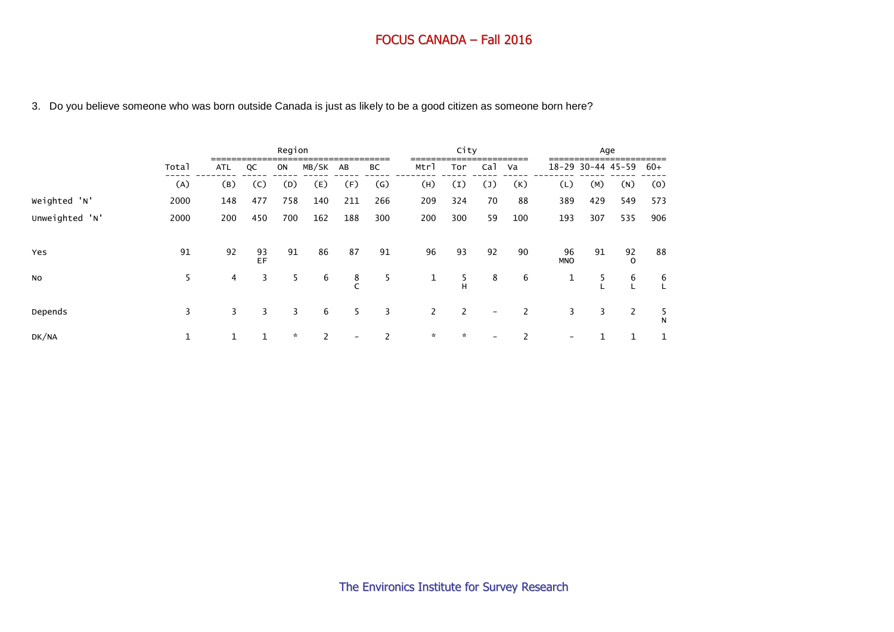3. Do you believe someone who was born outside Canada is just as likely to be a good citizen as someone born here?

| | Total | Region | | | | | | City | | | | Age | | | |
|---|---|---|---|---|---|---|---|---|---|---|---|---|---|---|---|
| | Total | ATL | QC | ON | MB/SK | AB | BC | Mtrl | Tor | Cal | Va | 18-29 | 30-44 | 45-59 | 60+ |
| | (A) | (B) | (C) | (D) | (E) | (F) | (G) | (H) | (I) | (J) | (K) | (L) | (M) | (N) | (O) |
| Weighted 'N' | 2000 | 148 | 477 | 758 | 140 | 211 | 266 | 209 | 324 | 70 | 88 | 389 | 429 | 549 | 573 |
| Unweighted 'N' | 2000 | 200 | 450 | 700 | 162 | 188 | 300 | 200 | 300 | 59 | 100 | 193 | 307 | 535 | 906 |
| Yes | 91 | 92 | 93 EF | 91 | 86 | 87 | 91 | 96 | 93 | 92 | 90 | 96 MNO | 91 | 92 O | 88 |
| No | 5 | 4 | 3 | 5 | 6 | 8 C | 5 | 1 | 5 H | 8 | 6 | 1 | 5 L | 6 L | 6 L |
| Depends | 3 | 3 | 3 | 3 | 6 | 5 | 3 | 2 | 2 | - | 2 | 3 | 3 | 2 | 5 N |
| DK/NA | 1 | 1 | 1 | * | 2 | - | 2 | * | * | - | 2 | - | 1 | 1 | 1 |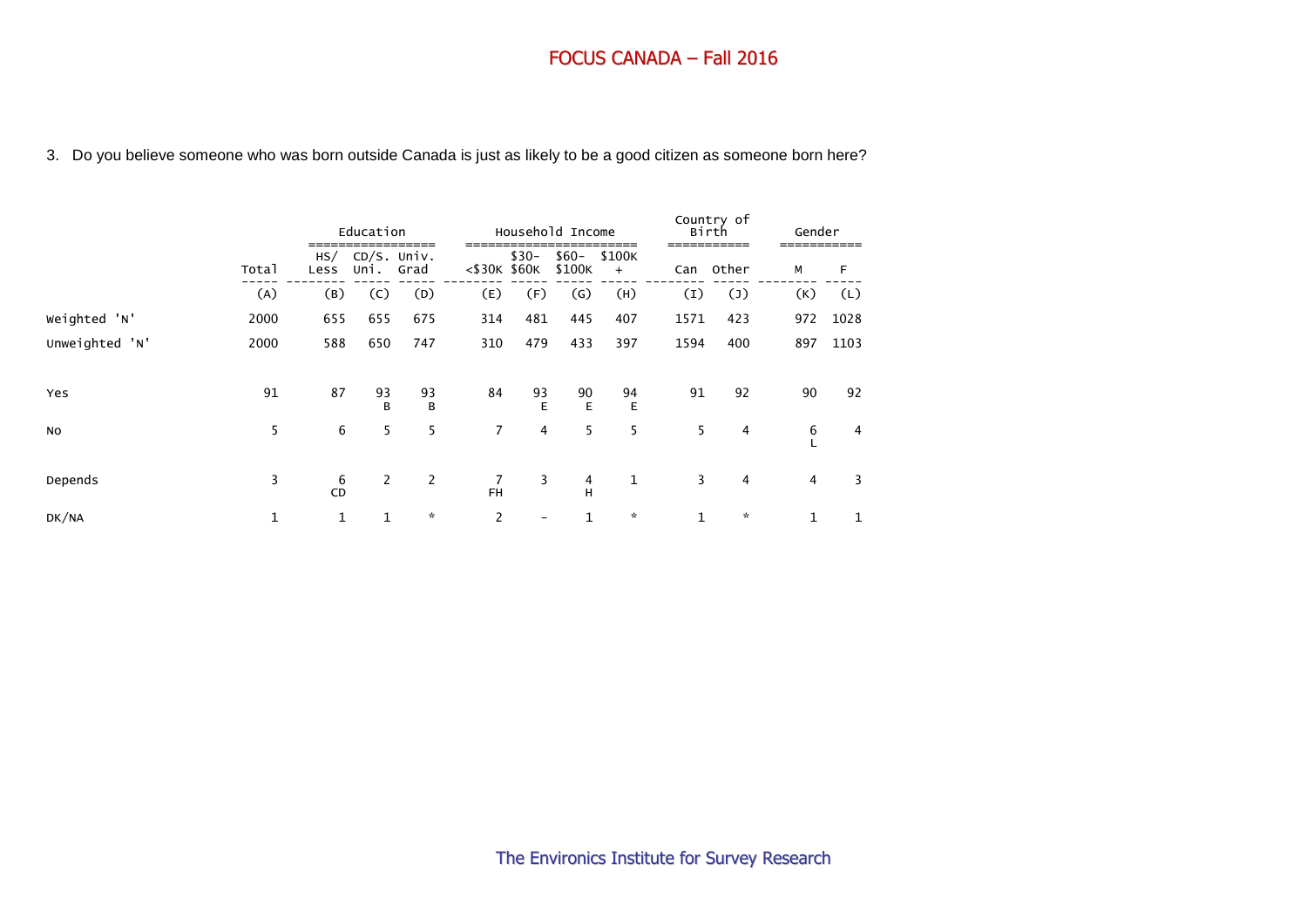## FOCUS CANADA – Fall 2016

3. Do you believe someone who was born outside Canada is just as likely to be a good citizen as someone born here?

| | | Education | | | Household Income | | | | Country of Birth | | Gender | |
|---|---|---|---|---|---|---|---|---|---|---|---|---|
| | Total | HS/ Less | CD/S. Uni. | Univ. Grad | <$30K | $30- $60K | $60- $100K | $100K + | Can | Other | M | F |
| | (A) | (B) | (C) | (D) | (E) | (F) | (G) | (H) | (I) | (J) | (K) | (L) |
| Weighted 'N' | 2000 | 655 | 655 | 675 | 314 | 481 | 445 | 407 | 1571 | 423 | 972 | 1028 |
| Unweighted 'N' | 2000 | 588 | 650 | 747 | 310 | 479 | 433 | 397 | 1594 | 400 | 897 | 1103 |
| Yes | 91 | 87 | 93 B | 93 B | 84 | 93 E | 90 E | 94 E | 91 | 92 | 90 | 92 |
| No | 5 | 6 | 5 | 5 | 7 | 4 | 5 | 5 | 5 | 4 | 6 L | 4 |
| Depends | 3 | 6 CD | 2 | 2 | 7 FH | 3 | 4 H | 1 | 3 | 4 | 4 | 3 |
| DK/NA | 1 | 1 | 1 | * | 2 | - | 1 | * | 1 | * | 1 | 1 |

The Environics Institute for Survey Research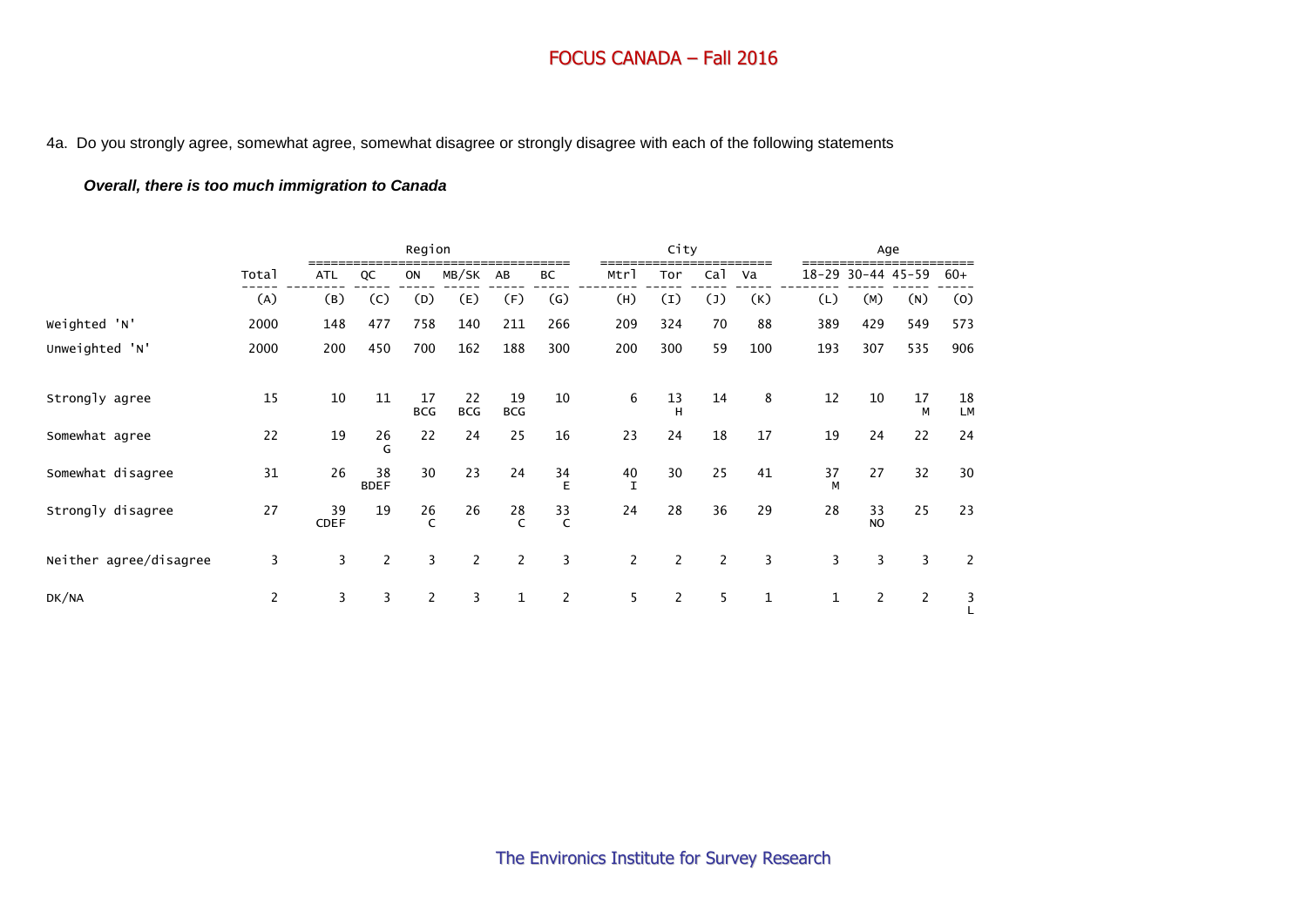4a. Do you strongly agree, somewhat agree, somewhat disagree or strongly disagree with each of the following statements

***Overall, there is too much immigration to Canada***

| | Total | Region | | | | | | City | | | | Age | | | |
|---|---|---|---|---|---|---|---|---|---|---|---|---|---|---|---|
| | Total | ATL | QC | ON | MB/SK | AB | BC | Mtrl | Tor | Cal | Va | 18-29 | 30-44 | 45-59 | 60+ |
| | (A) | (B) | (C) | (D) | (E) | (F) | (G) | (H) | (I) | (J) | (K) | (L) | (M) | (N) | (O) |
| Weighted 'N' | 2000 | 148 | 477 | 758 | 140 | 211 | 266 | 209 | 324 | 70 | 88 | 389 | 429 | 549 | 573 |
| Unweighted 'N' | 2000 | 200 | 450 | 700 | 162 | 188 | 300 | 200 | 300 | 59 | 100 | 193 | 307 | 535 | 906 |
| Strongly agree | 15 | 10 | 11 | 17 BCG | 22 BCG | 19 BCG | 10 | 6 | 13 H | 14 | 8 | 12 | 10 | 17 M | 18 LM |
| Somewhat agree | 22 | 19 | 26 G | 22 | 24 | 25 | 16 | 23 | 24 | 18 | 17 | 19 | 24 | 22 | 24 |
| Somewhat disagree | 31 | 26 | 38 BDEF | 30 | 23 | 24 | 34 E | 40 I | 30 | 25 | 41 | 37 M | 27 | 32 | 30 |
| Strongly disagree | 27 | 39 CDEF | 19 | 26 C | 26 | 28 C | 33 C | 24 | 28 | 36 | 29 | 28 | 33 NO | 25 | 23 |
| Neither agree/disagree | 3 | 3 | 2 | 3 | 2 | 2 | 3 | 2 | 2 | 2 | 3 | 3 | 3 | 3 | 2 |
| DK/NA | 2 | 3 | 3 | 2 | 3 | 1 | 2 | 5 | 2 | 5 | 1 | 1 | 2 | 2 | 3 L |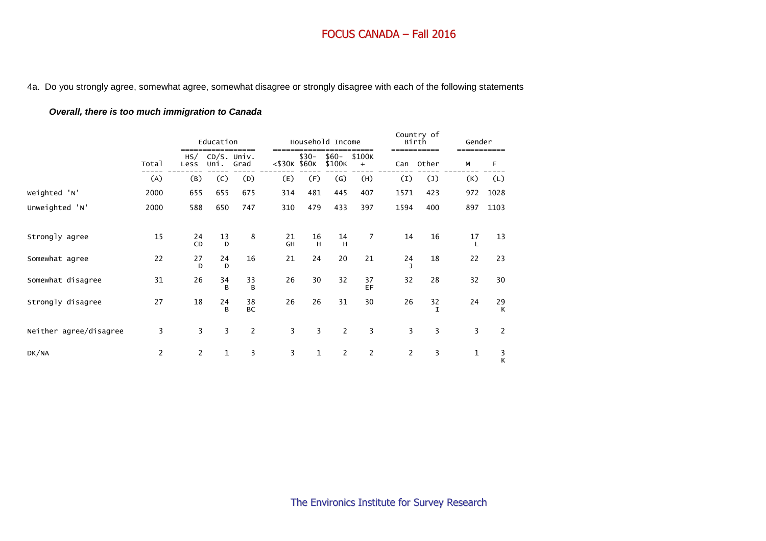# FOCUS CANADA – Fall 2016

4a. Do you strongly agree, somewhat agree, somewhat disagree or strongly disagree with each of the following statements

***Overall, there is too much immigration to Canada***

| | | Education | | | Household Income | | | | Country of Birth | | Gender | |
|---|---|---|---|---|---|---|---|---|---|---|---|---|
| | Total | HS/ Less | CD/S. Uni. | Univ. Grad | <$30K | $30-$60K | $60-$100K | $100K + | Can | Other | M | F |
| | (A) | (B) | (C) | (D) | (E) | (F) | (G) | (H) | (I) | (J) | (K) | (L) |
| Weighted 'N' | 2000 | 655 | 655 | 675 | 314 | 481 | 445 | 407 | 1571 | 423 | 972 | 1028 |
| Unweighted 'N' | 2000 | 588 | 650 | 747 | 310 | 479 | 433 | 397 | 1594 | 400 | 897 | 1103 |
| Strongly agree | 15 | 24 CD | 13 D | 8 | 21 GH | 16 H | 14 H | 7 | 14 | 16 | 17 L | 13 |
| Somewhat agree | 22 | 27 D | 24 D | 16 | 21 | 24 | 20 | 21 | 24 J | 18 | 22 | 23 |
| Somewhat disagree | 31 | 26 | 34 B | 33 B | 26 | 30 | 32 | 37 EF | 32 | 28 | 32 | 30 |
| Strongly disagree | 27 | 18 | 24 B | 38 BC | 26 | 26 | 31 | 30 | 26 | 32 I | 24 | 29 K |
| Neither agree/disagree | 3 | 3 | 3 | 2 | 3 | 3 | 2 | 3 | 3 | 3 | 3 | 2 |
| DK/NA | 2 | 2 | 1 | 3 | 3 | 1 | 2 | 2 | 2 | 3 | 1 | 3 K |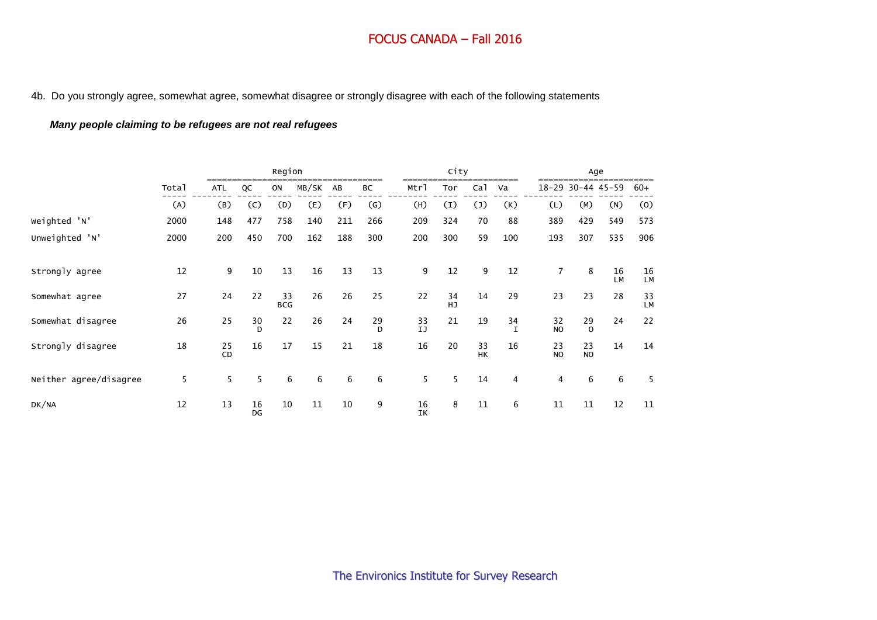## FOCUS CANADA – Fall 2016

4b. Do you strongly agree, somewhat agree, somewhat disagree or strongly disagree with each of the following statements

***Many people claiming to be refugees are not real refugees***

| | | Region | | | | | | City | | | | Age | | | |
|---|---|---|---|---|---|---|---|---|---|---|---|---|---|---|---|
| | Total | ATL | QC | ON | MB/SK | AB | BC | Mtrl | Tor | Cal | Va | 18-29 | 30-44 | 45-59 | 60+ |
| | (A) | (B) | (C) | (D) | (E) | (F) | (G) | (H) | (I) | (J) | (K) | (L) | (M) | (N) | (O) |
| Weighted 'N' | 2000 | 148 | 477 | 758 | 140 | 211 | 266 | 209 | 324 | 70 | 88 | 389 | 429 | 549 | 573 |
| Unweighted 'N' | 2000 | 200 | 450 | 700 | 162 | 188 | 300 | 200 | 300 | 59 | 100 | 193 | 307 | 535 | 906 |
| Strongly agree | 12 | 9 | 10 | 13 | 16 | 13 | 13 | 9 | 12 | 9 | 12 | 7 | 8 | 16 LM | 16 LM |
| Somewhat agree | 27 | 24 | 22 | 33 BCG | 26 | 26 | 25 | 22 | 34 HJ | 14 | 29 | 23 | 23 | 28 | 33 LM |
| Somewhat disagree | 26 | 25 | 30 D | 22 | 26 | 24 | 29 D | 33 IJ | 21 | 19 | 34 I | 32 NO | 29 O | 24 | 22 |
| Strongly disagree | 18 | 25 CD | 16 | 17 | 15 | 21 | 18 | 16 | 20 | 33 HK | 16 | 23 NO | 23 NO | 14 | 14 |
| Neither agree/disagree | 5 | 5 | 5 | 6 | 6 | 6 | 6 | 5 | 5 | 14 | 4 | 4 | 6 | 6 | 5 |
| DK/NA | 12 | 13 | 16 DG | 10 | 11 | 10 | 9 | 16 IK | 8 | 11 | 6 | 11 | 11 | 12 | 11 |

The Environics Institute for Survey Research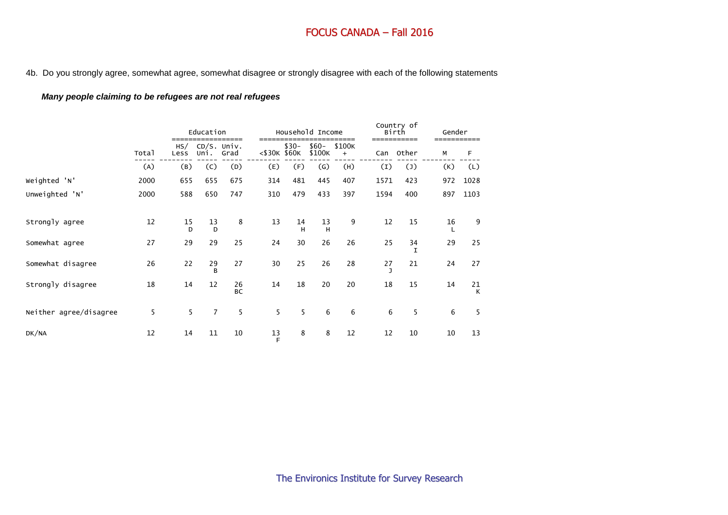4b. Do you strongly agree, somewhat agree, somewhat disagree or strongly disagree with each of the following statements

***Many people claiming to be refugees are not real refugees***

| | Total | Education | | | Household Income | | | | Country of Birth | | Gender | |
|---|---|---|---|---|---|---|---|---|---|---|---|---|
| | | HS/ Less | CD/S. Uni. | Univ. Grad | <$30K | $30-$60K | $60-$100K | $100K + | Can | Other | M | F |
| | (A) | (B) | (C) | (D) | (E) | (F) | (G) | (H) | (I) | (J) | (K) | (L) |
| Weighted 'N' | 2000 | 655 | 655 | 675 | 314 | 481 | 445 | 407 | 1571 | 423 | 972 | 1028 |
| Unweighted 'N' | 2000 | 588 | 650 | 747 | 310 | 479 | 433 | 397 | 1594 | 400 | 897 | 1103 |
| Strongly agree | 12 | 15 D | 13 D | 8 | 13 | 14 H | 13 H | 9 | 12 | 15 | 16 L | 9 |
| Somewhat agree | 27 | 29 | 29 | 25 | 24 | 30 | 26 | 26 | 25 | 34 I | 29 | 25 |
| Somewhat disagree | 26 | 22 | 29 B | 27 | 30 | 25 | 26 | 28 | 27 J | 21 | 24 | 27 |
| Strongly disagree | 18 | 14 | 12 | 26 BC | 14 | 18 | 20 | 20 | 18 | 15 | 14 | 21 K |
| Neither agree/disagree | 5 | 5 | 7 | 5 | 5 | 5 | 6 | 6 | 6 | 5 | 6 | 5 |
| DK/NA | 12 | 14 | 11 | 10 | 13 F | 8 | 8 | 12 | 12 | 10 | 10 | 13 |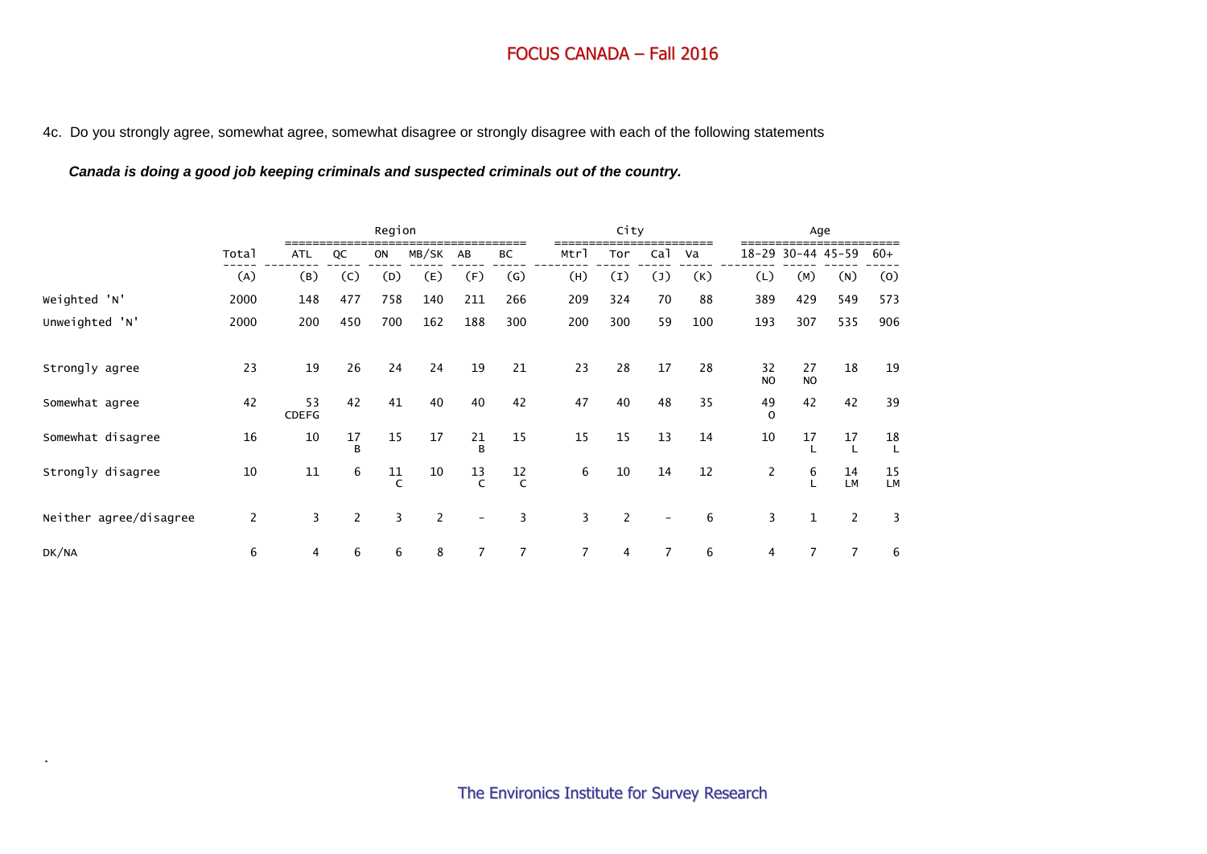4c. Do you strongly agree, somewhat agree, somewhat disagree or strongly disagree with each of the following statements

***Canada is doing a good job keeping criminals and suspected criminals out of the country.***

| | Total | Region | | | | | | City | | | | Age | | | |
|---|---|---|---|---|---|---|---|---|---|---|---|---|---|---|---|
| | Total | ATL | QC | ON | MB/SK | AB | BC | Mtrl | Tor | Cal | Va | 18-29 | 30-44 | 45-59 | 60+ |
| | (A) | (B) | (C) | (D) | (E) | (F) | (G) | (H) | (I) | (J) | (K) | (L) | (M) | (N) | (O) |
| Weighted 'N' | 2000 | 148 | 477 | 758 | 140 | 211 | 266 | 209 | 324 | 70 | 88 | 389 | 429 | 549 | 573 |
| Unweighted 'N' | 2000 | 200 | 450 | 700 | 162 | 188 | 300 | 200 | 300 | 59 | 100 | 193 | 307 | 535 | 906 |
| Strongly agree | 23 | 19 | 26 | 24 | 24 | 19 | 21 | 23 | 28 | 17 | 28 | 32 NO | 27 NO | 18 | 19 |
| Somewhat agree | 42 | 53 CDEFG | 42 | 41 | 40 | 40 | 42 | 47 | 40 | 48 | 35 | 49 O | 42 | 42 | 39 |
| Somewhat disagree | 16 | 10 | 17 B | 15 | 17 | 21 B | 15 | 15 | 15 | 13 | 14 | 10 | 17 L | 17 L | 18 L |
| Strongly disagree | 10 | 11 | 6 | 11 C | 10 | 13 C | 12 C | 6 | 10 | 14 | 12 | 2 | 6 L | 14 LM | 15 LM |
| Neither agree/disagree | 2 | 3 | 2 | 3 | 2 | - | 3 | 3 | 2 | - | 6 | 3 | 1 | 2 | 3 |
| DK/NA | 6 | 4 | 6 | 6 | 8 | 7 | 7 | 7 | 4 | 7 | 6 | 4 | 7 | 7 | 6 |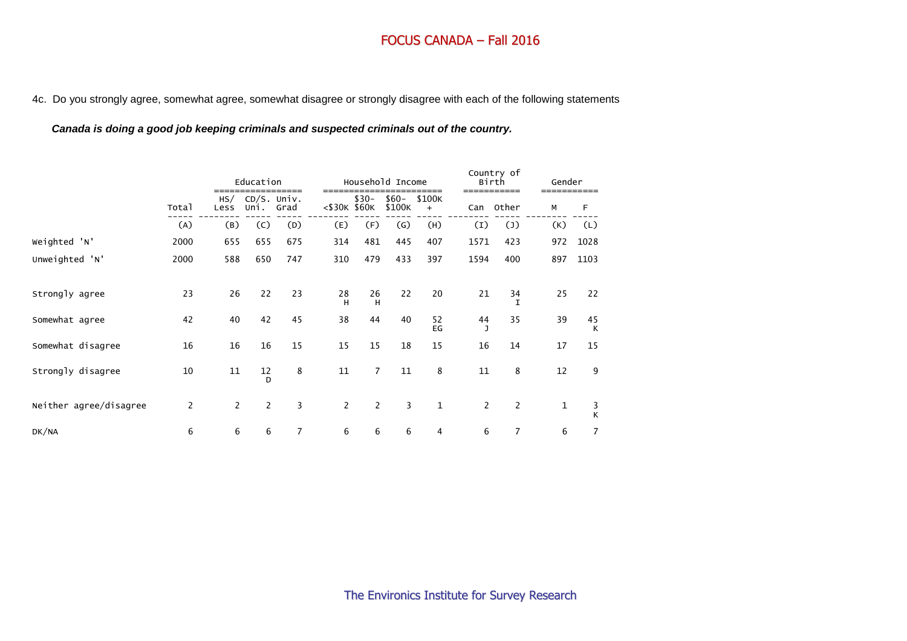4c. Do you strongly agree, somewhat agree, somewhat disagree or strongly disagree with each of the following statements

***Canada is doing a good job keeping criminals and suspected criminals out of the country.***

| | | Education | | | Household Income | | | | Country of Birth | | Gender | |
|---|---|---|---|---|---|---|---|---|---|---|---|---|
| | Total | HS/ Less | CD/S. Uni. | Univ. Grad | <$30K | $30- $60K | $60- $100K | $100K + | Can | Other | M | F |
| | (A) | (B) | (C) | (D) | (E) | (F) | (G) | (H) | (I) | (J) | (K) | (L) |
| Weighted 'N' | 2000 | 655 | 655 | 675 | 314 | 481 | 445 | 407 | 1571 | 423 | 972 | 1028 |
| Unweighted 'N' | 2000 | 588 | 650 | 747 | 310 | 479 | 433 | 397 | 1594 | 400 | 897 | 1103 |
| Strongly agree | 23 | 26 | 22 | 23 | 28 H | 26 H | 22 | 20 | 21 | 34 I | 25 | 22 |
| Somewhat agree | 42 | 40 | 42 | 45 | 38 | 44 | 40 | 52 EG | 44 J | 35 | 39 | 45 K |
| Somewhat disagree | 16 | 16 | 16 | 15 | 15 | 15 | 18 | 15 | 16 | 14 | 17 | 15 |
| Strongly disagree | 10 | 11 | 12 D | 8 | 11 | 7 | 11 | 8 | 11 | 8 | 12 | 9 |
| Neither agree/disagree | 2 | 2 | 2 | 3 | 2 | 2 | 3 | 1 | 2 | 2 | 1 | 3 K |
| DK/NA | 6 | 6 | 6 | 7 | 6 | 6 | 6 | 4 | 6 | 7 | 6 | 7 |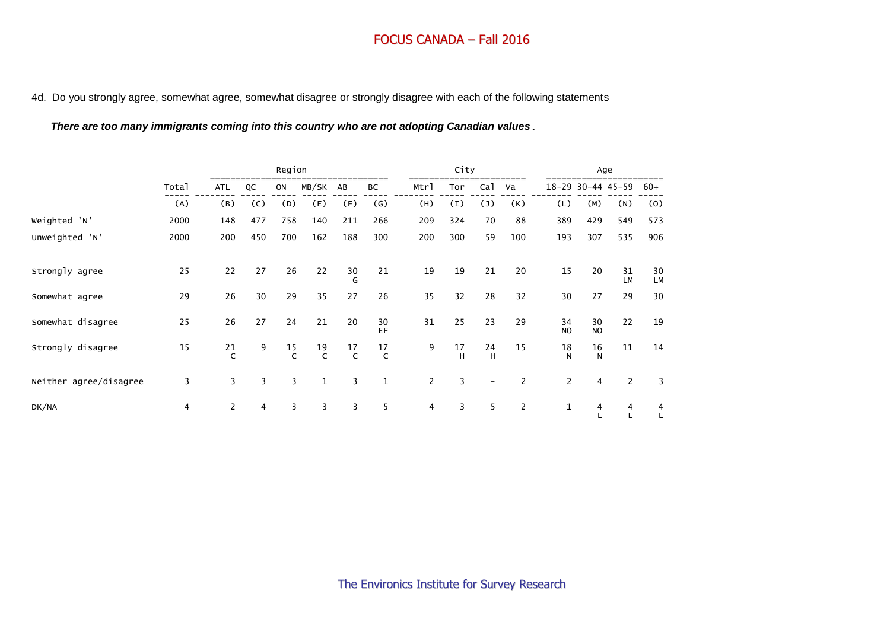# FOCUS CANADA – Fall 2016

4d. Do you strongly agree, somewhat agree, somewhat disagree or strongly disagree with each of the following statements

***There are too many immigrants coming into this country who are not adopting Canadian values.***

| | | Region | | | | | | City | | | | Age | | | |
|---|---|---|---|---|---|---|---|---|---|---|---|---|---|---|---|
| | Total | ATL | QC | ON | MB/SK | AB | BC | Mtrl | Tor | Cal | Va | 18-29 | 30-44 | 45-59 | 60+ |
| | (A) | (B) | (C) | (D) | (E) | (F) | (G) | (H) | (I) | (J) | (K) | (L) | (M) | (N) | (O) |
| Weighted 'N' | 2000 | 148 | 477 | 758 | 140 | 211 | 266 | 209 | 324 | 70 | 88 | 389 | 429 | 549 | 573 |
| Unweighted 'N' | 2000 | 200 | 450 | 700 | 162 | 188 | 300 | 200 | 300 | 59 | 100 | 193 | 307 | 535 | 906 |
| Strongly agree | 25 | 22 | 27 | 26 | 22 | 30 G | 21 | 19 | 19 | 21 | 20 | 15 | 20 | 31 LM | 30 LM |
| Somewhat agree | 29 | 26 | 30 | 29 | 35 | 27 | 26 | 35 | 32 | 28 | 32 | 30 | 27 | 29 | 30 |
| Somewhat disagree | 25 | 26 | 27 | 24 | 21 | 20 | 30 EF | 31 | 25 | 23 | 29 | 34 NO | 30 NO | 22 | 19 |
| Strongly disagree | 15 | 21 C | 9 | 15 C | 19 C | 17 C | 17 C | 9 | 17 H | 24 H | 15 | 18 N | 16 N | 11 | 14 |
| Neither agree/disagree | 3 | 3 | 3 | 3 | 1 | 3 | 1 | 2 | 3 | - | 2 | 2 | 4 | 2 | 3 |
| DK/NA | 4 | 2 | 4 | 3 | 3 | 3 | 5 | 4 | 3 | 5 | 2 | 1 | 4 L | 4 L | 4 L |

The Environics Institute for Survey Research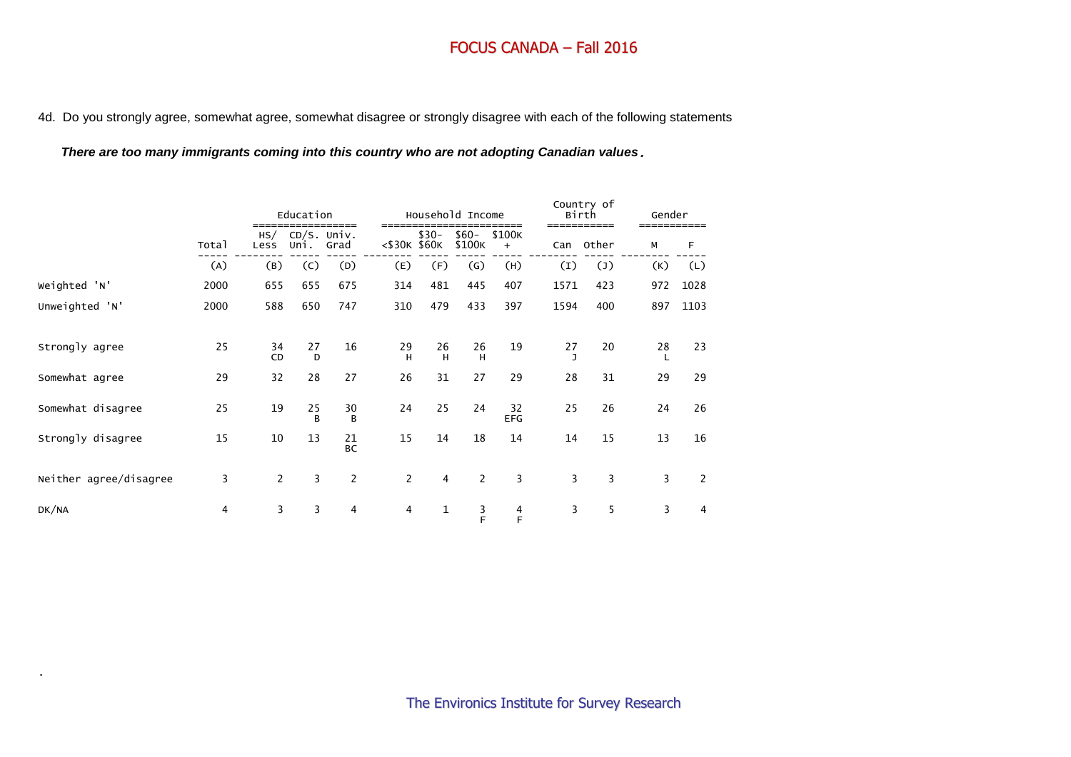4d. Do you strongly agree, somewhat agree, somewhat disagree or strongly disagree with each of the following statements

***There are too many immigrants coming into this country who are not adopting Canadian values.***

| | Total | Education | | | Household Income | | | | Country of Birth | | Gender | |
|---|---|---|---|---|---|---|---|---|---|---|---|---|
| | | HS/ Less | CD/S. Uni. | Univ. Grad | <$30K | $30- $60K | $60- $100K | $100K + | Can | Other | M | F |
| | (A) | (B) | (C) | (D) | (E) | (F) | (G) | (H) | (I) | (J) | (K) | (L) |
| Weighted 'N' | 2000 | 655 | 655 | 675 | 314 | 481 | 445 | 407 | 1571 | 423 | 972 | 1028 |
| Unweighted 'N' | 2000 | 588 | 650 | 747 | 310 | 479 | 433 | 397 | 1594 | 400 | 897 | 1103 |
| Strongly agree | 25 | 34 CD | 27 D | 16 | 29 H | 26 H | 26 H | 19 | 27 J | 20 | 28 L | 23 |
| Somewhat agree | 29 | 32 | 28 | 27 | 26 | 31 | 27 | 29 | 28 | 31 | 29 | 29 |
| Somewhat disagree | 25 | 19 | 25 B | 30 B | 24 | 25 | 24 | 32 EFG | 25 | 26 | 24 | 26 |
| Strongly disagree | 15 | 10 | 13 | 21 BC | 15 | 14 | 18 | 14 | 14 | 15 | 13 | 16 |
| Neither agree/disagree | 3 | 2 | 3 | 2 | 2 | 4 | 2 | 3 | 3 | 3 | 3 | 2 |
| DK/NA | 4 | 3 | 3 | 4 | 4 | 1 | 3 F | 4 F | 3 | 5 | 3 | 4 |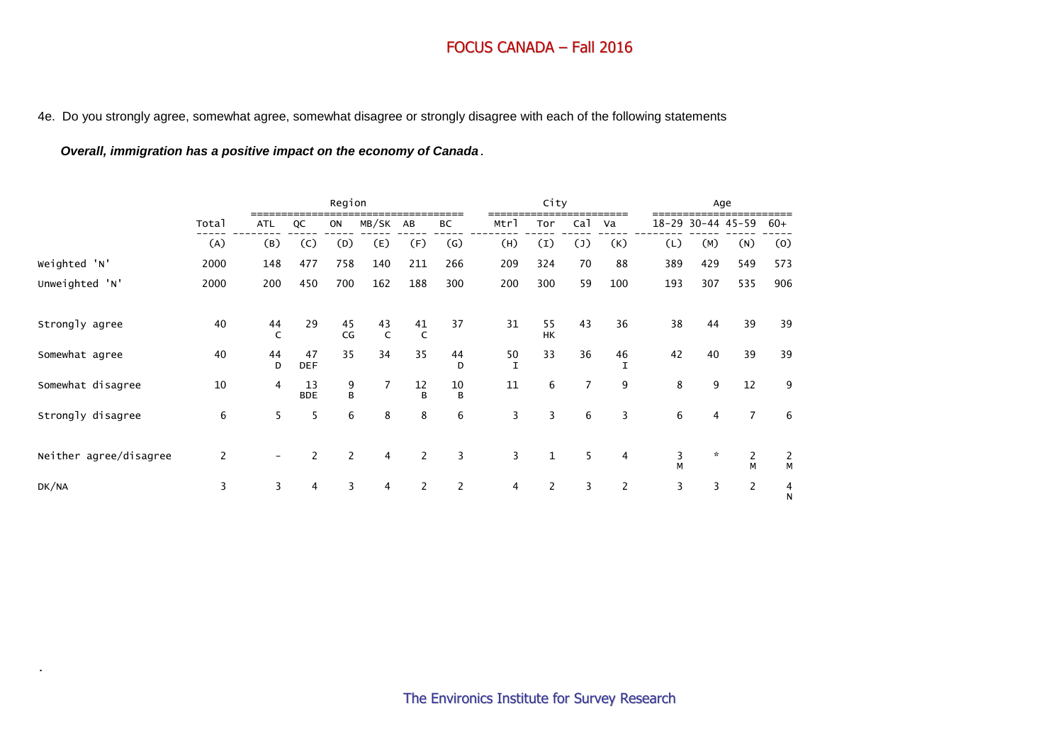4e. Do you strongly agree, somewhat agree, somewhat disagree or strongly disagree with each of the following statements

***Overall, immigration has a positive impact on the economy of Canada*.**

| | | Region | | | | | | City | | | | Age | | | |
|---|---|---|---|---|---|---|---|---|---|---|---|---|---|---|---|
| | Total | ATL | QC | ON | MB/SK | AB | BC | Mtrl | Tor | Cal | Va | 18-29 | 30-44 | 45-59 | 60+ |
| | (A) | (B) | (C) | (D) | (E) | (F) | (G) | (H) | (I) | (J) | (K) | (L) | (M) | (N) | (O) |
| Weighted 'N' | 2000 | 148 | 477 | 758 | 140 | 211 | 266 | 209 | 324 | 70 | 88 | 389 | 429 | 549 | 573 |
| Unweighted 'N' | 2000 | 200 | 450 | 700 | 162 | 188 | 300 | 200 | 300 | 59 | 100 | 193 | 307 | 535 | 906 |
| Strongly agree | 40 | 44 C | 29 | 45 CG | 43 C | 41 C | 37 | 31 | 55 HK | 43 | 36 | 38 | 44 | 39 | 39 |
| Somewhat agree | 40 | 44 D | 47 DEF | 35 | 34 | 35 | 44 D | 50 I | 33 | 36 | 46 I | 42 | 40 | 39 | 39 |
| Somewhat disagree | 10 | 4 | 13 BDE | 9 B | 7 | 12 B | 10 B | 11 | 6 | 7 | 9 | 8 | 9 | 12 | 9 |
| Strongly disagree | 6 | 5 | 5 | 6 | 8 | 8 | 6 | 3 | 3 | 6 | 3 | 6 | 4 | 7 | 6 |
| Neither agree/disagree | 2 | - | 2 | 2 | 4 | 2 | 3 | 3 | 1 | 5 | 4 | 3 M | * | 2 M | 2 M |
| DK/NA | 3 | 3 | 4 | 3 | 4 | 2 | 2 | 4 | 2 | 3 | 2 | 3 | 3 | 2 | 4 N |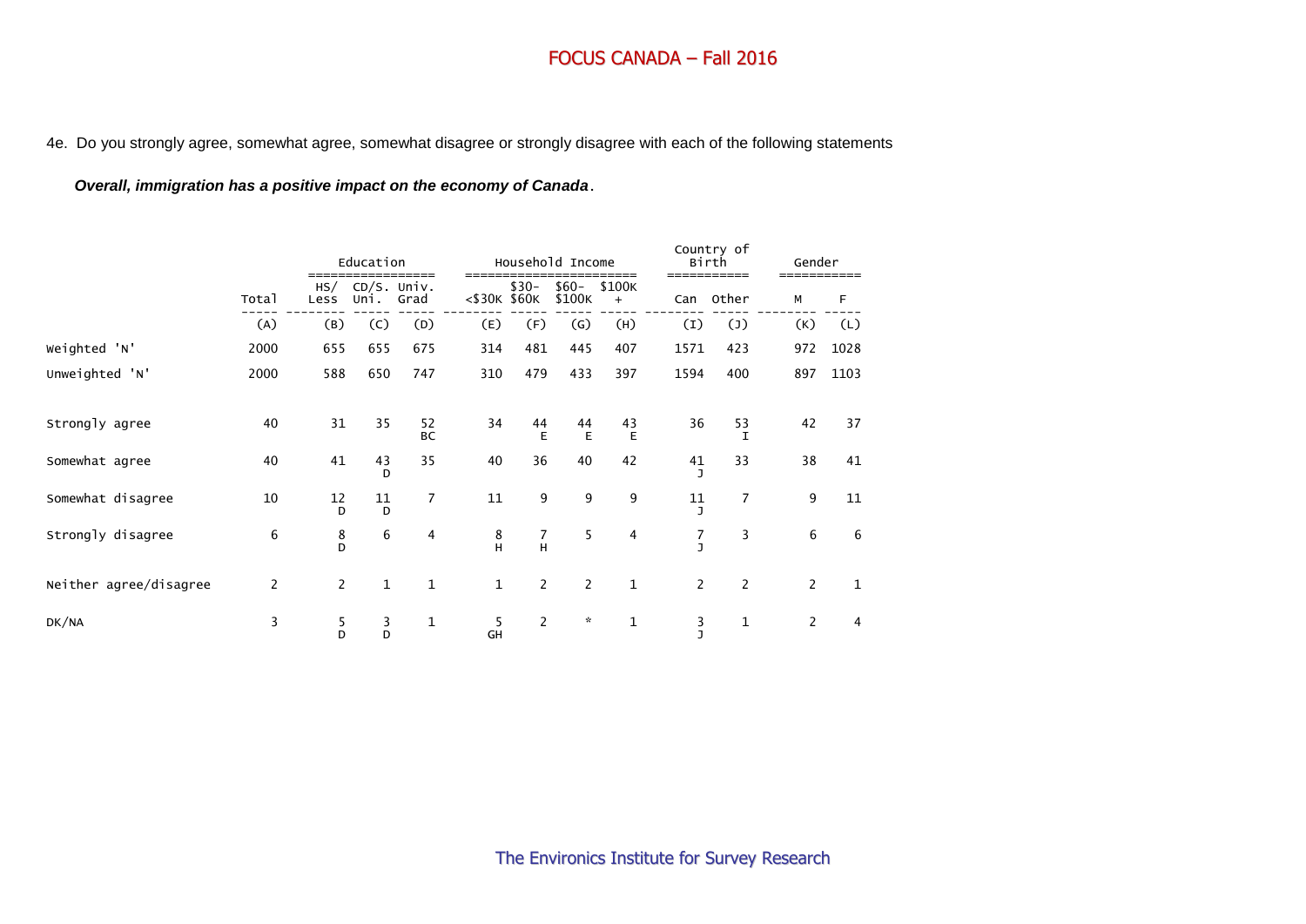4e. Do you strongly agree, somewhat agree, somewhat disagree or strongly disagree with each of the following statements

***Overall, immigration has a positive impact on the economy of Canada*.**

| | Total | Education | | | Household Income | | | | Country of Birth | | Gender | |
|---|---|---|---|---|---|---|---|---|---|---|---|---|
| | | HS/ Less | CD/S. Uni. | Univ. Grad | <$30K | $30- $60K | $60- $100K | $100K + | Can | Other | M | F |
| | (A) | (B) | (C) | (D) | (E) | (F) | (G) | (H) | (I) | (J) | (K) | (L) |
| Weighted 'N' | 2000 | 655 | 655 | 675 | 314 | 481 | 445 | 407 | 1571 | 423 | 972 | 1028 |
| Unweighted 'N' | 2000 | 588 | 650 | 747 | 310 | 479 | 433 | 397 | 1594 | 400 | 897 | 1103 |
| Strongly agree | 40 | 31 | 35 | 52 BC | 34 | 44 E | 44 E | 43 E | 36 | 53 I | 42 | 37 |
| Somewhat agree | 40 | 41 | 43 D | 35 | 40 | 36 | 40 | 42 | 41 J | 33 | 38 | 41 |
| Somewhat disagree | 10 | 12 D | 11 D | 7 | 11 | 9 | 9 | 9 | 11 J | 7 | 9 | 11 |
| Strongly disagree | 6 | 8 D | 6 | 4 | 8 H | 7 H | 5 | 4 | 7 J | 3 | 6 | 6 |
| Neither agree/disagree | 2 | 2 | 1 | 1 | 1 | 2 | 2 | 1 | 2 | 2 | 2 | 1 |
| DK/NA | 3 | 5 D | 3 D | 1 | 5 GH | 2 | * | 1 | 3 J | 1 | 2 | 4 |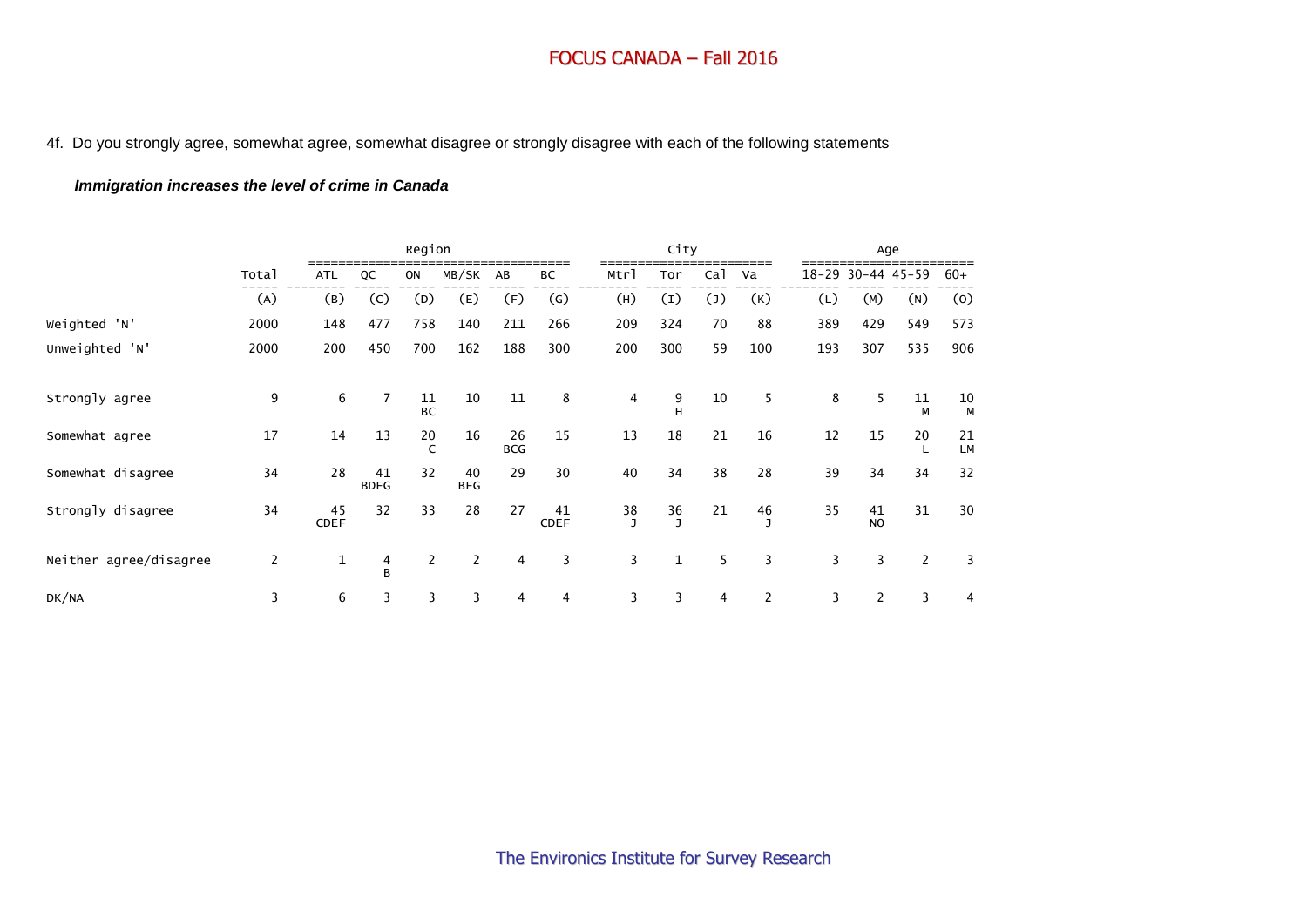4f. Do you strongly agree, somewhat agree, somewhat disagree or strongly disagree with each of the following statements

***Immigration increases the level of crime in Canada***

| | Total | Region | | | | | | City | | | | Age | | | |
|---|---|---|---|---|---|---|---|---|---|---|---|---|---|---|---|
| | Total | ATL | QC | ON | MB/SK | AB | BC | Mtrl | Tor | Cal | Va | 18-29 | 30-44 | 45-59 | 60+ |
| | (A) | (B) | (C) | (D) | (E) | (F) | (G) | (H) | (I) | (J) | (K) | (L) | (M) | (N) | (O) |
| Weighted 'N' | 2000 | 148 | 477 | 758 | 140 | 211 | 266 | 209 | 324 | 70 | 88 | 389 | 429 | 549 | 573 |
| Unweighted 'N' | 2000 | 200 | 450 | 700 | 162 | 188 | 300 | 200 | 300 | 59 | 100 | 193 | 307 | 535 | 906 |
| Strongly agree | 9 | 6 | 7 | 11 BC | 10 | 11 | 8 | 4 | 9 H | 10 | 5 | 8 | 5 | 11 M | 10 M |
| Somewhat agree | 17 | 14 | 13 | 20 C | 16 | 26 BCG | 15 | 13 | 18 | 21 | 16 | 12 | 15 | 20 L | 21 LM |
| Somewhat disagree | 34 | 28 | 41 BDFG | 32 | 40 BFG | 29 | 30 | 40 | 34 | 38 | 28 | 39 | 34 | 34 | 32 |
| Strongly disagree | 34 | 45 CDEF | 32 | 33 | 28 | 27 | 41 CDEF | 38 J | 36 J | 21 | 46 J | 35 | 41 NO | 31 | 30 |
| Neither agree/disagree | 2 | 1 | 4 B | 2 | 2 | 4 | 3 | 3 | 1 | 5 | 3 | 3 | 3 | 2 | 3 |
| DK/NA | 3 | 6 | 3 | 3 | 3 | 4 | 4 | 3 | 3 | 4 | 2 | 3 | 2 | 3 | 4 |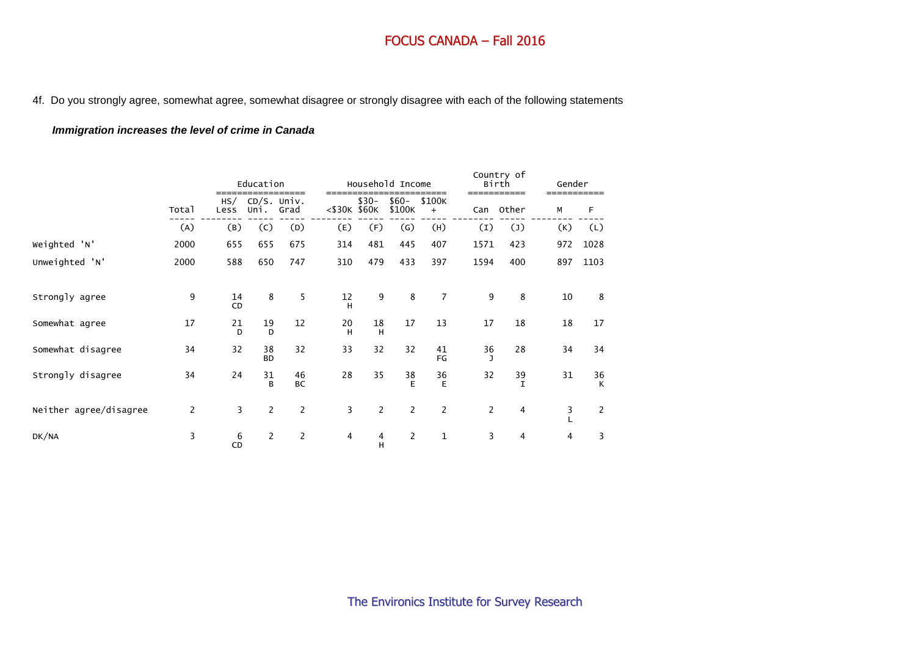## FOCUS CANADA – Fall 2016

4f. Do you strongly agree, somewhat agree, somewhat disagree or strongly disagree with each of the following statements

***Immigration increases the level of crime in Canada***

| | | Education | | | Household Income | | | | Country of Birth | | Gender | |
|---|---|---|---|---|---|---|---|---|---|---|---|---|
| | Total | HS/ Less | CD/S. Uni. | Univ. Grad | <$30K | $30- $60K | $60- $100K | $100K + | Can | Other | M | F |
| | (A) | (B) | (C) | (D) | (E) | (F) | (G) | (H) | (I) | (J) | (K) | (L) |
| Weighted 'N' | 2000 | 655 | 655 | 675 | 314 | 481 | 445 | 407 | 1571 | 423 | 972 | 1028 |
| Unweighted 'N' | 2000 | 588 | 650 | 747 | 310 | 479 | 433 | 397 | 1594 | 400 | 897 | 1103 |
| Strongly agree | 9 | 14 CD | 8 | 5 | 12 H | 9 | 8 | 7 | 9 | 8 | 10 | 8 |
| Somewhat agree | 17 | 21 D | 19 D | 12 | 20 H | 18 H | 17 | 13 | 17 | 18 | 18 | 17 |
| Somewhat disagree | 34 | 32 | 38 BD | 32 | 33 | 32 | 32 | 41 FG | 36 J | 28 | 34 | 34 |
| Strongly disagree | 34 | 24 | 31 B | 46 BC | 28 | 35 | 38 E | 36 E | 32 | 39 I | 31 | 36 K |
| Neither agree/disagree | 2 | 3 | 2 | 2 | 3 | 2 | 2 | 2 | 2 | 4 | 3 L | 2 |
| DK/NA | 3 | 6 CD | 2 | 2 | 4 | 4 H | 2 | 1 | 3 | 4 | 4 | 3 |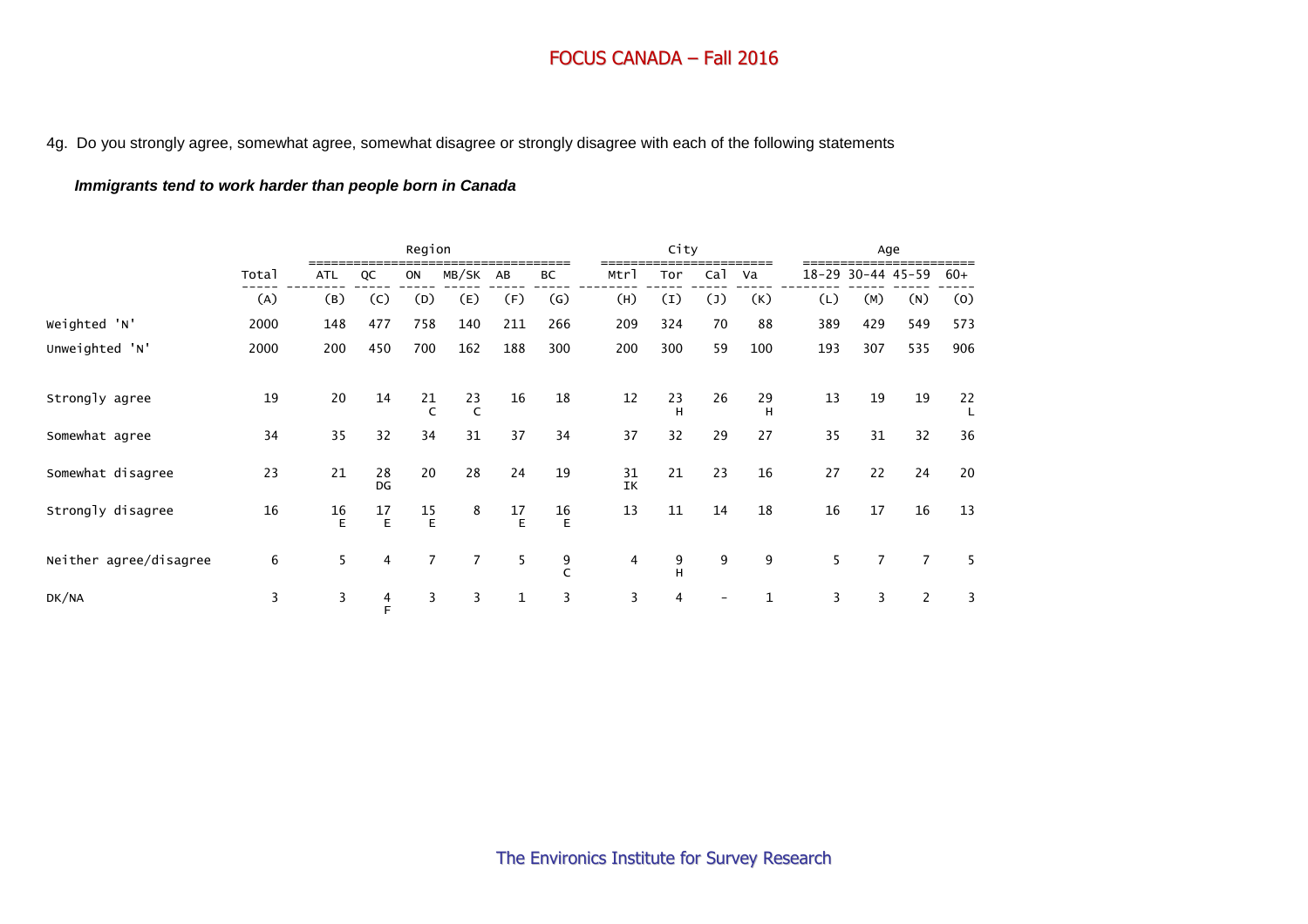# FOCUS CANADA – Fall 2016

4g. Do you strongly agree, somewhat agree, somewhat disagree or strongly disagree with each of the following statements

***Immigrants tend to work harder than people born in Canada***

| | Total | Region | | | | | | City | | | | Age | | | |
|---|---|---|---|---|---|---|---|---|---|---|---|---|---|---|---|
| | | ATL | QC | ON | MB/SK | AB | BC | Mtrl | Tor | Cal | Va | 18-29 | 30-44 | 45-59 | 60+ |
| | (A) | (B) | (C) | (D) | (E) | (F) | (G) | (H) | (I) | (J) | (K) | (L) | (M) | (N) | (O) |
| Weighted 'N' | 2000 | 148 | 477 | 758 | 140 | 211 | 266 | 209 | 324 | 70 | 88 | 389 | 429 | 549 | 573 |
| Unweighted 'N' | 2000 | 200 | 450 | 700 | 162 | 188 | 300 | 200 | 300 | 59 | 100 | 193 | 307 | 535 | 906 |
| Strongly agree | 19 | 20 | 14 | 21 C | 23 C | 16 | 18 | 12 | 23 H | 26 | 29 H | 13 | 19 | 19 | 22 L |
| Somewhat agree | 34 | 35 | 32 | 34 | 31 | 37 | 34 | 37 | 32 | 29 | 27 | 35 | 31 | 32 | 36 |
| Somewhat disagree | 23 | 21 | 28 DG | 20 | 28 | 24 | 19 | 31 IK | 21 | 23 | 16 | 27 | 22 | 24 | 20 |
| Strongly disagree | 16 | 16 E | 17 E | 15 E | 8 | 17 E | 16 E | 13 | 11 | 14 | 18 | 16 | 17 | 16 | 13 |
| Neither agree/disagree | 6 | 5 | 4 | 7 | 7 | 5 | 9 C | 4 | 9 H | 9 | 9 | 5 | 7 | 7 | 5 |
| DK/NA | 3 | 3 | 4 F | 3 | 3 | 1 | 3 | 3 | 4 | - | 1 | 3 | 3 | 2 | 3 |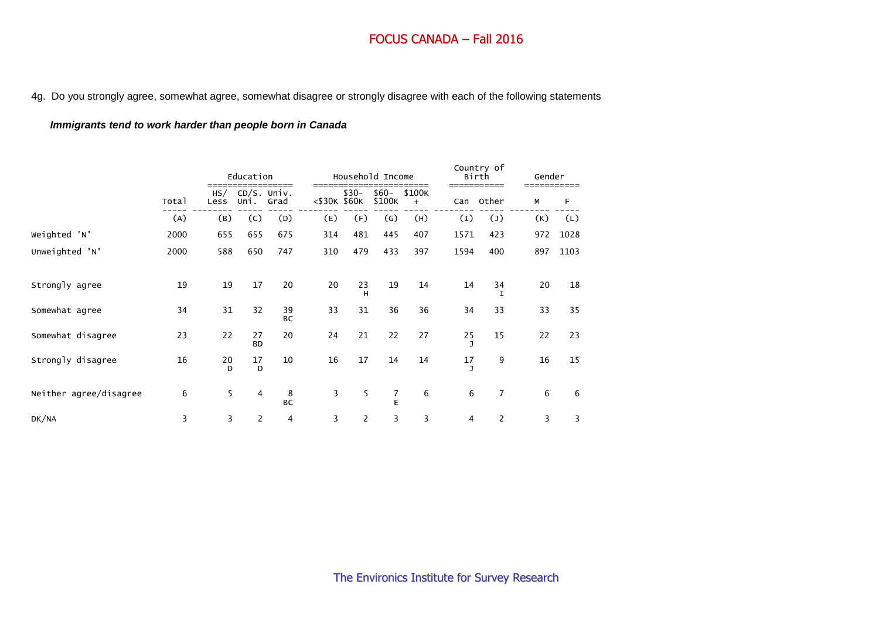4g. Do you strongly agree, somewhat agree, somewhat disagree or strongly disagree with each of the following statements

***Immigrants tend to work harder than people born in Canada***

| | | Education | | | Household Income | | | | Country of Birth | | Gender | |
|---|---|---|---|---|---|---|---|---|---|---|---|---|
| | Total | HS/ Less | CD/S. Uni. | Univ. Grad | <$30K | $30- $60K | $60- $100K | $100K + | Can | Other | M | F |
| | (A) | (B) | (C) | (D) | (E) | (F) | (G) | (H) | (I) | (J) | (K) | (L) |
| Weighted 'N' | 2000 | 655 | 655 | 675 | 314 | 481 | 445 | 407 | 1571 | 423 | 972 | 1028 |
| Unweighted 'N' | 2000 | 588 | 650 | 747 | 310 | 479 | 433 | 397 | 1594 | 400 | 897 | 1103 |
| Strongly agree | 19 | 19 | 17 | 20 | 20 | 23 H | 19 | 14 | 14 | 34 I | 20 | 18 |
| Somewhat agree | 34 | 31 | 32 | 39 BC | 33 | 31 | 36 | 36 | 34 | 33 | 33 | 35 |
| Somewhat disagree | 23 | 22 | 27 BD | 20 | 24 | 21 | 22 | 27 | 25 J | 15 | 22 | 23 |
| Strongly disagree | 16 | 20 D | 17 D | 10 | 16 | 17 | 14 | 14 | 17 J | 9 | 16 | 15 |
| Neither agree/disagree | 6 | 5 | 4 | 8 BC | 3 | 5 | 7 E | 6 | 6 | 7 | 6 | 6 |
| DK/NA | 3 | 3 | 2 | 4 | 3 | 2 | 3 | 3 | 4 | 2 | 3 | 3 |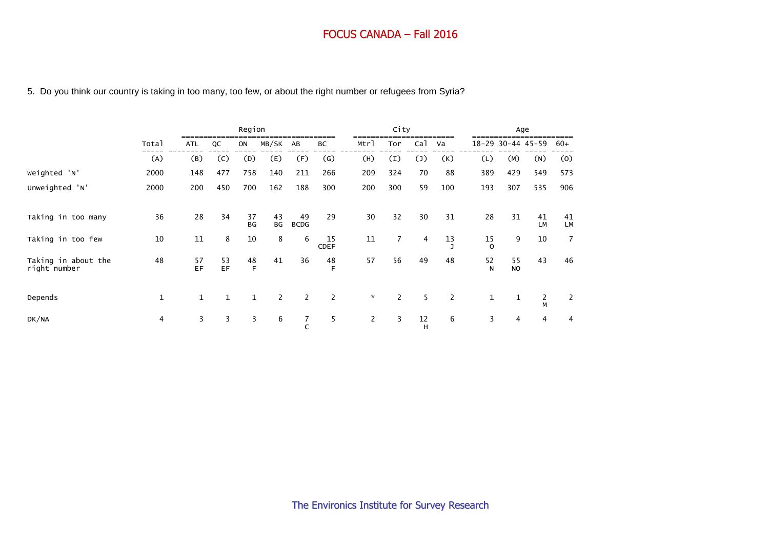5. Do you think our country is taking in too many, too few, or about the right number or refugees from Syria?

| | Total | Region | | | | | | City | | | | Age | | | |
|---|---|---|---|---|---|---|---|---|---|---|---|---|---|---|---|
| | Total | ATL | QC | ON | MB/SK | AB | BC | Mtrl | Tor | Cal | Va | 18-29 | 30-44 | 45-59 | 60+ |
| | (A) | (B) | (C) | (D) | (E) | (F) | (G) | (H) | (I) | (J) | (K) | (L) | (M) | (N) | (O) |
| Weighted 'N' | 2000 | 148 | 477 | 758 | 140 | 211 | 266 | 209 | 324 | 70 | 88 | 389 | 429 | 549 | 573 |
| Unweighted 'N' | 2000 | 200 | 450 | 700 | 162 | 188 | 300 | 200 | 300 | 59 | 100 | 193 | 307 | 535 | 906 |
| Taking in too many | 36 | 28 | 34 | 37 BG | 43 BG | 49 BCDG | 29 | 30 | 32 | 30 | 31 | 28 | 31 | 41 LM | 41 LM |
| Taking in too few | 10 | 11 | 8 | 10 | 8 | 6 | 15 CDEF | 11 | 7 | 4 | 13 J | 15 O | 9 | 10 | 7 |
| Taking in about the right number | 48 | 57 EF | 53 EF | 48 F | 41 | 36 | 48 F | 57 | 56 | 49 | 48 | 52 N | 55 NO | 43 | 46 |
| Depends | 1 | 1 | 1 | 1 | 2 | 2 | 2 | * | 2 | 5 | 2 | 1 | 1 | 2 M | 2 |
| DK/NA | 4 | 3 | 3 | 3 | 6 | 7 C | 5 | 2 | 3 | 12 H | 6 | 3 | 4 | 4 | 4 |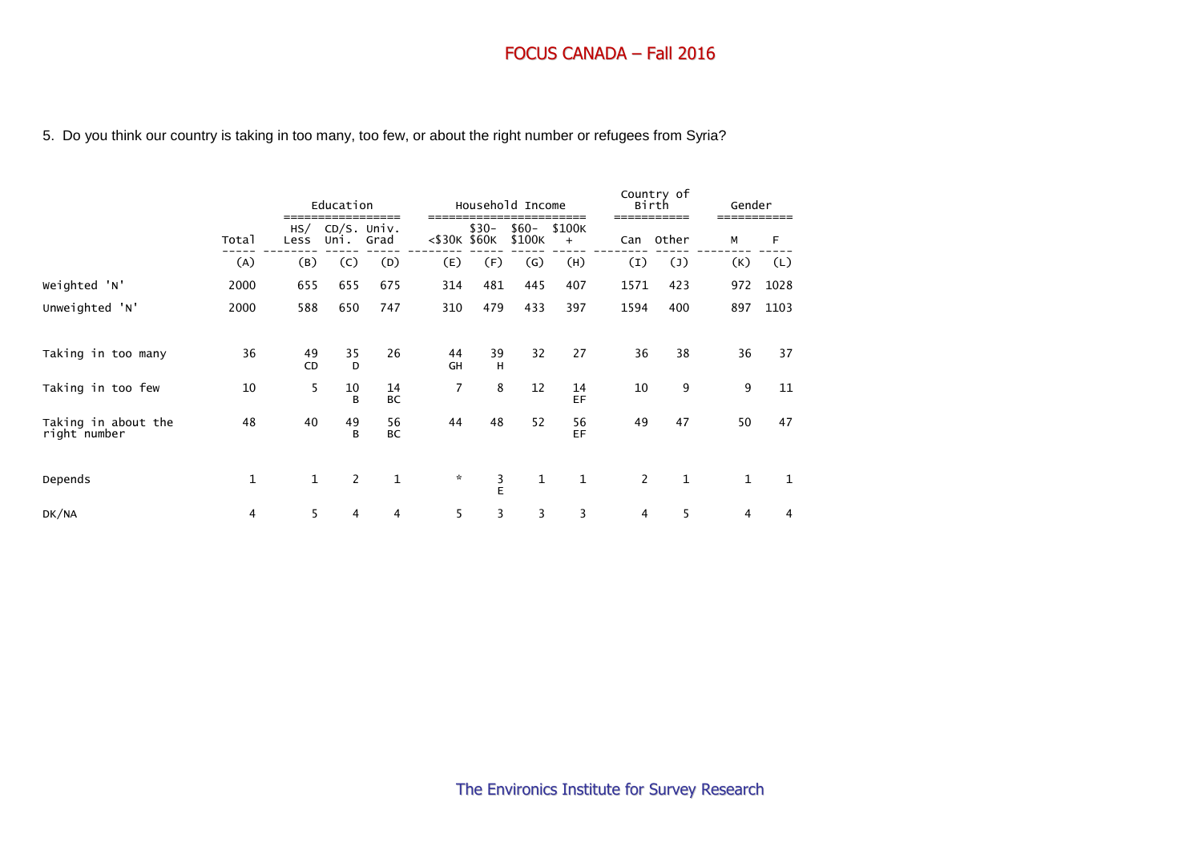5. Do you think our country is taking in too many, too few, or about the right number or refugees from Syria?

| | Total | Education | | | Household Income | | | | Country of Birth | | Gender | |
|---|---|---|---|---|---|---|---|---|---|---|---|---|
| | | HS/ Less | CD/S. Uni. | Univ. Grad | <$30K | $30- $60K | $60- $100K | $100K + | Can | Other | M | F |
| | (A) | (B) | (C) | (D) | (E) | (F) | (G) | (H) | (I) | (J) | (K) | (L) |
| Weighted 'N' | 2000 | 655 | 655 | 675 | 314 | 481 | 445 | 407 | 1571 | 423 | 972 | 1028 |
| Unweighted 'N' | 2000 | 588 | 650 | 747 | 310 | 479 | 433 | 397 | 1594 | 400 | 897 | 1103 |
| Taking in too many | 36 | 49 CD | 35 D | 26 | 44 GH | 39 H | 32 | 27 | 36 | 38 | 36 | 37 |
| Taking in too few | 10 | 5 | 10 B | 14 BC | 7 | 8 | 12 | 14 EF | 10 | 9 | 9 | 11 |
| Taking in about the right number | 48 | 40 | 49 B | 56 BC | 44 | 48 | 52 | 56 EF | 49 | 47 | 50 | 47 |
| Depends | 1 | 1 | 2 | 1 | * | 3 E | 1 | 1 | 2 | 1 | 1 | 1 |
| DK/NA | 4 | 5 | 4 | 4 | 5 | 3 | 3 | 3 | 4 | 5 | 4 | 4 |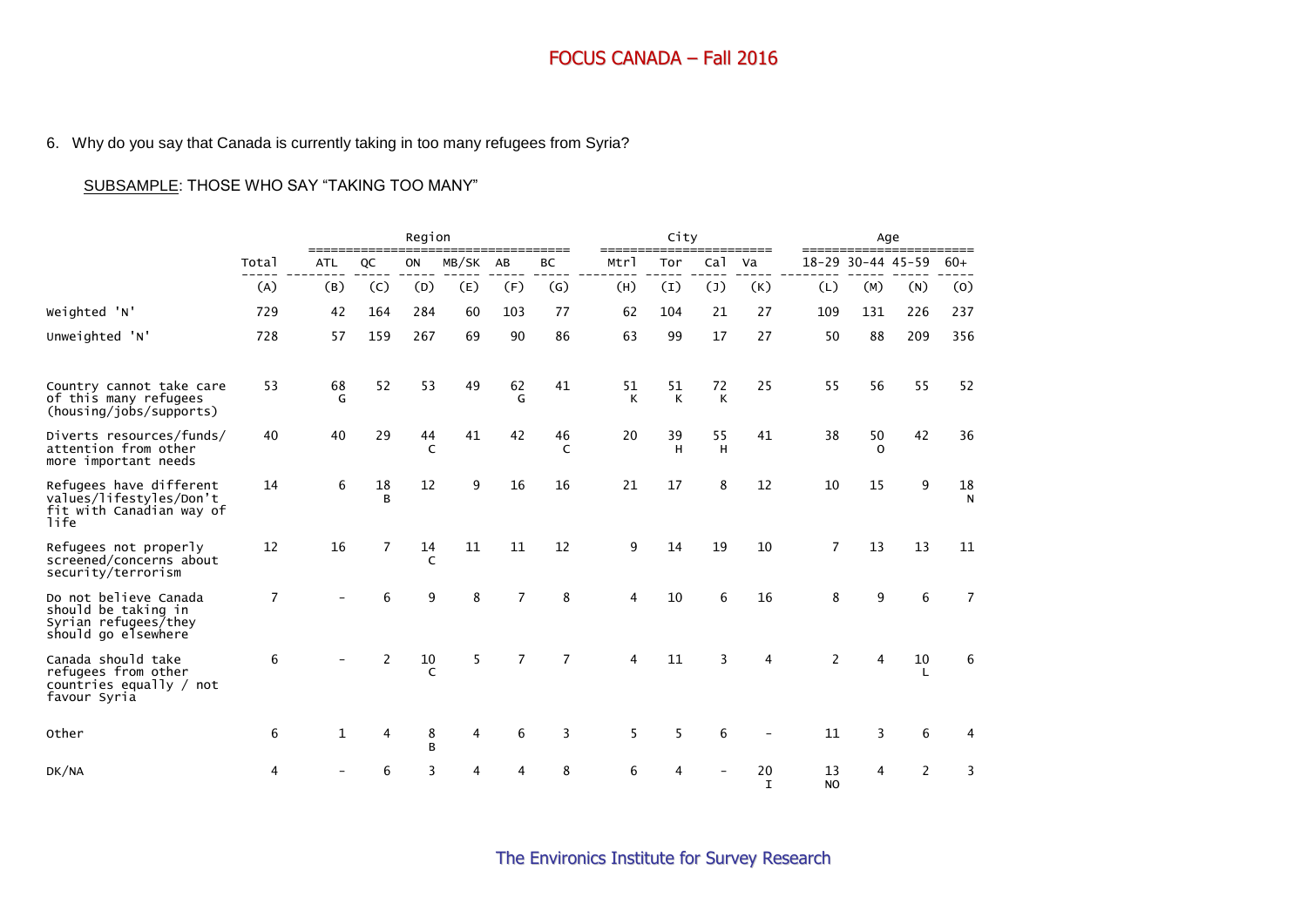## FOCUS CANADA – Fall 2016

6. Why do you say that Canada is currently taking in too many refugees from Syria?

SUBSAMPLE: THOSE WHO SAY "TAKING TOO MANY"

| | Total | Region | | | | | | City | | | | Age | | | |
|---|---|---|---|---|---|---|---|---|---|---|---|---|---|---|---|
| | | ATL | QC | ON | MB/SK | AB | BC | Mtrl | Tor | Cal | Va | 18-29 | 30-44 | 45-59 | 60+ |
| | (A) | (B) | (C) | (D) | (E) | (F) | (G) | (H) | (I) | (J) | (K) | (L) | (M) | (N) | (O) |
| Weighted 'N' | 729 | 42 | 164 | 284 | 60 | 103 | 77 | 62 | 104 | 21 | 27 | 109 | 131 | 226 | 237 |
| Unweighted 'N' | 728 | 57 | 159 | 267 | 69 | 90 | 86 | 63 | 99 | 17 | 27 | 50 | 88 | 209 | 356 |
| Country cannot take care of this many refugees (housing/jobs/supports) | 53 | 68 G | 52 | 53 | 49 | 62 G | 41 | 51 K | 51 K | 72 K | 25 | 55 | 56 | 55 | 52 |
| Diverts resources/funds/ attention from other more important needs | 40 | 40 | 29 | 44 C | 41 | 42 | 46 C | 20 | 39 H | 55 H | 41 | 38 | 50 O | 42 | 36 |
| Refugees have different values/lifestyles/Don't fit with Canadian way of life | 14 | 6 | 18 B | 12 | 9 | 16 | 16 | 21 | 17 | 8 | 12 | 10 | 15 | 9 | 18 N |
| Refugees not properly screened/concerns about security/terrorism | 12 | 16 | 7 | 14 C | 11 | 11 | 12 | 9 | 14 | 19 | 10 | 7 | 13 | 13 | 11 |
| Do not believe Canada should be taking in Syrian refugees/they should go elsewhere | 7 | - | 6 | 9 | 8 | 7 | 8 | 4 | 10 | 6 | 16 | 8 | 9 | 6 | 7 |
| Canada should take refugees from other countries equally / not favour Syria | 6 | - | 2 | 10 C | 5 | 7 | 7 | 4 | 11 | 3 | 4 | 2 | 4 | 10 L | 6 |
| Other | 6 | 1 | 4 | 8 B | 4 | 6 | 3 | 5 | 5 | 6 | - | 11 | 3 | 6 | 4 |
| DK/NA | 4 | - | 6 | 3 | 4 | 4 | 8 | 6 | 4 | - | 20 I | 13 NO | 4 | 2 | 3 |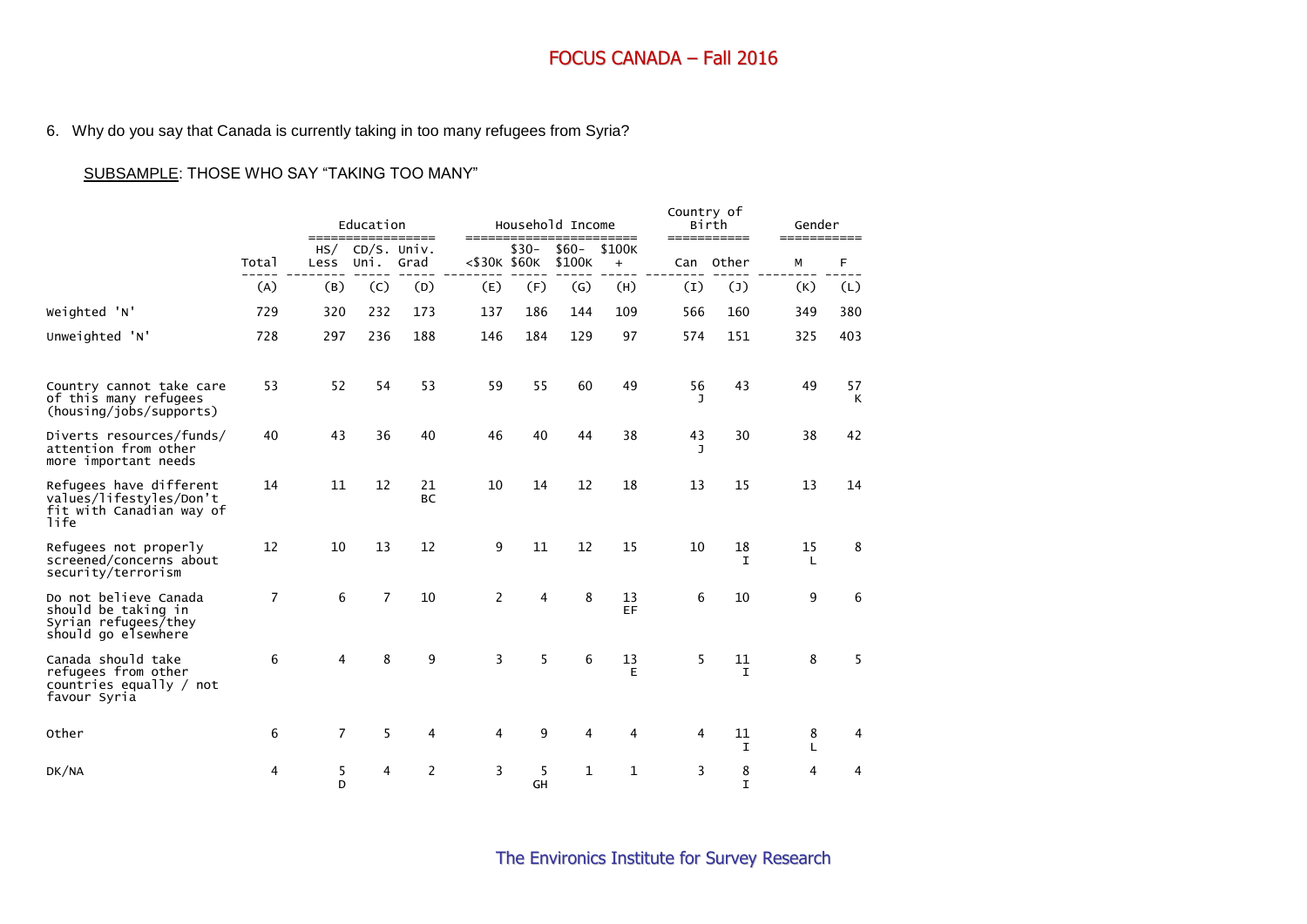6. Why do you say that Canada is currently taking in too many refugees from Syria?

SUBSAMPLE: THOSE WHO SAY "TAKING TOO MANY"

| | Total | Education | | | Household Income | | | | Country of Birth | | Gender | |
|---|---|---|---|---|---|---|---|---|---|---|---|---|
| | | HS/ Less | CD/S. Uni. | Univ. Grad | <$30K | $30- $60K | $60- $100K | $100K + | Can | Other | M | F |
| | (A) | (B) | (C) | (D) | (E) | (F) | (G) | (H) | (I) | (J) | (K) | (L) |
| Weighted 'N' | 729 | 320 | 232 | 173 | 137 | 186 | 144 | 109 | 566 | 160 | 349 | 380 |
| Unweighted 'N' | 728 | 297 | 236 | 188 | 146 | 184 | 129 | 97 | 574 | 151 | 325 | 403 |
| Country cannot take care of this many refugees (housing/jobs/supports) | 53 | 52 | 54 | 53 | 59 | 55 | 60 | 49 | 56 J | 43 | 49 | 57 K |
| Diverts resources/funds/ attention from other more important needs | 40 | 43 | 36 | 40 | 46 | 40 | 44 | 38 | 43 J | 30 | 38 | 42 |
| Refugees have different values/lifestyles/Don't fit with Canadian way of life | 14 | 11 | 12 | 21 BC | 10 | 14 | 12 | 18 | 13 | 15 | 13 | 14 |
| Refugees not properly screened/concerns about security/terrorism | 12 | 10 | 13 | 12 | 9 | 11 | 12 | 15 | 10 | 18 I | 15 L | 8 |
| Do not believe Canada should be taking in Syrian refugees/they should go elsewhere | 7 | 6 | 7 | 10 | 2 | 4 | 8 | 13 EF | 6 | 10 | 9 | 6 |
| Canada should take refugees from other countries equally / not favour Syria | 6 | 4 | 8 | 9 | 3 | 5 | 6 | 13 E | 5 | 11 I | 8 | 5 |
| Other | 6 | 7 | 5 | 4 | 4 | 9 | 4 | 4 | 4 | 11 I | 8 L | 4 |
| DK/NA | 4 | 5 D | 4 | 2 | 3 | 5 GH | 1 | 1 | 3 | 8 I | 4 | 4 |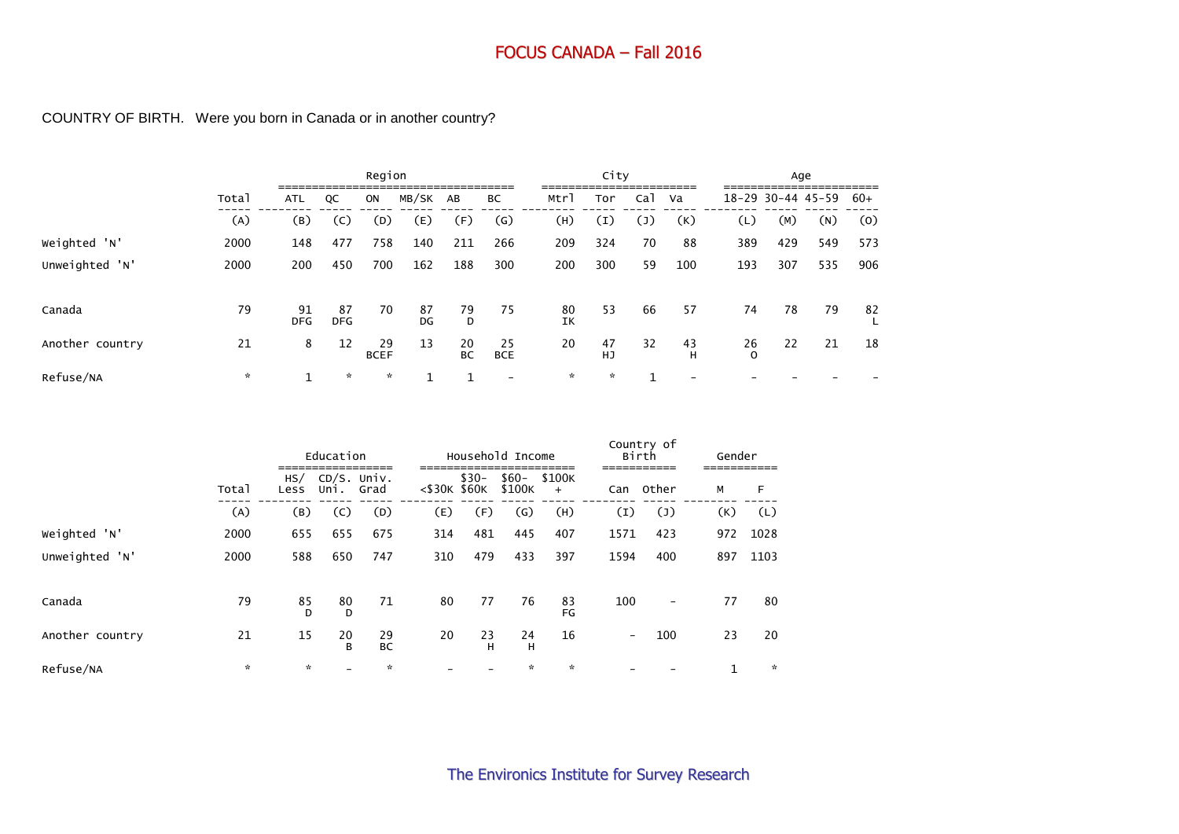COUNTRY OF BIRTH. Were you born in Canada or in another country?

| | Total | Region | | | | | | City | | | | Age | | | |
|---|---|---|---|---|---|---|---|---|---|---|---|---|---|---|---|
| | | ATL | QC | ON | MB/SK | AB | BC | Mtrl | Tor | Cal | Va | 18-29 | 30-44 | 45-59 | 60+ |
| | (A) | (B) | (C) | (D) | (E) | (F) | (G) | (H) | (I) | (J) | (K) | (L) | (M) | (N) | (O) |
| Weighted 'N' | 2000 | 148 | 477 | 758 | 140 | 211 | 266 | 209 | 324 | 70 | 88 | 389 | 429 | 549 | 573 |
| Unweighted 'N' | 2000 | 200 | 450 | 700 | 162 | 188 | 300 | 200 | 300 | 59 | 100 | 193 | 307 | 535 | 906 |
| Canada | 79 | 91 DFG | 87 DFG | 70 | 87 DG | 79 D | 75 | 80 IK | 53 | 66 | 57 | 74 | 78 | 79 | 82 L |
| Another country | 21 | 8 | 12 | 29 BCEF | 13 | 20 BC | 25 BCE | 20 | 47 HJ | 32 | 43 H | 26 O | 22 | 21 | 18 |
| Refuse/NA | * | 1 | * | * | 1 | 1 | - | * | * | 1 | - | - | - | - | - |

| | Total | Education | | | Household Income | | | | Country of Birth | | Gender | |
|---|---|---|---|---|---|---|---|---|---|---|---|---|
| | | HS/ Less | CD/S. Uni. | Univ. Grad | <$30K | $30- $60K | $60- $100K | $100K + | Can | Other | M | F |
| | (A) | (B) | (C) | (D) | (E) | (F) | (G) | (H) | (I) | (J) | (K) | (L) |
| Weighted 'N' | 2000 | 655 | 655 | 675 | 314 | 481 | 445 | 407 | 1571 | 423 | 972 | 1028 |
| Unweighted 'N' | 2000 | 588 | 650 | 747 | 310 | 479 | 433 | 397 | 1594 | 400 | 897 | 1103 |
| Canada | 79 | 85 D | 80 D | 71 | 80 | 77 | 76 | 83 FG | 100 | - | 77 | 80 |
| Another country | 21 | 15 | 20 B | 29 BC | 20 | 23 H | 24 H | 16 | - | 100 | 23 | 20 |
| Refuse/NA | * | * | - | * | - | - | * | * | - | - | 1 | * |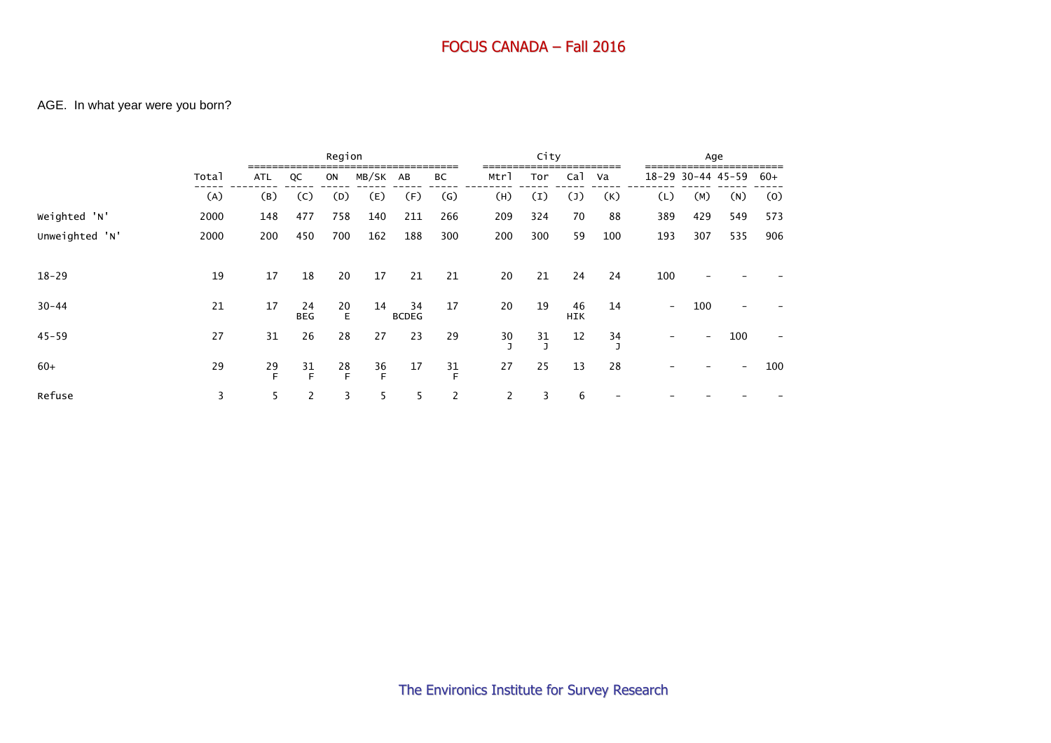AGE. In what year were you born?

| | Total | Region | | | | | | City | | | | Age | | | |
|---|---|---|---|---|---|---|---|---|---|---|---|---|---|---|---|
| | Total | ATL | QC | ON | MB/SK | AB | BC | Mtrl | Tor | Cal | Va | 18-29 | 30-44 | 45-59 | 60+ |
| | (A) | (B) | (C) | (D) | (E) | (F) | (G) | (H) | (I) | (J) | (K) | (L) | (M) | (N) | (O) |
| Weighted 'N' | 2000 | 148 | 477 | 758 | 140 | 211 | 266 | 209 | 324 | 70 | 88 | 389 | 429 | 549 | 573 |
| Unweighted 'N' | 2000 | 200 | 450 | 700 | 162 | 188 | 300 | 200 | 300 | 59 | 100 | 193 | 307 | 535 | 906 |
| 18-29 | 19 | 17 | 18 | 20 | 17 | 21 | 21 | 20 | 21 | 24 | 24 | 100 | - | - | - |
| 30-44 | 21 | 17 | 24 BEG | 20 E | 14 | 34 BCDEG | 17 | 20 | 19 | 46 HIK | 14 | - | 100 | - | - |
| 45-59 | 27 | 31 | 26 | 28 | 27 | 23 | 29 | 30 J | 31 J | 12 | 34 J | - | - | 100 | - |
| 60+ | 29 | 29 F | 31 F | 28 F | 36 F | 17 | 31 F | 27 | 25 | 13 | 28 | - | - | - | 100 |
| Refuse | 3 | 5 | 2 | 3 | 5 | 5 | 2 | 2 | 3 | 6 | - | - | - | - | - |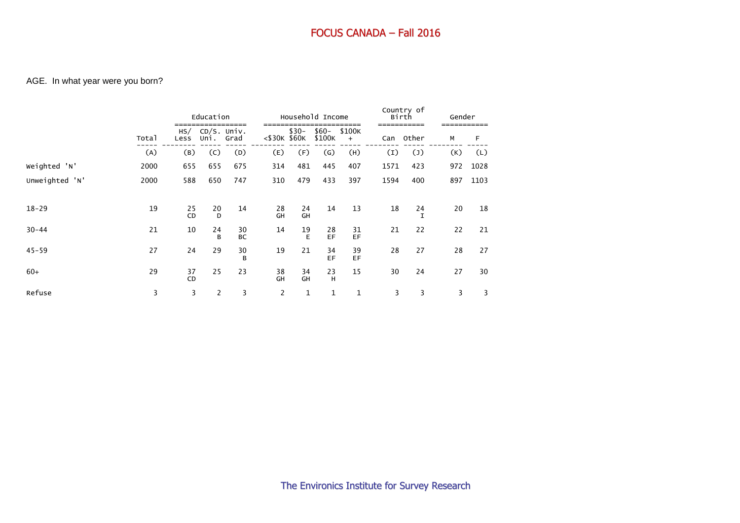# FOCUS CANADA – Fall 2016

AGE. In what year were you born?

| | Total | Education | | | Household Income | | | | Country of Birth | | Gender | |
|---|---|---|---|---|---|---|---|---|---|---|---|---|
| | Total | HS/ Less | CD/S. Uni. | Univ. Grad | <$30K | $30- $60K | $60- $100K | $100K + | Can | Other | M | F |
| | (A) | (B) | (C) | (D) | (E) | (F) | (G) | (H) | (I) | (J) | (K) | (L) |
| Weighted 'N' | 2000 | 655 | 655 | 675 | 314 | 481 | 445 | 407 | 1571 | 423 | 972 | 1028 |
| Unweighted 'N' | 2000 | 588 | 650 | 747 | 310 | 479 | 433 | 397 | 1594 | 400 | 897 | 1103 |
| 18-29 | 19 | 25 CD | 20 D | 14 | 28 GH | 24 GH | 14 | 13 | 18 | 24 I | 20 | 18 |
| 30-44 | 21 | 10 | 24 B | 30 BC | 14 | 19 E | 28 EF | 31 EF | 21 | 22 | 22 | 21 |
| 45-59 | 27 | 24 | 29 | 30 B | 19 | 21 | 34 EF | 39 EF | 28 | 27 | 28 | 27 |
| 60+ | 29 | 37 CD | 25 | 23 | 38 GH | 34 GH | 23 H | 15 | 30 | 24 | 27 | 30 |
| Refuse | 3 | 3 | 2 | 3 | 2 | 1 | 1 | 1 | 3 | 3 | 3 | 3 |

The Environics Institute for Survey Research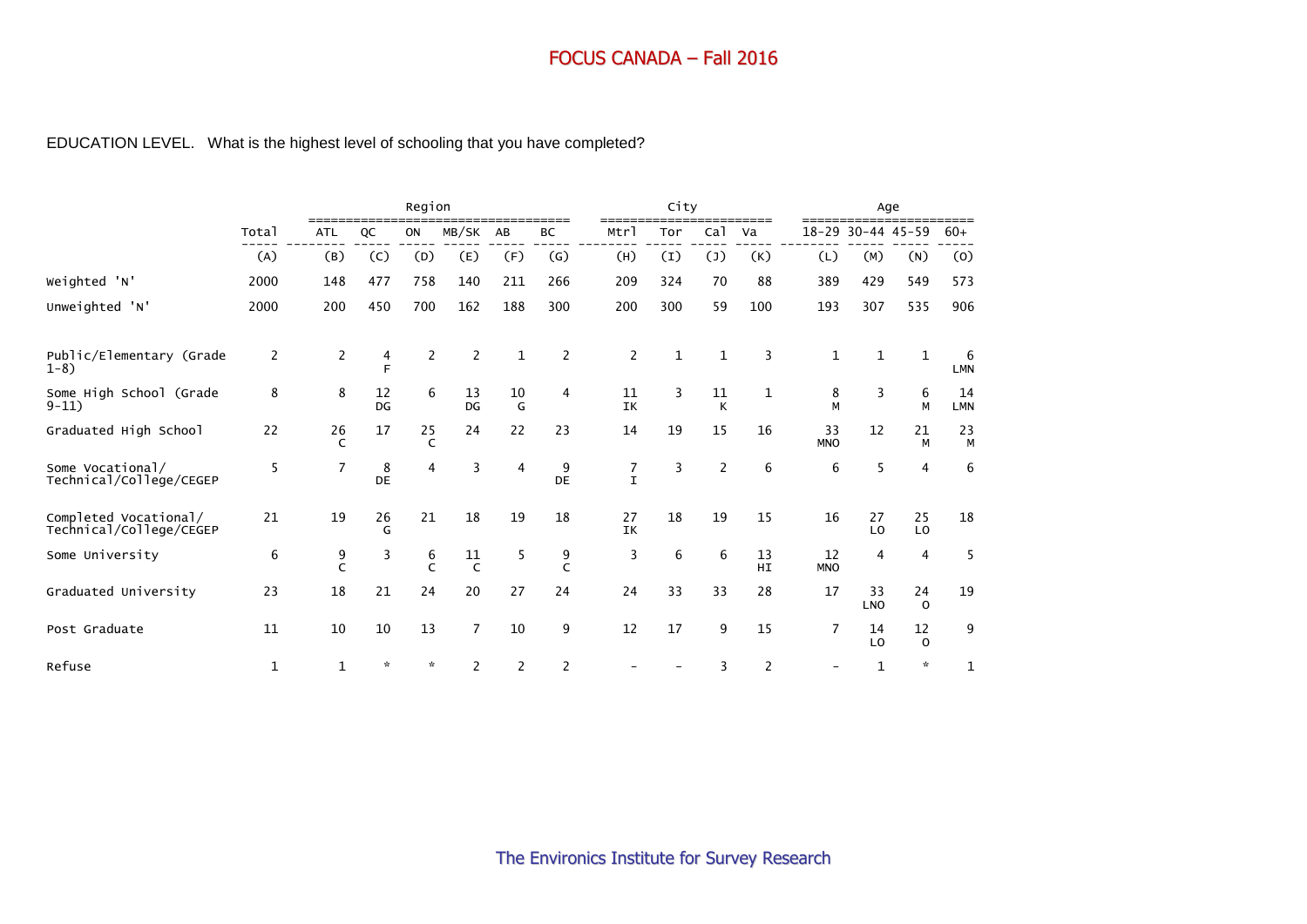EDUCATION LEVEL. What is the highest level of schooling that you have completed?

| | | Region | | | | | | City | | | | Age | | | |
|---|---|---|---|---|---|---|---|---|---|---|---|---|---|---|---|
| | Total | ATL | QC | ON | MB/SK | AB | BC | Mtrl | Tor | Cal | Va | 18-29 | 30-44 | 45-59 | 60+ |
| | (A) | (B) | (C) | (D) | (E) | (F) | (G) | (H) | (I) | (J) | (K) | (L) | (M) | (N) | (O) |
| Weighted 'N' | 2000 | 148 | 477 | 758 | 140 | 211 | 266 | 209 | 324 | 70 | 88 | 389 | 429 | 549 | 573 |
| Unweighted 'N' | 2000 | 200 | 450 | 700 | 162 | 188 | 300 | 200 | 300 | 59 | 100 | 193 | 307 | 535 | 906 |
| Public/Elementary (Grade 1-8) | 2 | 2 | 4 F | 2 | 2 | 1 | 2 | 2 | 1 | 1 | 3 | 1 | 1 | 1 | 6 LMN |
| Some High School (Grade 9-11) | 8 | 8 | 12 DG | 6 | 13 DG | 10 G | 4 | 11 IK | 3 | 11 K | 1 | 8 M | 3 | 6 M | 14 LMN |
| Graduated High School | 22 | 26 C | 17 | 25 C | 24 | 22 | 23 | 14 | 19 | 15 | 16 | 33 MNO | 12 | 21 M | 23 M |
| Some Vocational/ Technical/College/CEGEP | 5 | 7 | 8 DE | 4 | 3 | 4 | 9 DE | 7 I | 3 | 2 | 6 | 6 | 5 | 4 | 6 |
| Completed Vocational/ Technical/College/CEGEP | 21 | 19 | 26 G | 21 | 18 | 19 | 18 | 27 IK | 18 | 19 | 15 | 16 | 27 LO | 25 LO | 18 |
| Some University | 6 | 9 C | 3 | 6 C | 11 C | 5 | 9 C | 3 | 6 | 6 | 13 HI | 12 MNO | 4 | 4 | 5 |
| Graduated University | 23 | 18 | 21 | 24 | 20 | 27 | 24 | 24 | 33 | 33 | 28 | 17 | 33 LNO | 24 O | 19 |
| Post Graduate | 11 | 10 | 10 | 13 | 7 | 10 | 9 | 12 | 17 | 9 | 15 | 7 | 14 LO | 12 O | 9 |
| Refuse | 1 | 1 | * | * | 2 | 2 | 2 | - | - | 3 | 2 | - | 1 | * | 1 |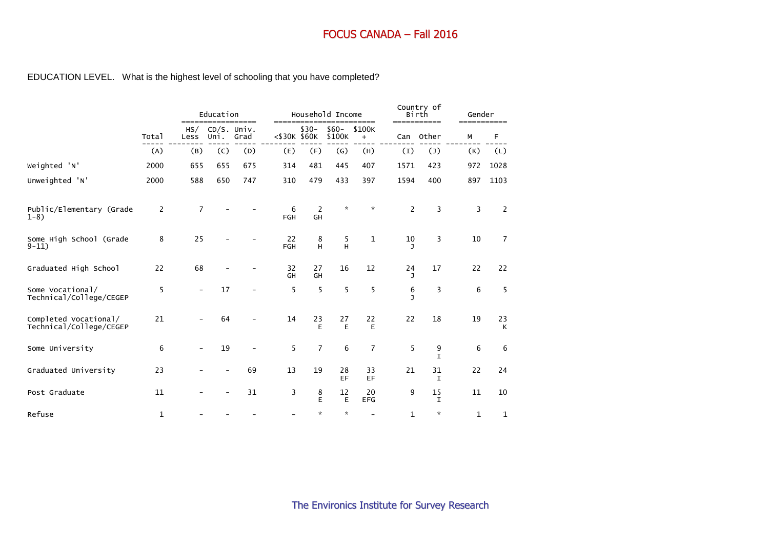# FOCUS CANADA – Fall 2016

EDUCATION LEVEL. What is the highest level of schooling that you have completed?

| | | Education | | | Household Income | | | | Country of Birth | | Gender | |
|---|---|---|---|---|---|---|---|---|---|---|---|---|
| | Total | HS/ Less | CD/S. Uni. | Univ. Grad | <$30K | $30-$60K | $60-$100K | $100K + | Can | Other | M | F |
| | (A) | (B) | (C) | (D) | (E) | (F) | (G) | (H) | (I) | (J) | (K) | (L) |
| Weighted 'N' | 2000 | 655 | 655 | 675 | 314 | 481 | 445 | 407 | 1571 | 423 | 972 | 1028 |
| Unweighted 'N' | 2000 | 588 | 650 | 747 | 310 | 479 | 433 | 397 | 1594 | 400 | 897 | 1103 |
| Public/Elementary (Grade 1-8) | 2 | 7 | - | - | 6 FGH | 2 GH | * | * | 2 | 3 | 3 | 2 |
| Some High School (Grade 9-11) | 8 | 25 | - | - | 22 FGH | 8 H | 5 H | 1 | 10 J | 3 | 10 | 7 |
| Graduated High School | 22 | 68 | - | - | 32 GH | 27 GH | 16 | 12 | 24 J | 17 | 22 | 22 |
| Some Vocational/ Technical/College/CEGEP | 5 | - | 17 | - | 5 | 5 | 5 | 5 | 6 J | 3 | 6 | 5 |
| Completed Vocational/ Technical/College/CEGEP | 21 | - | 64 | - | 14 | 23 E | 27 E | 22 E | 22 | 18 | 19 | 23 K |
| Some University | 6 | - | 19 | - | 5 | 7 | 6 | 7 | 5 | 9 I | 6 | 6 |
| Graduated University | 23 | - | - | 69 | 13 | 19 | 28 EF | 33 EF | 21 | 31 I | 22 | 24 |
| Post Graduate | 11 | - | - | 31 | 3 | 8 E | 12 E | 20 EFG | 9 | 15 I | 11 | 10 |
| Refuse | 1 | - | - | - | - | * | * | - | 1 | * | 1 | 1 |

The Environics Institute for Survey Research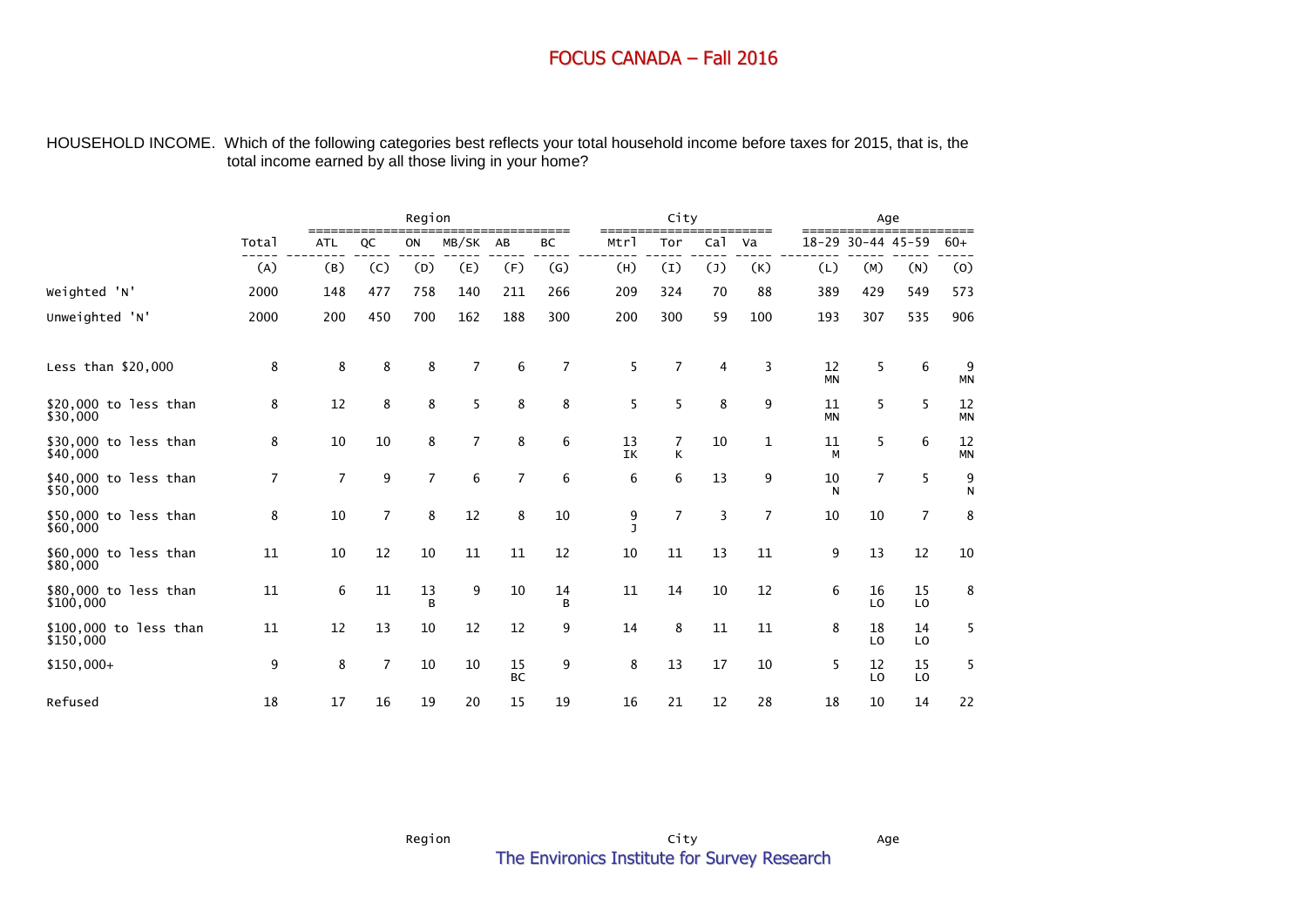# FOCUS CANADA – Fall 2016

HOUSEHOLD INCOME. Which of the following categories best reflects your total household income before taxes for 2015, that is, the total income earned by all those living in your home?

| | | Region | | | | | | City | | | | Age | | | |
|---|---|---|---|---|---|---|---|---|---|---|---|---|---|---|---|
| | Total | ATL | QC | ON | MB/SK | AB | BC | Mtrl | Tor | Cal | Va | 18-29 | 30-44 | 45-59 | 60+ |
| | (A) | (B) | (C) | (D) | (E) | (F) | (G) | (H) | (I) | (J) | (K) | (L) | (M) | (N) | (O) |
| Weighted 'N' | 2000 | 148 | 477 | 758 | 140 | 211 | 266 | 209 | 324 | 70 | 88 | 389 | 429 | 549 | 573 |
| Unweighted 'N' | 2000 | 200 | 450 | 700 | 162 | 188 | 300 | 200 | 300 | 59 | 100 | 193 | 307 | 535 | 906 |
| Less than $20,000 | 8 | 8 | 8 | 8 | 7 | 6 | 7 | 5 | 7 | 4 | 3 | 12 MN | 5 | 6 | 9 MN |
| $20,000 to less than $30,000 | 8 | 12 | 8 | 8 | 5 | 8 | 8 | 5 | 5 | 8 | 9 | 11 MN | 5 | 5 | 12 MN |
| $30,000 to less than $40,000 | 8 | 10 | 10 | 8 | 7 | 8 | 6 | 13 IK | 7 K | 10 | 1 | 11 M | 5 | 6 | 12 MN |
| $40,000 to less than $50,000 | 7 | 7 | 9 | 7 | 6 | 7 | 6 | 6 | 6 | 13 | 9 | 10 N | 7 | 5 | 9 N |
| $50,000 to less than $60,000 | 8 | 10 | 7 | 8 | 12 | 8 | 10 | 9 J | 7 | 3 | 7 | 10 | 10 | 7 | 8 |
| $60,000 to less than $80,000 | 11 | 10 | 12 | 10 | 11 | 11 | 12 | 10 | 11 | 13 | 11 | 9 | 13 | 12 | 10 |
| $80,000 to less than $100,000 | 11 | 6 | 11 | 13 B | 9 | 10 | 14 B | 11 | 14 | 10 | 12 | 6 | 16 LO | 15 LO | 8 |
| $100,000 to less than $150,000 | 11 | 12 | 13 | 10 | 12 | 12 | 9 | 14 | 8 | 11 | 11 | 8 | 18 LO | 14 LO | 5 |
| $150,000+ | 9 | 8 | 7 | 10 | 10 | 15 BC | 9 | 8 | 13 | 17 | 10 | 5 | 12 LO | 15 LO | 5 |
| Refused | 18 | 17 | 16 | 19 | 20 | 15 | 19 | 16 | 21 | 12 | 28 | 18 | 10 | 14 | 22 |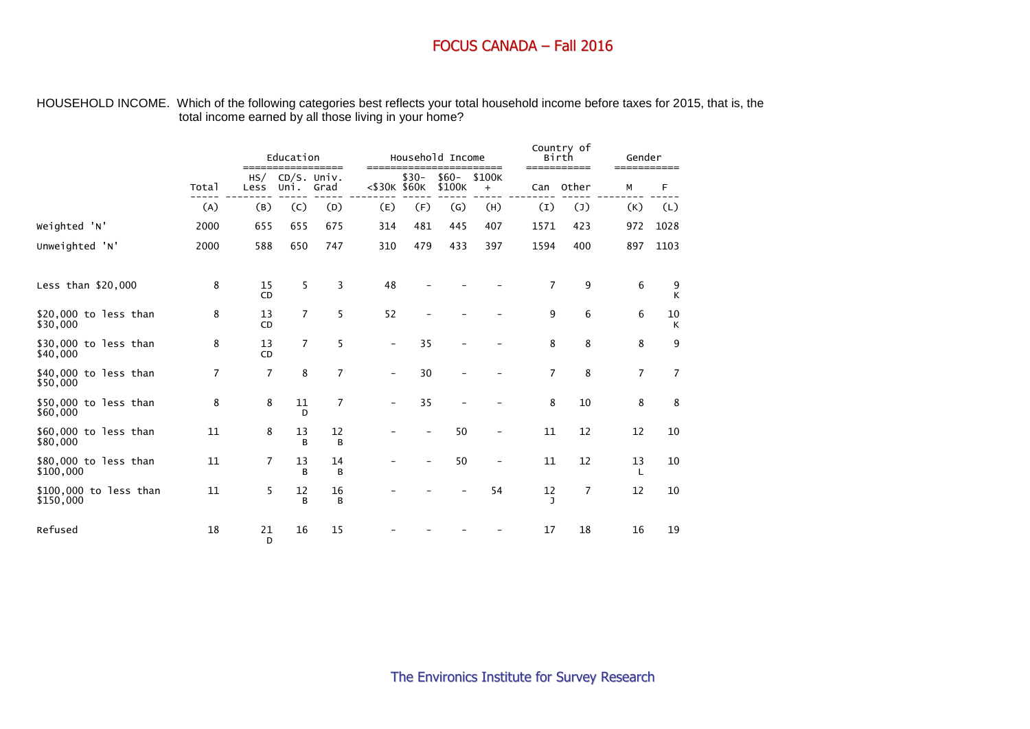# FOCUS CANADA – Fall 2016

HOUSEHOLD INCOME. Which of the following categories best reflects your total household income before taxes for 2015, that is, the total income earned by all those living in your home?

| | | Education | | | Household Income | | | | Country of Birth | | Gender | |
|---|---|---|---|---|---|---|---|---|---|---|---|---|
| | Total | HS/ Less | CD/S. Uni. | Univ. Grad | <$30K | $30- $60K | $60- $100K | $100K + | Can | Other | M | F |
| | (A) | (B) | (C) | (D) | (E) | (F) | (G) | (H) | (I) | (J) | (K) | (L) |
| Weighted 'N' | 2000 | 655 | 655 | 675 | 314 | 481 | 445 | 407 | 1571 | 423 | 972 | 1028 |
| Unweighted 'N' | 2000 | 588 | 650 | 747 | 310 | 479 | 433 | 397 | 1594 | 400 | 897 | 1103 |
| Less than $20,000 | 8 | 15 CD | 5 | 3 | 48 | - | - | - | 7 | 9 | 6 | 9 K |
| $20,000 to less than $30,000 | 8 | 13 CD | 7 | 5 | 52 | - | - | - | 9 | 6 | 6 | 10 K |
| $30,000 to less than $40,000 | 8 | 13 CD | 7 | 5 | - | 35 | - | - | 8 | 8 | 8 | 9 |
| $40,000 to less than $50,000 | 7 | 7 | 8 | 7 | - | 30 | - | - | 7 | 8 | 7 | 7 |
| $50,000 to less than $60,000 | 8 | 8 | 11 D | 7 | - | 35 | - | - | 8 | 10 | 8 | 8 |
| $60,000 to less than $80,000 | 11 | 8 | 13 B | 12 B | - | - | 50 | - | 11 | 12 | 12 | 10 |
| $80,000 to less than $100,000 | 11 | 7 | 13 B | 14 B | - | - | 50 | - | 11 | 12 | 13 L | 10 |
| $100,000 to less than $150,000 | 11 | 5 | 12 B | 16 B | - | - | - | 54 | 12 J | 7 | 12 | 10 |
| Refused | 18 | 21 D | 16 | 15 | - | - | - | - | 17 | 18 | 16 | 19 |

The Environics Institute for Survey Research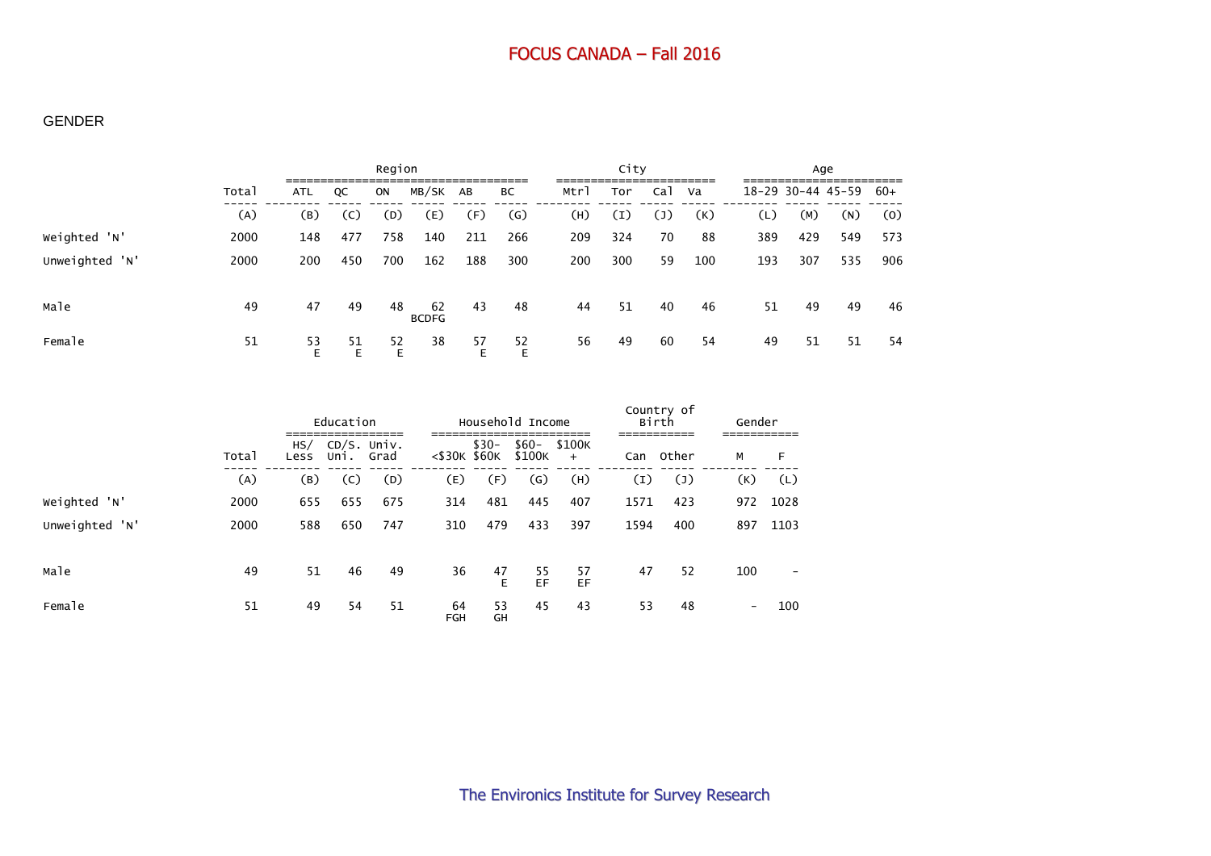## GENDER

| | Total | Region | | | | | | City | | | | Age | | | |
|---|---|---|---|---|---|---|---|---|---|---|---|---|---|---|---|
| | | ATL | QC | ON | MB/SK | AB | BC | Mtrl | Tor | Cal | Va | 18-29 | 30-44 | 45-59 | 60+ |
| | (A) | (B) | (C) | (D) | (E) | (F) | (G) | (H) | (I) | (J) | (K) | (L) | (M) | (N) | (O) |
| Weighted 'N' | 2000 | 148 | 477 | 758 | 140 | 211 | 266 | 209 | 324 | 70 | 88 | 389 | 429 | 549 | 573 |
| Unweighted 'N' | 2000 | 200 | 450 | 700 | 162 | 188 | 300 | 200 | 300 | 59 | 100 | 193 | 307 | 535 | 906 |
| Male | 49 | 47 | 49 | 48 | 62 BCDFG | 43 | 48 | 44 | 51 | 40 | 46 | 51 | 49 | 49 | 46 |
| Female | 51 | 53 E | 51 E | 52 E | 38 | 57 E | 52 E | 56 | 49 | 60 | 54 | 49 | 51 | 51 | 54 |

| | Total | Education | | | Household Income | | | | Country of Birth | | Gender | |
|---|---|---|---|---|---|---|---|---|---|---|---|---|
| | | HS/ Less | CD/S. Uni. | Univ. Grad | <$30K | $30- $60K | $60- $100K | $100K + | Can | Other | M | F |
| | (A) | (B) | (C) | (D) | (E) | (F) | (G) | (H) | (I) | (J) | (K) | (L) |
| Weighted 'N' | 2000 | 655 | 655 | 675 | 314 | 481 | 445 | 407 | 1571 | 423 | 972 | 1028 |
| Unweighted 'N' | 2000 | 588 | 650 | 747 | 310 | 479 | 433 | 397 | 1594 | 400 | 897 | 1103 |
| Male | 49 | 51 | 46 | 49 | 36 | 47 E | 55 EF | 57 EF | 47 | 52 | 100 | - |
| Female | 51 | 49 | 54 | 51 | 64 FGH | 53 GH | 45 | 43 | 53 | 48 | - | 100 |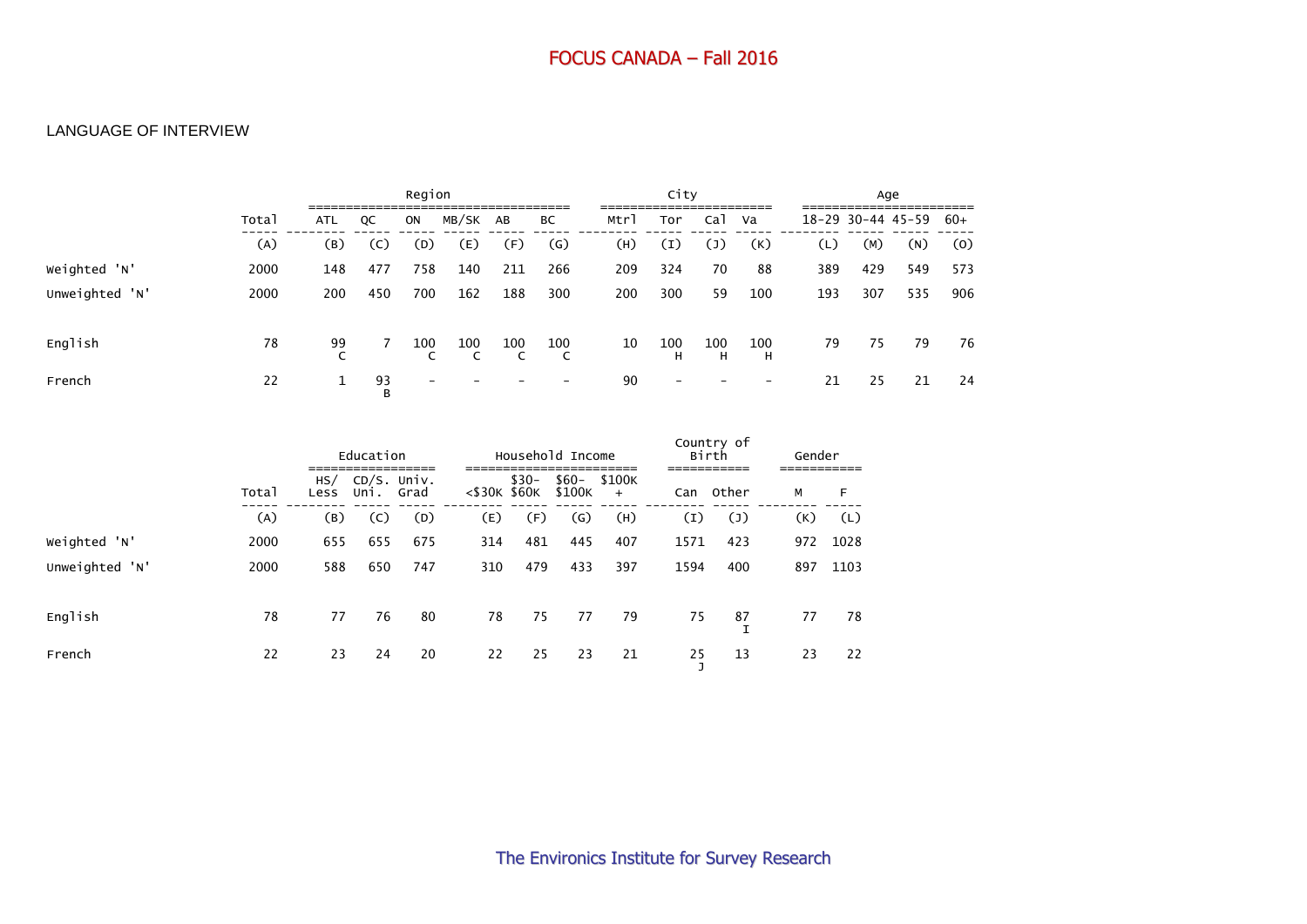## LANGUAGE OF INTERVIEW

| | Total | Region | | | | | | City | | | | Age | | | |
|---|---|---|---|---|---|---|---|---|---|---|---|---|---|---|---|
| | Total | ATL | QC | ON | MB/SK | AB | BC | Mtrl | Tor | Cal | Va | 18-29 | 30-44 | 45-59 | 60+ |
| | (A) | (B) | (C) | (D) | (E) | (F) | (G) | (H) | (I) | (J) | (K) | (L) | (M) | (N) | (O) |
| Weighted 'N' | 2000 | 148 | 477 | 758 | 140 | 211 | 266 | 209 | 324 | 70 | 88 | 389 | 429 | 549 | 573 |
| Unweighted 'N' | 2000 | 200 | 450 | 700 | 162 | 188 | 300 | 200 | 300 | 59 | 100 | 193 | 307 | 535 | 906 |
| English | 78 | 99 C | 7 | 100 C | 100 C | 100 C | 100 C | 10 | 100 H | 100 H | 100 H | 79 | 75 | 79 | 76 |
| French | 22 | 1 | 93 B | - | - | - | - | 90 | - | - | - | 21 | 25 | 21 | 24 |

| | Total | Education | | | Household Income | | | | Country of Birth | | Gender | |
|---|---|---|---|---|---|---|---|---|---|---|---|---|
| | Total | HS/ Less | CD/S. Uni. | Univ. Grad | <$30K | $30- $60K | $60- $100K | $100K + | Can | Other | M | F |
| | (A) | (B) | (C) | (D) | (E) | (F) | (G) | (H) | (I) | (J) | (K) | (L) |
| Weighted 'N' | 2000 | 655 | 655 | 675 | 314 | 481 | 445 | 407 | 1571 | 423 | 972 | 1028 |
| Unweighted 'N' | 2000 | 588 | 650 | 747 | 310 | 479 | 433 | 397 | 1594 | 400 | 897 | 1103 |
| English | 78 | 77 | 76 | 80 | 78 | 75 | 77 | 79 | 75 | 87 I | 77 | 78 |
| French | 22 | 23 | 24 | 20 | 22 | 25 | 23 | 21 | 25 J | 13 | 23 | 22 |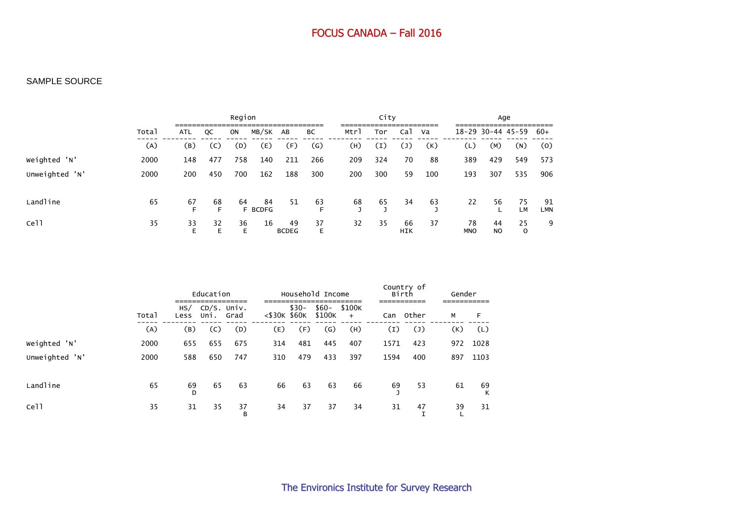## SAMPLE SOURCE

| | Total | Region | | | | | | City | | | | Age | | | |
|---|---|---|---|---|---|---|---|---|---|---|---|---|---|---|---|
| | | ATL | QC | ON | MB/SK | AB | BC | Mtrl | Tor | Cal | Va | 18-29 | 30-44 | 45-59 | 60+ |
| | (A) | (B) | (C) | (D) | (E) | (F) | (G) | (H) | (I) | (J) | (K) | (L) | (M) | (N) | (O) |
| Weighted 'N' | 2000 | 148 | 477 | 758 | 140 | 211 | 266 | 209 | 324 | 70 | 88 | 389 | 429 | 549 | 573 |
| Unweighted 'N' | 2000 | 200 | 450 | 700 | 162 | 188 | 300 | 200 | 300 | 59 | 100 | 193 | 307 | 535 | 906 |
| Landline | 65 | 67 F | 68 F | 64 F | 84 BCDFG | 51 | 63 F | 68 J | 65 J | 34 | 63 J | 22 | 56 L | 75 LM | 91 LMN |
| Cell | 35 | 33 E | 32 E | 36 E | 16 | 49 BCDEG | 37 E | 32 | 35 | 66 HIK | 37 | 78 MNO | 44 NO | 25 O | 9 |

| | Total | Education | | | Household Income | | | | Country of Birth | | Gender | |
|---|---|---|---|---|---|---|---|---|---|---|---|---|
| | | HS/ Less | CD/S. Uni. | Univ. Grad | <$30K | $30- $60K | $60- $100K | $100K + | Can | Other | M | F |
| | (A) | (B) | (C) | (D) | (E) | (F) | (G) | (H) | (I) | (J) | (K) | (L) |
| Weighted 'N' | 2000 | 655 | 655 | 675 | 314 | 481 | 445 | 407 | 1571 | 423 | 972 | 1028 |
| Unweighted 'N' | 2000 | 588 | 650 | 747 | 310 | 479 | 433 | 397 | 1594 | 400 | 897 | 1103 |
| Landline | 65 | 69 D | 65 | 63 | 66 | 63 | 63 | 66 | 69 J | 53 | 61 | 69 K |
| Cell | 35 | 31 | 35 | 37 B | 34 | 37 | 37 | 34 | 31 | 47 I | 39 L | 31 |